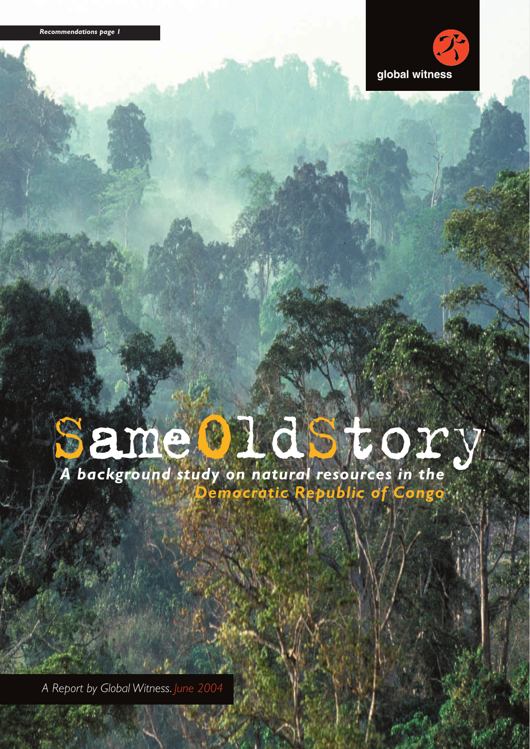*Recommendations page 1*

global witness

# Same Old Story

## *A background study on natural resources in the Democratic Republic of Congo*

*A Report by Global Witness. June 2004*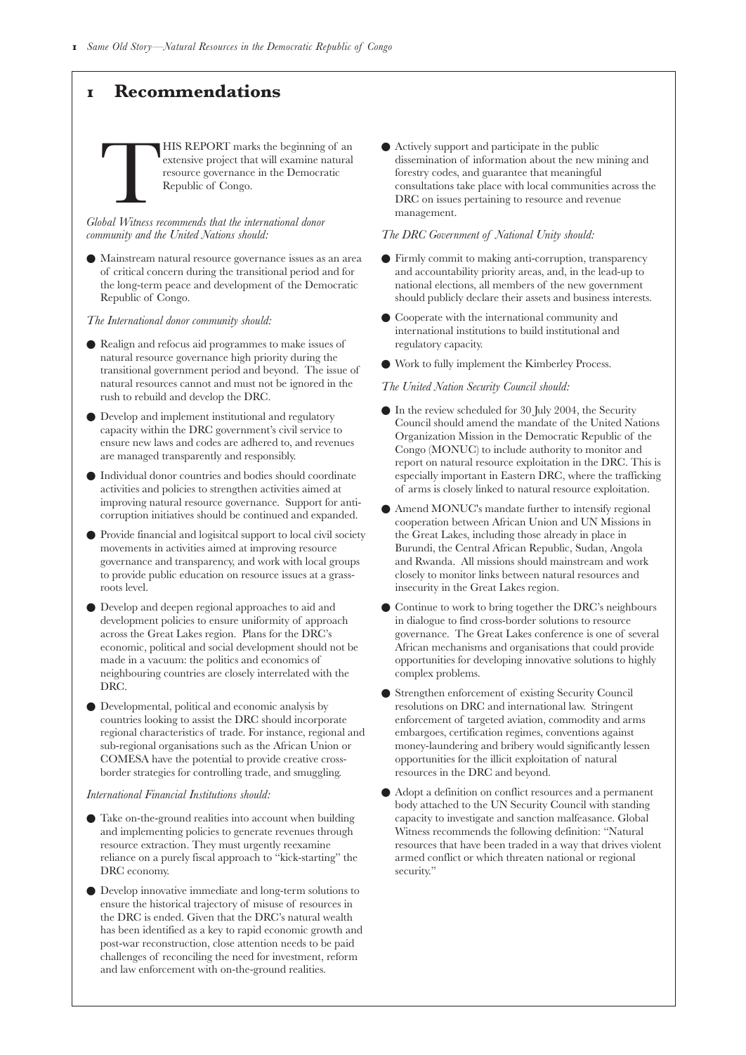# 1 Recommendations

THIS REPORT marks the beginning of an extensive project that will examine natural resource governance in the Democratic Republic of Congo.

*Global Witness recommends that the international donor community and the United Nations should:*

- Mainstream natural resource governance issues as an area of critical concern during the transitional period and for the long-term peace and development of the Democratic Republic of Congo.

*The International donor community should:*

- Realign and refocus aid programmes to make issues of natural resource governance high priority during the transitional government period and beyond. The issue of natural resources cannot and must not be ignored in the rush to rebuild and develop the DRC.
- Develop and implement institutional and regulatory capacity within the DRC government's civil service to ensure new laws and codes are adhered to, and revenues are managed transparently and responsibly.
- Individual donor countries and bodies should coordinate activities and policies to strengthen activities aimed at improving natural resource governance. Support for anti-corruption initiatives should be continued and expanded.
- Provide financial and logisitcal support to local civil society movements in activities aimed at improving resource governance and transparency, and work with local groups to provide public education on resource issues at a grass-roots level.
- Develop and deepen regional approaches to aid and development policies to ensure uniformity of approach across the Great Lakes region. Plans for the DRC's economic, political and social development should not be made in a vacuum: the politics and economics of neighbouring countries are closely interrelated with the DRC.
- Developmental, political and economic analysis by countries looking to assist the DRC should incorporate regional characteristics of trade. For instance, regional and sub-regional organisations such as the African Union or COMESA have the potential to provide creative cross-border strategies for controlling trade, and smuggling.

*International Financial Institutions should:*

- Take on-the-ground realities into account when building and implementing policies to generate revenues through resource extraction. They must urgently reexamine reliance on a purely fiscal approach to "kick-starting" the DRC economy.
- Develop innovative immediate and long-term solutions to ensure the historical trajectory of misuse of resources in the DRC is ended. Given that the DRC's natural wealth has been identified as a key to rapid economic growth and post-war reconstruction, close attention needs to be paid challenges of reconciling the need for investment, reform and law enforcement with on-the-ground realities.
- Actively support and participate in the public dissemination of information about the new mining and forestry codes, and guarantee that meaningful consultations take place with local communities across the DRC on issues pertaining to resource and revenue management.

*The DRC Government of National Unity should:*

- Firmly commit to making anti-corruption, transparency and accountability priority areas, and, in the lead-up to national elections, all members of the new government should publicly declare their assets and business interests.
- Cooperate with the international community and international institutions to build institutional and regulatory capacity.
- Work to fully implement the Kimberley Process.

*The United Nation Security Council should:*

- In the review scheduled for 30 July 2004, the Security Council should amend the mandate of the United Nations Organization Mission in the Democratic Republic of the Congo (MONUC) to include authority to monitor and report on natural resource exploitation in the DRC. This is especially important in Eastern DRC, where the trafficking of arms is closely linked to natural resource exploitation.
- Amend MONUC's mandate further to intensify regional cooperation between African Union and UN Missions in the Great Lakes, including those already in place in Burundi, the Central African Republic, Sudan, Angola and Rwanda. All missions should mainstream and work closely to monitor links between natural resources and insecurity in the Great Lakes region.
- Continue to work to bring together the DRC's neighbours in dialogue to find cross-border solutions to resource governance. The Great Lakes conference is one of several African mechanisms and organisations that could provide opportunities for developing innovative solutions to highly complex problems.
- Strengthen enforcement of existing Security Council resolutions on DRC and international law. Stringent enforcement of targeted aviation, commodity and arms embargoes, certification regimes, conventions against money-laundering and bribery would significantly lessen opportunities for the illicit exploitation of natural resources in the DRC and beyond.
- Adopt a definition on conflict resources and a permanent body attached to the UN Security Council with standing capacity to investigate and sanction malfeasance. Global Witness recommends the following definition: "Natural resources that have been traded in a way that drives violent armed conflict or which threaten national or regional security."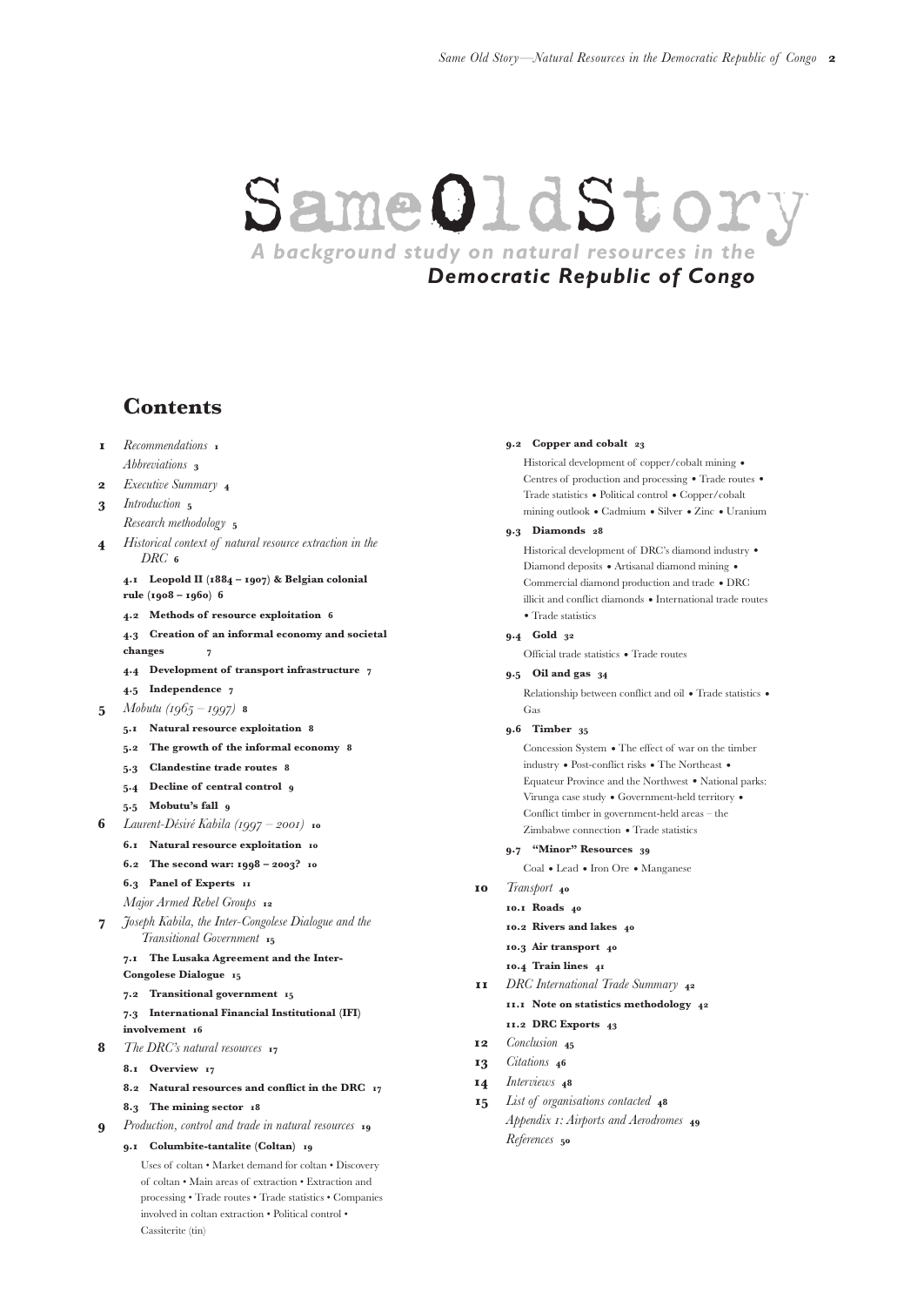# SameOldStory

*A background study on natural resources in the Democratic Republic of Congo*

## Contents

1 *Recommendations* 1
*Abbreviations* 3
2 *Executive Summary* 4
3 *Introduction* 5
*Research methodology* 5
4 *Historical context of natural resource extraction in the DRC* 6
**4.1 Leopold II (1884 – 1907) & Belgian colonial rule (1908 – 1960) 6**
**4.2 Methods of resource exploitation 6**
**4.3 Creation of an informal economy and societal changes 7**
**4.4 Development of transport infrastructure 7**
**4.5 Independence 7**
5 *Mobutu (1965 – 1997)* 8
**5.1 Natural resource exploitation 8**
**5.2 The growth of the informal economy 8**
**5.3 Clandestine trade routes 8**
**5.4 Decline of central control 9**
**5.5 Mobutu's fall 9**
6 *Laurent-Désiré Kabila (1997 – 2001)* 10
**6.1 Natural resource exploitation 10**
**6.2 The second war: 1998 – 2003? 10**
**6.3 Panel of Experts 11**
*Major Armed Rebel Groups* 12
7 *Joseph Kabila, the Inter-Congolese Dialogue and the Transitional Government* 15
**7.1 The Lusaka Agreement and the Inter-Congolese Dialogue 15**
**7.2 Transitional government 15**
**7.3 International Financial Institutional (IFI) involvement 16**
8 *The DRC's natural resources* 17
**8.1 Overview 17**
**8.2 Natural resources and conflict in the DRC 17**
**8.3 The mining sector 18**
9 *Production, control and trade in natural resources* 19
**9.1 Columbite-tantalite (Coltan) 19**
Uses of coltan • Market demand for coltan • Discovery of coltan • Main areas of extraction • Extraction and processing • Trade routes • Trade statistics • Companies involved in coltan extraction • Political control • Cassiterite (tin)
**9.2 Copper and cobalt 23**
Historical development of copper/cobalt mining • Centres of production and processing • Trade routes • Trade statistics • Political control • Copper/cobalt mining outlook • Cadmium • Silver • Zinc • Uranium
**9.3 Diamonds 28**
Historical development of DRC's diamond industry • Diamond deposits • Artisanal diamond mining • Commercial diamond production and trade • DRC illicit and conflict diamonds • International trade routes • Trade statistics
**9.4 Gold 32**
Official trade statistics • Trade routes
**9.5 Oil and gas 34**
Relationship between conflict and oil • Trade statistics • Gas
**9.6 Timber 35**
Concession System • The effect of war on the timber industry • Post-conflict risks • The Northeast • Equateur Province and the Northwest • National parks: Virunga case study • Government-held territory • Conflict timber in government-held areas – the Zimbabwe connection • Trade statistics
**9.7 "Minor" Resources 39**
Coal • Lead • Iron Ore • Manganese
10 *Transport* 40
**10.1 Roads 40**
**10.2 Rivers and lakes 40**
**10.3 Air transport 40**
**10.4 Train lines 41**
11 *DRC International Trade Summary* 42
**11.1 Note on statistics methodology 42**
**11.2 DRC Exports 43**
12 *Conclusion* 45
13 *Citations* 46
14 *Interviews* 48
15 *List of organisations contacted* 48
*Appendix 1: Airports and Aerodromes* 49
*References* 50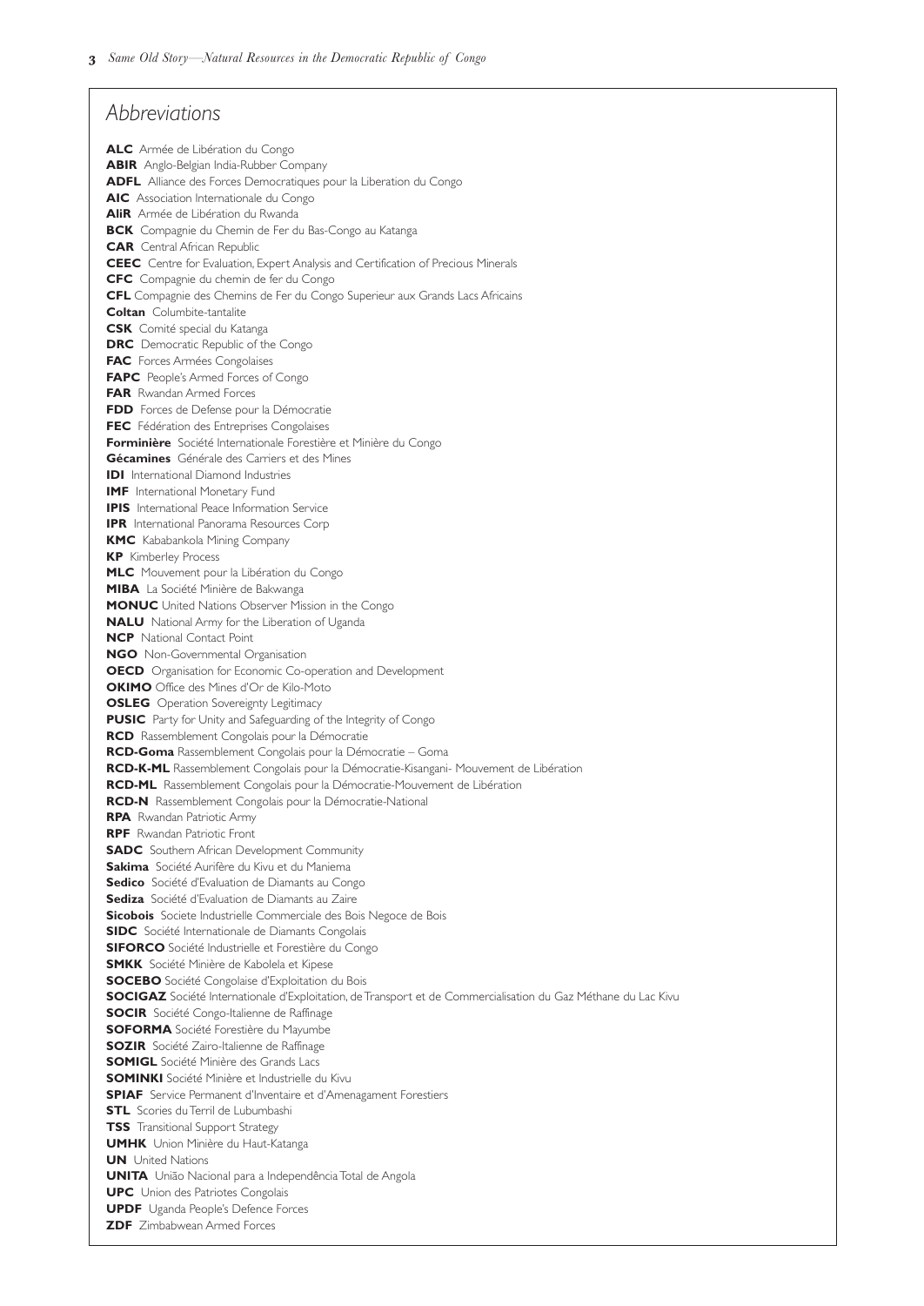## Abbreviations

**ALC** Armée de Libération du Congo
**ABIR** Anglo-Belgian India-Rubber Company
**ADFL** Alliance des Forces Democratiques pour la Liberation du Congo
**AIC** Association Internationale du Congo
**AliR** Armée de Libération du Rwanda
**BCK** Compagnie du Chemin de Fer du Bas-Congo au Katanga
**CAR** Central African Republic
**CEEC** Centre for Evaluation, Expert Analysis and Certification of Precious Minerals
**CFC** Compagnie du chemin de fer du Congo
**CFL** Compagnie des Chemins de Fer du Congo Superieur aux Grands Lacs Africains
**Coltan** Columbite-tantalite
**CSK** Comité special du Katanga
**DRC** Democratic Republic of the Congo
**FAC** Forces Armées Congolaises
**FAPC** People's Armed Forces of Congo
**FAR** Rwandan Armed Forces
**FDD** Forces de Defense pour la Démocratie
**FEC** Fédération des Entreprises Congolaises
**Forminière** Société Internationale Forestière et Minière du Congo
**Gécamines** Générale des Carriers et des Mines
**IDI** International Diamond Industries
**IMF** International Monetary Fund
**IPIS** International Peace Information Service
**IPR** International Panorama Resources Corp
**KMC** Kababankola Mining Company
**KP** Kimberley Process
**MLC** Mouvement pour la Libération du Congo
**MIBA** La Société Minière de Bakwanga
**MONUC** United Nations Observer Mission in the Congo
**NALU** National Army for the Liberation of Uganda
**NCP** National Contact Point
**NGO** Non-Governmental Organisation
**OECD** Organisation for Economic Co-operation and Development
**OKIMO** Office des Mines d'Or de Kilo-Moto
**OSLEG** Operation Sovereignty Legitimacy
**PUSIC** Party for Unity and Safeguarding of the Integrity of Congo
**RCD** Rassemblement Congolais pour la Démocratie
**RCD-Goma** Rassemblement Congolais pour la Démocratie – Goma
**RCD-K-ML** Rassemblement Congolais pour la Démocratie-Kisangani- Mouvement de Libération
**RCD-ML** Rassemblement Congolais pour la Démocratie-Mouvement de Libération
**RCD-N** Rassemblement Congolais pour la Démocratie-National
**RPA** Rwandan Patriotic Army
**RPF** Rwandan Patriotic Front
**SADC** Southern African Development Community
**Sakima** Société Aurifère du Kivu et du Maniema
**Sedico** Société d'Evaluation de Diamants au Congo
**Sediza** Société d'Evaluation de Diamants au Zaire
**Sicobois** Societe Industrielle Commerciale des Bois Negoce de Bois
**SIDC** Société Internationale de Diamants Congolais
**SIFORCO** Société Industrielle et Forestière du Congo
**SMKK** Société Minière de Kabolela et Kipese
**SOCEBO** Société Congolaise d'Exploitation du Bois
**SOCIGAZ** Société Internationale d'Exploitation, de Transport et de Commercialisation du Gaz Méthane du Lac Kivu
**SOCIR** Société Congo-Italienne de Raffinage
**SOFORMA** Société Forestière du Mayumbe
**SOZIR** Société Zairo-Italienne de Raffinage
**SOMIGL** Société Minière des Grands Lacs
**SOMINKI** Société Minière et Industrielle du Kivu
**SPIAF** Service Permanent d'Inventaire et d'Amenagament Forestiers
**STL** Scories du Terril de Lubumbashi
**TSS** Transitional Support Strategy
**UMHK** Union Minière du Haut-Katanga
**UN** United Nations
**UNITA** União Nacional para a Independência Total de Angola
**UPC** Union des Patriotes Congolais
**UPDF** Uganda People's Defence Forces
**ZDF** Zimbabwean Armed Forces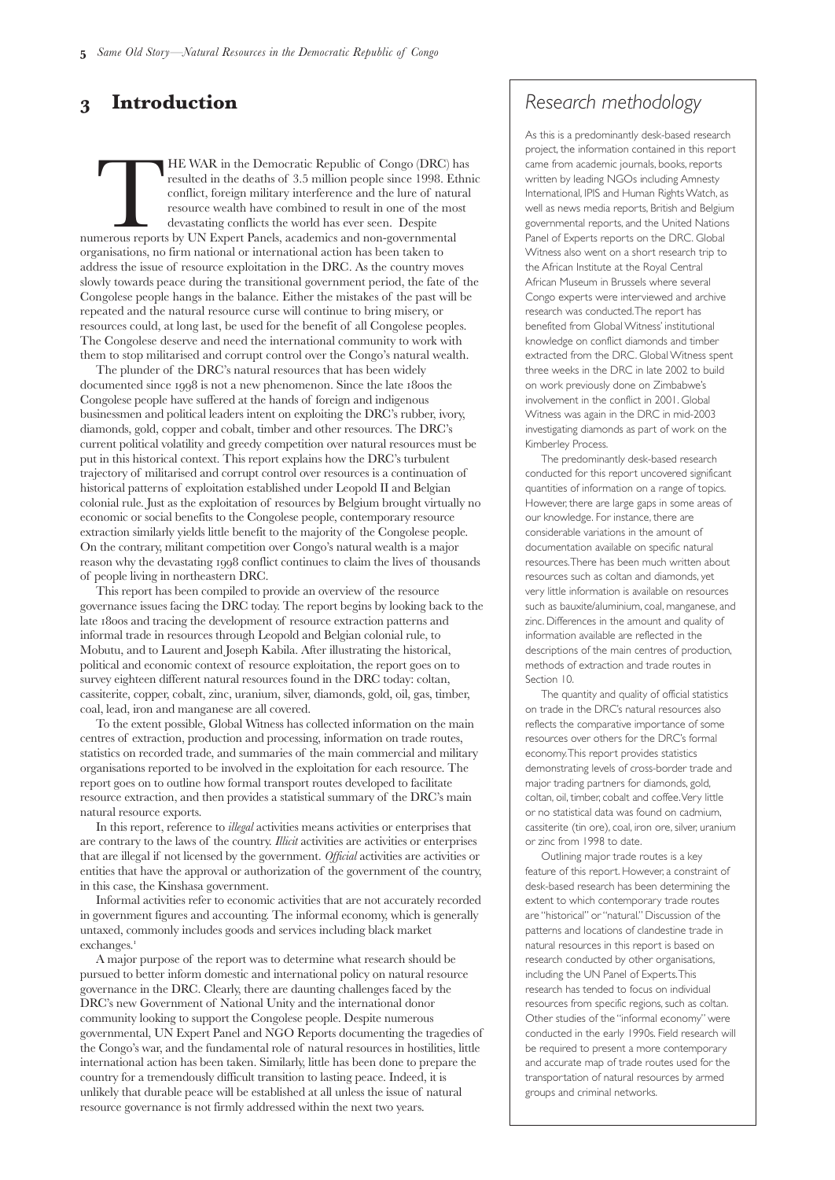# 3 Introduction

THE WAR in the Democratic Republic of Congo (DRC) has resulted in the deaths of 3.5 million people since 1998. Ethnic conflict, foreign military interference and the lure of natural resource wealth have combined to result in one of the most devastating conflicts the world has ever seen. Despite numerous reports by UN Expert Panels, academics and non-governmental organisations, no firm national or international action has been taken to address the issue of resource exploitation in the DRC. As the country moves slowly towards peace during the transitional government period, the fate of the Congolese people hangs in the balance. Either the mistakes of the past will be repeated and the natural resource curse will continue to bring misery, or resources could, at long last, be used for the benefit of all Congolese peoples. The Congolese deserve and need the international community to work with them to stop militarised and corrupt control over the Congo's natural wealth.

The plunder of the DRC's natural resources that has been widely documented since 1998 is not a new phenomenon. Since the late 1800s the Congolese people have suffered at the hands of foreign and indigenous businessmen and political leaders intent on exploiting the DRC's rubber, ivory, diamonds, gold, copper and cobalt, timber and other resources. The DRC's current political volatility and greedy competition over natural resources must be put in this historical context. This report explains how the DRC's turbulent trajectory of militarised and corrupt control over resources is a continuation of historical patterns of exploitation established under Leopold II and Belgian colonial rule. Just as the exploitation of resources by Belgium brought virtually no economic or social benefits to the Congolese people, contemporary resource extraction similarly yields little benefit to the majority of the Congolese people. On the contrary, militant competition over Congo's natural wealth is a major reason why the devastating 1998 conflict continues to claim the lives of thousands of people living in northeastern DRC.

This report has been compiled to provide an overview of the resource governance issues facing the DRC today. The report begins by looking back to the late 1800s and tracing the development of resource extraction patterns and informal trade in resources through Leopold and Belgian colonial rule, to Mobutu, and to Laurent and Joseph Kabila. After illustrating the historical, political and economic context of resource exploitation, the report goes on to survey eighteen different natural resources found in the DRC today: coltan, cassiterite, copper, cobalt, zinc, uranium, silver, diamonds, gold, oil, gas, timber, coal, lead, iron and manganese are all covered.

To the extent possible, Global Witness has collected information on the main centres of extraction, production and processing, information on trade routes, statistics on recorded trade, and summaries of the main commercial and military organisations reported to be involved in the exploitation for each resource. The report goes on to outline how formal transport routes developed to facilitate resource extraction, and then provides a statistical summary of the DRC's main natural resource exports.

In this report, reference to *illegal* activities means activities or enterprises that are contrary to the laws of the country. *Illicit* activities are activities or enterprises that are illegal if not licensed by the government. *Official* activities are activities or entities that have the approval or authorization of the government of the country, in this case, the Kinshasa government.

Informal activities refer to economic activities that are not accurately recorded in government figures and accounting. The informal economy, which is generally untaxed, commonly includes goods and services including black market exchanges.[1]

A major purpose of the report was to determine what research should be pursued to better inform domestic and international policy on natural resource governance in the DRC. Clearly, there are daunting challenges faced by the DRC's new Government of National Unity and the international donor community looking to support the Congolese people. Despite numerous governmental, UN Expert Panel and NGO Reports documenting the tragedies of the Congo's war, and the fundamental role of natural resources in hostilities, little international action has been taken. Similarly, little has been done to prepare the country for a tremendously difficult transition to lasting peace. Indeed, it is unlikely that durable peace will be established at all unless the issue of natural resource governance is not firmly addressed within the next two years.

## Research methodology

As this is a predominantly desk-based research project, the information contained in this report came from academic journals, books, reports written by leading NGOs including Amnesty International, IPIS and Human Rights Watch, as well as news media reports, British and Belgium governmental reports, and the United Nations Panel of Experts reports on the DRC. Global Witness also went on a short research trip to the African Institute at the Royal Central African Museum in Brussels where several Congo experts were interviewed and archive research was conducted. The report has benefited from Global Witness' institutional knowledge on conflict diamonds and timber extracted from the DRC. Global Witness spent three weeks in the DRC in late 2002 to build on work previously done on Zimbabwe's involvement in the conflict in 2001. Global Witness was again in the DRC in mid-2003 investigating diamonds as part of work on the Kimberley Process.

The predominantly desk-based research conducted for this report uncovered significant quantities of information on a range of topics. However, there are large gaps in some areas of our knowledge. For instance, there are considerable variations in the amount of documentation available on specific natural resources. There has been much written about resources such as coltan and diamonds, yet very little information is available on resources such as bauxite/aluminium, coal, manganese, and zinc. Differences in the amount and quality of information available are reflected in the descriptions of the main centres of production, methods of extraction and trade routes in Section 10.

The quantity and quality of official statistics on trade in the DRC's natural resources also reflects the comparative importance of some resources over others for the DRC's formal economy. This report provides statistics demonstrating levels of cross-border trade and major trading partners for diamonds, gold, coltan, oil, timber, cobalt and coffee. Very little or no statistical data was found on cadmium, cassiterite (tin ore), coal, iron ore, silver, uranium or zinc from 1998 to date.

Outlining major trade routes is a key feature of this report. However, a constraint of desk-based research has been determining the extent to which contemporary trade routes are "historical" or "natural." Discussion of the patterns and locations of clandestine trade in natural resources in this report is based on research conducted by other organisations, including the UN Panel of Experts. This research has tended to focus on individual resources from specific regions, such as coltan. Other studies of the "informal economy" were conducted in the early 1990s. Field research will be required to present a more contemporary and accurate map of trade routes used for the transportation of natural resources by armed groups and criminal networks.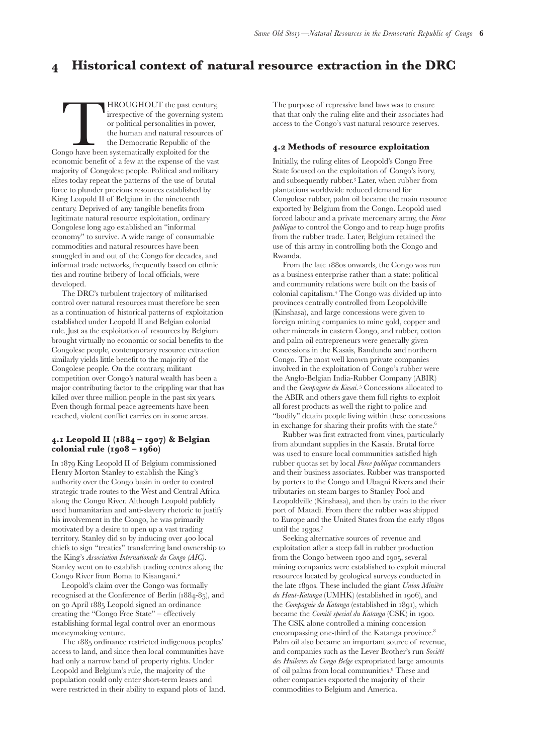# 4 Historical context of natural resource extraction in the DRC

THROUGHOUT the past century, irrespective of the governing system or political personalities in power, the human and natural resources of the Democratic Republic of the Congo have been systematically exploited for the economic benefit of a few at the expense of the vast majority of Congolese people. Political and military elites today repeat the patterns of the use of brutal force to plunder precious resources established by King Leopold II of Belgium in the nineteenth century. Deprived of any tangible benefits from legitimate natural resource exploitation, ordinary Congolese long ago established an "informal economy" to survive. A wide range of consumable commodities and natural resources have been smuggled in and out of the Congo for decades, and informal trade networks, frequently based on ethnic ties and routine bribery of local officials, were developed.

The DRC's turbulent trajectory of militarised control over natural resources must therefore be seen as a continuation of historical patterns of exploitation established under Leopold II and Belgian colonial rule. Just as the exploitation of resources by Belgium brought virtually no economic or social benefits to the Congolese people, contemporary resource extraction similarly yields little benefit to the majority of the Congolese people. On the contrary, militant competition over Congo's natural wealth has been a major contributing factor to the crippling war that has killed over three million people in the past six years. Even though formal peace agreements have been reached, violent conflict carries on in some areas.

## 4.1 Leopold II (1884 – 1907) & Belgian colonial rule (1908 – 1960)

In 1879 King Leopold II of Belgium commissioned Henry Morton Stanley to establish the King's authority over the Congo basin in order to control strategic trade routes to the West and Central Africa along the Congo River. Although Leopold publicly used humanitarian and anti-slavery rhetoric to justify his involvement in the Congo, he was primarily motivated by a desire to open up a vast trading territory. Stanley did so by inducing over 400 local chiefs to sign "treaties" transferring land ownership to the King's *Association Internationale du Congo (AIC)*. Stanley went on to establish trading centres along the Congo River from Boma to Kisangani.[2]

Leopold's claim over the Congo was formally recognised at the Conference of Berlin (1884-85), and on 30 April 1885 Leopold signed an ordinance creating the "Congo Free State" – effectively establishing formal legal control over an enormous moneymaking venture.

The 1885 ordinance restricted indigenous peoples' access to land, and since then local communities have had only a narrow band of property rights. Under Leopold and Belgium's rule, the majority of the population could only enter short-term leases and were restricted in their ability to expand plots of land. The purpose of repressive land laws was to ensure that only the ruling elite and their associates had access to the Congo's vast natural resource reserves.

## 4.2 Methods of resource exploitation

Initially, the ruling elites of Leopold's Congo Free State focused on the exploitation of Congo's ivory, and subsequently rubber.[3] Later, when rubber from plantations worldwide reduced demand for Congolese rubber, palm oil became the main resource exported by Belgium from the Congo. Leopold used forced labour and a private mercenary army, the *Force publique* to control the Congo and to reap huge profits from the rubber trade. Later, Belgium retained the use of this army in controlling both the Congo and Rwanda.

From the late 1880s onwards, the Congo was run as a business enterprise rather than a state: political and community relations were built on the basis of colonial capitalism.[4] The Congo was divided up into provinces centrally controlled from Leopoldville (Kinshasa), and large concessions were given to foreign mining companies to mine gold, copper and other minerals in eastern Congo, and rubber, cotton and palm oil entrepreneurs were generally given concessions in the Kasais, Bandundu and northern Congo. The most well known private companies involved in the exploitation of Congo's rubber were the Anglo-Belgian India-Rubber Company (ABIR) and the *Compagnie du Kasai*.[5] Concessions allocated to the ABIR and others gave them full rights to exploit all forest products as well the right to police and "bodily" detain people living within these concessions in exchange for sharing their profits with the state.[6]

Rubber was first extracted from vines, particularly from abundant supplies in the Kasais. Brutal force was used to ensure local communities satisfied high rubber quotas set by local *Force publique* commanders and their business associates. Rubber was transported by porters to the Congo and Ubagni Rivers and their tributaries on steam barges to Stanley Pool and Leopoldville (Kinshasa), and then by train to the river port of Matadi. From there the rubber was shipped to Europe and the United States from the early 1890s until the 1930s.[7]

Seeking alternative sources of revenue and exploitation after a steep fall in rubber production from the Congo between 1900 and 1905, several mining companies were established to exploit mineral resources located by geological surveys conducted in the late 1890s. These included the giant *Union Minière du Haut-Katanga* (UMHK) (established in 1906), and the *Compagnie du Katanga* (established in 1891), which became the *Comité special du Katanga* (CSK) in 1900. The CSK alone controlled a mining concession encompassing one-third of the Katanga province.[8] Palm oil also became an important source of revenue, and companies such as the Lever Brother's run *Société des Huileries du Congo Belge* expropriated large amounts of oil palms from local communities.[9] These and other companies exported the majority of their commodities to Belgium and America.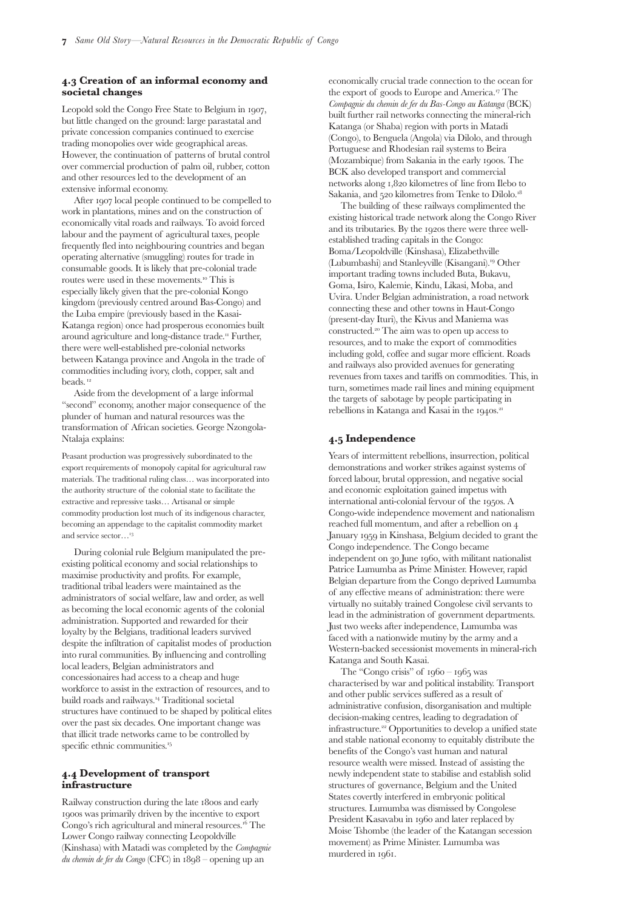### 4.3 Creation of an informal economy and societal changes

Leopold sold the Congo Free State to Belgium in 1907, but little changed on the ground: large parastatal and private concession companies continued to exercise trading monopolies over wide geographical areas. However, the continuation of patterns of brutal control over commercial production of palm oil, rubber, cotton and other resources led to the development of an extensive informal economy.

After 1907 local people continued to be compelled to work in plantations, mines and on the construction of economically vital roads and railways. To avoid forced labour and the payment of agricultural taxes, people frequently fled into neighbouring countries and began operating alternative (smuggling) routes for trade in consumable goods. It is likely that pre-colonial trade routes were used in these movements.[10] This is especially likely given that the pre-colonial Kongo kingdom (previously centred around Bas-Congo) and the Luba empire (previously based in the Kasai-Katanga region) once had prosperous economies built around agriculture and long-distance trade.[11] Further, there were well-established pre-colonial networks between Katanga province and Angola in the trade of commodities including ivory, cloth, copper, salt and beads.[12]

Aside from the development of a large informal "second" economy, another major consequence of the plunder of human and natural resources was the transformation of African societies. George Nzongola-Ntalaja explains:

> Peasant production was progressively subordinated to the export requirements of monopoly capital for agricultural raw materials. The traditional ruling class… was incorporated into the authority structure of the colonial state to facilitate the extractive and repressive tasks… Artisanal or simple commodity production lost much of its indigenous character, becoming an appendage to the capitalist commodity market and service sector…[13]

During colonial rule Belgium manipulated the pre-existing political economy and social relationships to maximise productivity and profits. For example, traditional tribal leaders were maintained as the administrators of social welfare, law and order, as well as becoming the local economic agents of the colonial administration. Supported and rewarded for their loyalty by the Belgians, traditional leaders survived despite the infiltration of capitalist modes of production into rural communities. By influencing and controlling local leaders, Belgian administrators and concessionaires had access to a cheap and huge workforce to assist in the extraction of resources, and to build roads and railways.[14] Traditional societal structures have continued to be shaped by political elites over the past six decades. One important change was that illicit trade networks came to be controlled by specific ethnic communities.[15]

### 4.4 Development of transport infrastructure

Railway construction during the late 1800s and early 1900s was primarily driven by the incentive to export Congo's rich agricultural and mineral resources.[16] The Lower Congo railway connecting Leopoldville (Kinshasa) with Matadi was completed by the *Compagnie du chemin de fer du Congo* (CFC) in 1898 – opening up an economically crucial trade connection to the ocean for the export of goods to Europe and America.[17] The *Compagnie du chemin de fer du Bas-Congo au Katanga* (BCK) built further rail networks connecting the mineral-rich Katanga (or Shaba) region with ports in Matadi (Congo), to Benguela (Angola) via Dilolo, and through Portuguese and Rhodesian rail systems to Beira (Mozambique) from Sakania in the early 1900s. The BCK also developed transport and commercial networks along 1,820 kilometres of line from Ilebo to Sakania, and 520 kilometres from Tenke to Dilolo.[18]

The building of these railways complimented the existing historical trade network along the Congo River and its tributaries. By the 1920s there were three well-established trading capitals in the Congo: Boma/Leopoldville (Kinshasa), Elizabethville (Lubumbashi) and Stanleyville (Kisangani).[19] Other important trading towns included Buta, Bukavu, Goma, Isiro, Kalemie, Kindu, Likasi, Moba, and Uvira. Under Belgian administration, a road network connecting these and other towns in Haut-Congo (present-day Ituri), the Kivus and Maniema was constructed.[20] The aim was to open up access to resources, and to make the export of commodities including gold, coffee and sugar more efficient. Roads and railways also provided avenues for generating revenues from taxes and tariffs on commodities. This, in turn, sometimes made rail lines and mining equipment the targets of sabotage by people participating in rebellions in Katanga and Kasai in the 1940s.[21]

### 4.5 Independence

Years of intermittent rebellions, insurrection, political demonstrations and worker strikes against systems of forced labour, brutal oppression, and negative social and economic exploitation gained impetus with international anti-colonial fervour of the 1950s. A Congo-wide independence movement and nationalism reached full momentum, and after a rebellion on 4 January 1959 in Kinshasa, Belgium decided to grant the Congo independence. The Congo became independent on 30 June 1960, with militant nationalist Patrice Lumumba as Prime Minister. However, rapid Belgian departure from the Congo deprived Lumumba of any effective means of administration: there were virtually no suitably trained Congolese civil servants to lead in the administration of government departments. Just two weeks after independence, Lumumba was faced with a nationwide mutiny by the army and a Western-backed secessionist movements in mineral-rich Katanga and South Kasai.

The "Congo crisis" of 1960 – 1965 was characterised by war and political instability. Transport and other public services suffered as a result of administrative confusion, disorganisation and multiple decision-making centres, leading to degradation of infrastructure.[22] Opportunities to develop a unified state and stable national economy to equitably distribute the benefits of the Congo's vast human and natural resource wealth were missed. Instead of assisting the newly independent state to stabilise and establish solid structures of governance, Belgium and the United States covertly interfered in embryonic political structures. Lumumba was dismissed by Congolese President Kasavabu in 1960 and later replaced by Moise Tshombe (the leader of the Katangan secession movement) as Prime Minister. Lumumba was murdered in 1961.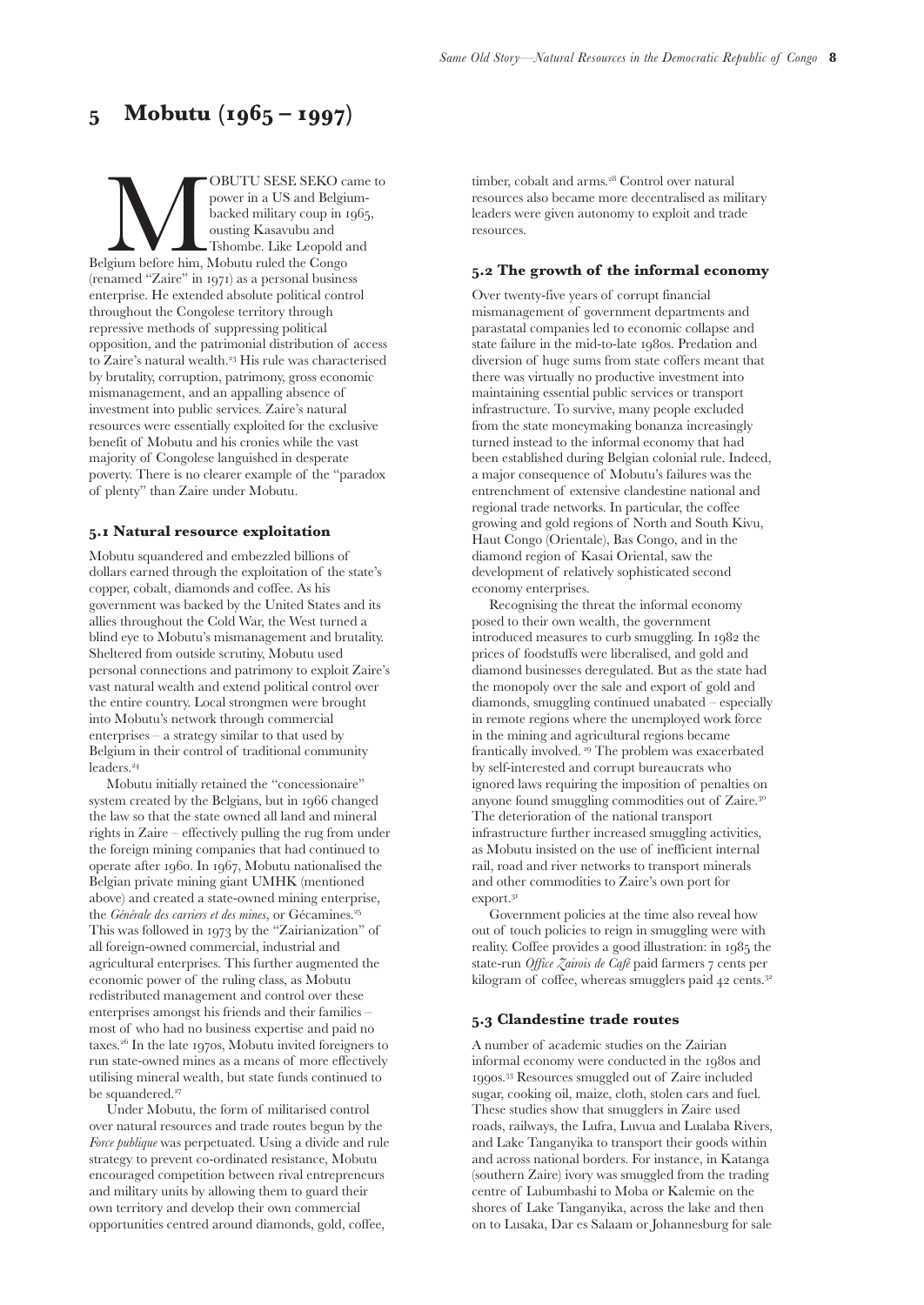## 5 Mobutu (1965 – 1997)

MOBUTU SESE SEKO came to power in a US and Belgium-backed military coup in 1965, ousting Kasavubu and Tshombe. Like Leopold and Belgium before him, Mobutu ruled the Congo (renamed "Zaire" in 1971) as a personal business enterprise. He extended absolute political control throughout the Congolese territory through repressive methods of suppressing political opposition, and the patrimonial distribution of access to Zaire's natural wealth.[23] His rule was characterised by brutality, corruption, patrimony, gross economic mismanagement, and an appalling absence of investment into public services. Zaire's natural resources were essentially exploited for the exclusive benefit of Mobutu and his cronies while the vast majority of Congolese languished in desperate poverty. There is no clearer example of the "paradox of plenty" than Zaire under Mobutu.

### 5.1 Natural resource exploitation

Mobutu squandered and embezzled billions of dollars earned through the exploitation of the state's copper, cobalt, diamonds and coffee. As his government was backed by the United States and its allies throughout the Cold War, the West turned a blind eye to Mobutu's mismanagement and brutality. Sheltered from outside scrutiny, Mobutu used personal connections and patrimony to exploit Zaire's vast natural wealth and extend political control over the entire country. Local strongmen were brought into Mobutu's network through commercial enterprises – a strategy similar to that used by Belgium in their control of traditional community leaders.[24]

Mobutu initially retained the "concessionaire" system created by the Belgians, but in 1966 changed the law so that the state owned all land and mineral rights in Zaire – effectively pulling the rug from under the foreign mining companies that had continued to operate after 1960. In 1967, Mobutu nationalised the Belgian private mining giant UMHK (mentioned above) and created a state-owned mining enterprise, the *Générale des carriers et des mines*, or Gécamines.[25] This was followed in 1973 by the "Zairianization" of all foreign-owned commercial, industrial and agricultural enterprises. This further augmented the economic power of the ruling class, as Mobutu redistributed management and control over these enterprises amongst his friends and their families – most of who had no business expertise and paid no taxes.[26] In the late 1970s, Mobutu invited foreigners to run state-owned mines as a means of more effectively utilising mineral wealth, but state funds continued to be squandered.[27]

Under Mobutu, the form of militarised control over natural resources and trade routes begun by the *Force publique* was perpetuated. Using a divide and rule strategy to prevent co-ordinated resistance, Mobutu encouraged competition between rival entrepreneurs and military units by allowing them to guard their own territory and develop their own commercial opportunities centred around diamonds, gold, coffee, timber, cobalt and arms.[28] Control over natural resources also became more decentralised as military leaders were given autonomy to exploit and trade resources.

### 5.2 The growth of the informal economy

Over twenty-five years of corrupt financial mismanagement of government departments and parastatal companies led to economic collapse and state failure in the mid-to-late 1980s. Predation and diversion of huge sums from state coffers meant that there was virtually no productive investment into maintaining essential public services or transport infrastructure. To survive, many people excluded from the state moneymaking bonanza increasingly turned instead to the informal economy that had been established during Belgian colonial rule. Indeed, a major consequence of Mobutu's failures was the entrenchment of extensive clandestine national and regional trade networks. In particular, the coffee growing and gold regions of North and South Kivu, Haut Congo (Orientale), Bas Congo, and in the diamond region of Kasai Oriental, saw the development of relatively sophisticated second economy enterprises.

Recognising the threat the informal economy posed to their own wealth, the government introduced measures to curb smuggling. In 1982 the prices of foodstuffs were liberalised, and gold and diamond businesses deregulated. But as the state had the monopoly over the sale and export of gold and diamonds, smuggling continued unabated – especially in remote regions where the unemployed work force in the mining and agricultural regions became frantically involved.[29] The problem was exacerbated by self-interested and corrupt bureaucrats who ignored laws requiring the imposition of penalties on anyone found smuggling commodities out of Zaire.[30] The deterioration of the national transport infrastructure further increased smuggling activities, as Mobutu insisted on the use of inefficient internal rail, road and river networks to transport minerals and other commodities to Zaire's own port for export.[31]

Government policies at the time also reveal how out of touch policies to reign in smuggling were with reality. Coffee provides a good illustration: in 1985 the state-run *Office Zairois de Café* paid farmers 7 cents per kilogram of coffee, whereas smugglers paid 42 cents.[32]

### 5.3 Clandestine trade routes

A number of academic studies on the Zairian informal economy were conducted in the 1980s and 1990s.[33] Resources smuggled out of Zaire included sugar, cooking oil, maize, cloth, stolen cars and fuel. These studies show that smugglers in Zaire used roads, railways, the Lufra, Luvua and Lualaba Rivers, and Lake Tanganyika to transport their goods within and across national borders. For instance, in Katanga (southern Zaire) ivory was smuggled from the trading centre of Lubumbashi to Moba or Kalemie on the shores of Lake Tanganyika, across the lake and then on to Lusaka, Dar es Salaam or Johannesburg for sale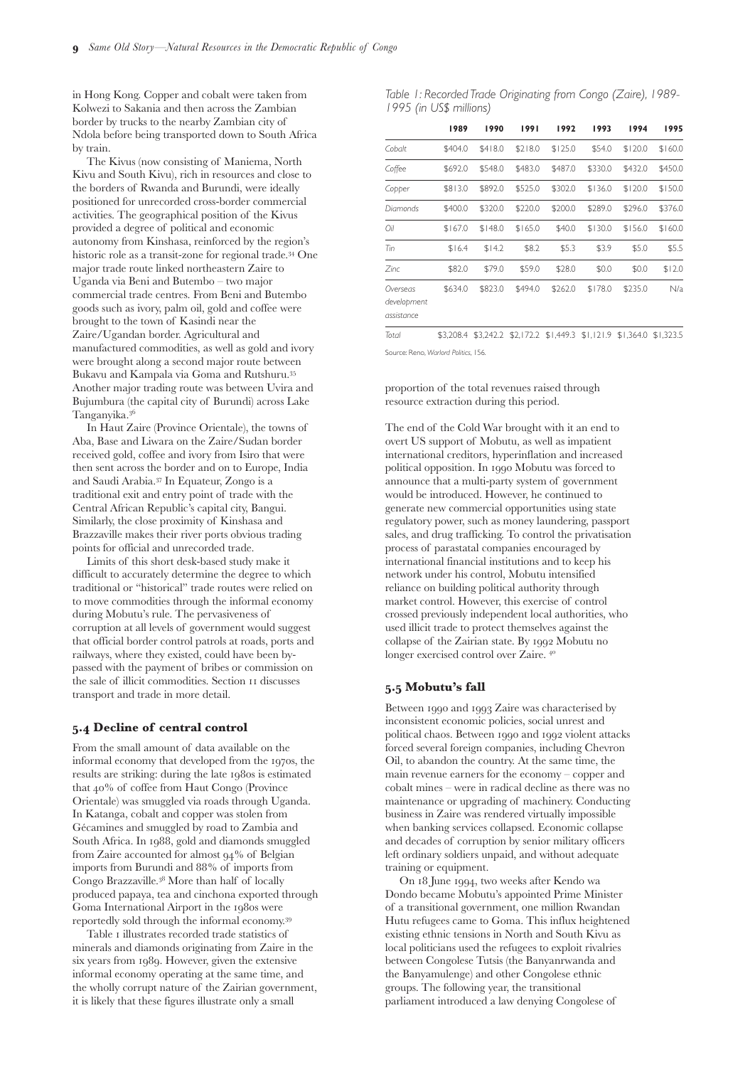in Hong Kong. Copper and cobalt were taken from Kolwezi to Sakania and then across the Zambian border by trucks to the nearby Zambian city of Ndola before being transported down to South Africa by train.

The Kivus (now consisting of Maniema, North Kivu and South Kivu), rich in resources and close to the borders of Rwanda and Burundi, were ideally positioned for unrecorded cross-border commercial activities. The geographical position of the Kivus provided a degree of political and economic autonomy from Kinshasa, reinforced by the region's historic role as a transit-zone for regional trade.[34] One major trade route linked northeastern Zaire to Uganda via Beni and Butembo – two major commercial trade centres. From Beni and Butembo goods such as ivory, palm oil, gold and coffee were brought to the town of Kasindi near the Zaire/Ugandan border. Agricultural and manufactured commodities, as well as gold and ivory were brought along a second major route between Bukavu and Kampala via Goma and Rutshuru.[35] Another major trading route was between Uvira and Bujumbura (the capital city of Burundi) across Lake Tanganyika.[36]

In Haut Zaire (Province Orientale), the towns of Aba, Base and Liwara on the Zaire/Sudan border received gold, coffee and ivory from Isiro that were then sent across the border and on to Europe, India and Saudi Arabia.[37] In Equateur, Zongo is a traditional exit and entry point of trade with the Central African Republic's capital city, Bangui. Similarly, the close proximity of Kinshasa and Brazzaville makes their river ports obvious trading points for official and unrecorded trade.

Limits of this short desk-based study make it difficult to accurately determine the degree to which traditional or "historical" trade routes were relied on to move commodities through the informal economy during Mobutu's rule. The pervasiveness of corruption at all levels of government would suggest that official border control patrols at roads, ports and railways, where they existed, could have been by-passed with the payment of bribes or commission on the sale of illicit commodities. Section 11 discusses transport and trade in more detail.

## 5.4 Decline of central control

From the small amount of data available on the informal economy that developed from the 1970s, the results are striking: during the late 1980s is estimated that 40% of coffee from Haut Congo (Province Orientale) was smuggled via roads through Uganda. In Katanga, cobalt and copper was stolen from Gécamines and smuggled by road to Zambia and South Africa. In 1988, gold and diamonds smuggled from Zaire accounted for almost 94% of Belgian imports from Burundi and 88% of imports from Congo Brazzaville.[38] More than half of locally produced papaya, tea and cinchona exported through Goma International Airport in the 1980s were reportedly sold through the informal economy.[39]

Table 1 illustrates recorded trade statistics of minerals and diamonds originating from Zaire in the six years from 1989. However, given the extensive informal economy operating at the same time, and the wholly corrupt nature of the Zairian government, it is likely that these figures illustrate only a small proportion of the total revenues raised through resource extraction during this period.

*Table 1: Recorded Trade Originating from Congo (Zaire), 1989-1995 (in US$ millions)*

| | 1989 | 1990 | 1991 | 1992 | 1993 | 1994 | 1995 |
|---|---|---|---|---|---|---|---|
| Cobalt | $404.0 | $418.0 | $218.0 | $125.0 | $54.0 | $120.0 | $160.0 |
| Coffee | $692.0 | $548.0 | $483.0 | $487.0 | $330.0 | $432.0 | $450.0 |
| Copper | $813.0 | $892.0 | $525.0 | $302.0 | $136.0 | $120.0 | $150.0 |
| Diamonds | $400.0 | $320.0 | $220.0 | $200.0 | $289.0 | $296.0 | $376.0 |
| Oil | $167.0 | $148.0 | $165.0 | $40.0 | $130.0 | $156.0 | $160.0 |
| Tin | $16.4 | $14.2 | $8.2 | $5.3 | $3.9 | $5.0 | $5.5 |
| Zinc | $82.0 | $79.0 | $59.0 | $28.0 | $0.0 | $0.0 | $12.0 |
| Overseas development assistance | $634.0 | $823.0 | $494.0 | $262.0 | $178.0 | $235.0 | N/a |
| Total | $3,208.4 | $3,242.2 | $2,172.2 | $1,449.3 | $1,121.9 | $1,364.0 | $1,323.5 |

Source: Reno, *Warlord Politics*, 156.

The end of the Cold War brought with it an end to overt US support of Mobutu, as well as impatient international creditors, hyperinflation and increased political opposition. In 1990 Mobutu was forced to announce that a multi-party system of government would be introduced. However, he continued to generate new commercial opportunities using state regulatory power, such as money laundering, passport sales, and drug trafficking. To control the privatisation process of parastatal companies encouraged by international financial institutions and to keep his network under his control, Mobutu intensified reliance on building political authority through market control. However, this exercise of control crossed previously independent local authorities, who used illicit trade to protect themselves against the collapse of the Zairian state. By 1992 Mobutu no longer exercised control over Zaire.[40]

## 5.5 Mobutu's fall

Between 1990 and 1993 Zaire was characterised by inconsistent economic policies, social unrest and political chaos. Between 1990 and 1992 violent attacks forced several foreign companies, including Chevron Oil, to abandon the country. At the same time, the main revenue earners for the economy – copper and cobalt mines – were in radical decline as there was no maintenance or upgrading of machinery. Conducting business in Zaire was rendered virtually impossible when banking services collapsed. Economic collapse and decades of corruption by senior military officers left ordinary soldiers unpaid, and without adequate training or equipment.

On 18 June 1994, two weeks after Kendo wa Dondo became Mobutu's appointed Prime Minister of a transitional government, one million Rwandan Hutu refugees came to Goma. This influx heightened existing ethnic tensions in North and South Kivu as local politicians used the refugees to exploit rivalries between Congolese Tutsis (the Banyanrwanda and the Banyamulenge) and other Congolese ethnic groups. The following year, the transitional parliament introduced a law denying Congolese of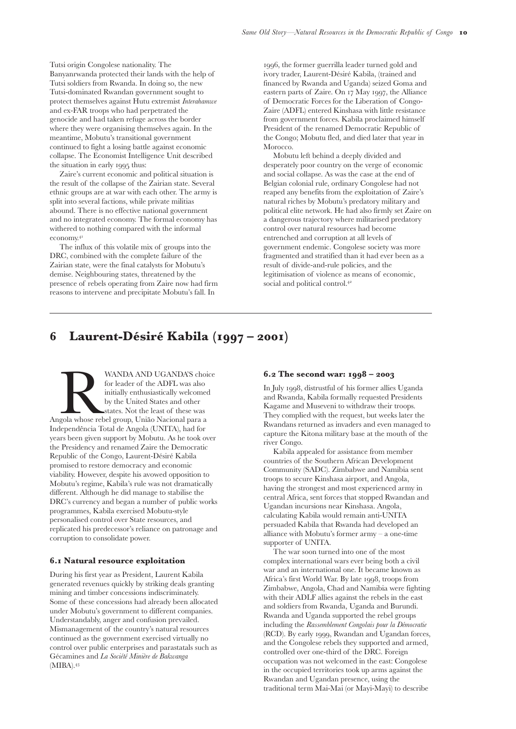Tutsi origin Congolese nationality. The Banyanrwanda protected their lands with the help of Tutsi soldiers from Rwanda. In doing so, the new Tutsi-dominated Rwandan government sought to protect themselves against Hutu extremist *Interahamwe* and ex-FAR troops who had perpetrated the genocide and had taken refuge across the border where they were organising themselves again. In the meantime, Mobutu's transitional government continued to fight a losing battle against economic collapse. The Economist Intelligence Unit described the situation in early 1995 thus:

Zaire's current economic and political situation is the result of the collapse of the Zairian state. Several ethnic groups are at war with each other. The army is split into several factions, while private militias abound. There is no effective national government and no integrated economy. The formal economy has withered to nothing compared with the informal economy.[41]

The influx of this volatile mix of groups into the DRC, combined with the complete failure of the Zairian state, were the final catalysts for Mobutu's demise. Neighbouring states, threatened by the presence of rebels operating from Zaire now had firm reasons to intervene and precipitate Mobutu's fall. In 1996, the former guerrilla leader turned gold and ivory trader, Laurent-Désiré Kabila, (trained and financed by Rwanda and Uganda) seized Goma and eastern parts of Zaire. On 17 May 1997, the Alliance of Democratic Forces for the Liberation of Congo-Zaire (ADFL) entered Kinshasa with little resistance from government forces. Kabila proclaimed himself President of the renamed Democratic Republic of the Congo; Mobutu fled, and died later that year in Morocco.

Mobutu left behind a deeply divided and desperately poor country on the verge of economic and social collapse. As was the case at the end of Belgian colonial rule, ordinary Congolese had not reaped any benefits from the exploitation of Zaire's natural riches by Mobutu's predatory military and political elite network. He had also firmly set Zaire on a dangerous trajectory where militarised predatory control over natural resources had become entrenched and corruption at all levels of government endemic. Congolese society was more fragmented and stratified than it had ever been as a result of divide-and-rule policies, and the legitimisation of violence as means of economic, social and political control.[42]

# 6 Laurent-Désiré Kabila (1997 – 2001)

RWANDA AND UGANDA'S choice for leader of the ADFL was also initially enthusiastically welcomed by the United States and other states. Not the least of these was Angola whose rebel group, União Nacional para a Independência Total de Angola (UNITA), had for years been given support by Mobutu. As he took over the Presidency and renamed Zaire the Democratic Republic of the Congo, Laurent-Désiré Kabila promised to restore democracy and economic viability. However, despite his avowed opposition to Mobutu's regime, Kabila's rule was not dramatically different. Although he did manage to stabilise the DRC's currency and began a number of public works programmes, Kabila exercised Mobutu-style personalised control over State resources, and replicated his predecessor's reliance on patronage and corruption to consolidate power.

## 6.1 Natural resource exploitation

During his first year as President, Laurent Kabila generated revenues quickly by striking deals granting mining and timber concessions indiscriminately. Some of these concessions had already been allocated under Mobutu's government to different companies. Understandably, anger and confusion prevailed. Mismanagement of the country's natural resources continued as the government exercised virtually no control over public enterprises and parastatals such as Gécamines and *La Société Minière de Bakwanga* (MIBA).[43]

## 6.2 The second war: 1998 – 2003

In July 1998, distrustful of his former allies Uganda and Rwanda, Kabila formally requested Presidents Kagame and Museveni to withdraw their troops. They complied with the request, but weeks later the Rwandans returned as invaders and even managed to capture the Kitona military base at the mouth of the river Congo.

Kabila appealed for assistance from member countries of the Southern African Development Community (SADC). Zimbabwe and Namibia sent troops to secure Kinshasa airport, and Angola, having the strongest and most experienced army in central Africa, sent forces that stopped Rwandan and Ugandan incursions near Kinshasa. Angola, calculating Kabila would remain anti-UNITA persuaded Kabila that Rwanda had developed an alliance with Mobutu's former army – a one-time supporter of UNITA.

The war soon turned into one of the most complex international wars ever being both a civil war and an international one. It became known as Africa's first World War. By late 1998, troops from Zimbabwe, Angola, Chad and Namibia were fighting with their ADLF allies against the rebels in the east and soldiers from Rwanda, Uganda and Burundi. Rwanda and Uganda supported the rebel groups including the *Rassemblement Congolais pour la Démocratie* (RCD). By early 1999, Rwandan and Ugandan forces, and the Congolese rebels they supported and armed, controlled over one-third of the DRC. Foreign occupation was not welcomed in the east: Congolese in the occupied territories took up arms against the Rwandan and Ugandan presence, using the traditional term Mai-Mai (or Mayi-Mayi) to describe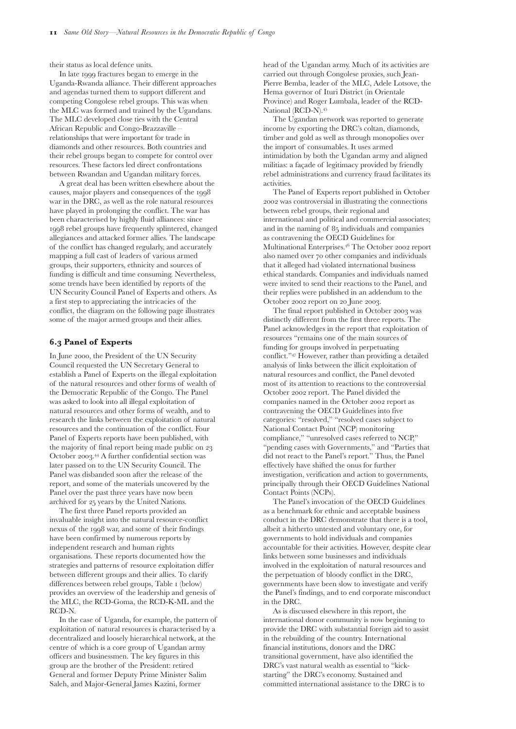their status as local defence units.

In late 1999 fractures began to emerge in the Uganda-Rwanda alliance. Their different approaches and agendas turned them to support different and competing Congolese rebel groups. This was when the MLC was formed and trained by the Ugandans. The MLC developed close ties with the Central African Republic and Congo-Brazzaville – relationships that were important for trade in diamonds and other resources. Both countries and their rebel groups began to compete for control over resources. These factors led direct confrontations between Rwandan and Ugandan military forces.

A great deal has been written elsewhere about the causes, major players and consequences of the 1998 war in the DRC, as well as the role natural resources have played in prolonging the conflict. The war has been characterised by highly fluid alliances: since 1998 rebel groups have frequently splintered, changed allegiances and attacked former allies. The landscape of the conflict has changed regularly, and accurately mapping a full cast of leaders of various armed groups, their supporters, ethnicity and sources of funding is difficult and time consuming. Nevertheless, some trends have been identified by reports of the UN Security Council Panel of Experts and others. As a first step to appreciating the intricacies of the conflict, the diagram on the following page illustrates some of the major armed groups and their allies.

### 6.3 Panel of Experts

In June 2000, the President of the UN Security Council requested the UN Secretary General to establish a Panel of Experts on the illegal exploitation of the natural resources and other forms of wealth of the Democratic Republic of the Congo. The Panel was asked to look into all illegal exploitation of natural resources and other forms of wealth, and to research the links between the exploitation of natural resources and the continuation of the conflict. Four Panel of Experts reports have been published, with the majority of final report being made public on 23 October 2003.[44] A further confidential section was later passed on to the UN Security Council. The Panel was disbanded soon after the release of the report, and some of the materials uncovered by the Panel over the past three years have now been archived for 25 years by the United Nations.

The first three Panel reports provided an invaluable insight into the natural resource-conflict nexus of the 1998 war, and some of their findings have been confirmed by numerous reports by independent research and human rights organisations. These reports documented how the strategies and patterns of resource exploitation differ between different groups and their allies. To clarify differences between rebel groups, Table 1 (below) provides an overview of the leadership and genesis of the MLC, the RCD-Goma, the RCD-K-ML and the RCD-N.

In the case of Uganda, for example, the pattern of exploitation of natural resources is characterised by a decentralized and loosely hierarchical network, at the centre of which is a core group of Ugandan army officers and businessmen. The key figures in this group are the brother of the President: retired General and former Deputy Prime Minister Salim Saleh, and Major-General James Kazini, former head of the Ugandan army. Much of its activities are carried out through Congolese proxies, such Jean-Pierre Bemba, leader of the MLC, Adele Lotsove, the Hema governor of Ituri District (in Orientale Province) and Roger Lumbala, leader of the RCD-National (RCD-N).[45]

The Ugandan network was reported to generate income by exporting the DRC's coltan, diamonds, timber and gold as well as through monopolies over the import of consumables. It uses armed intimidation by both the Ugandan army and aligned militias: a façade of legitimacy provided by friendly rebel administrations and currency fraud facilitates its activities.

The Panel of Experts report published in October 2002 was controversial in illustrating the connections between rebel groups, their regional and international and political and commercial associates; and in the naming of 85 individuals and companies as contravening the OECD Guidelines for Multinational Enterprises.[46] The October 2002 report also named over 70 other companies and individuals that it alleged had violated international business ethical standards. Companies and individuals named were invited to send their reactions to the Panel, and their replies were published in an addendum to the October 2002 report on 20 June 2003.

The final report published in October 2003 was distinctly different from the first three reports. The Panel acknowledges in the report that exploitation of resources "remains one of the main sources of funding for groups involved in perpetuating conflict."[47] However, rather than providing a detailed analysis of links between the illicit exploitation of natural resources and conflict, the Panel devoted most of its attention to reactions to the controversial October 2002 report. The Panel divided the companies named in the October 2002 report as contravening the OECD Guidelines into five categories: "resolved," "resolved cases subject to National Contact Point (NCP) monitoring compliance," "unresolved cases referred to NCP," "pending cases with Governments," and "Parties that did not react to the Panel's report." Thus, the Panel effectively have shifted the onus for further investigation, verification and action to governments, principally through their OECD Guidelines National Contact Points (NCPs).

The Panel's invocation of the OECD Guidelines as a benchmark for ethnic and acceptable business conduct in the DRC demonstrate that there is a tool, albeit a hitherto untested and voluntary one, for governments to hold individuals and companies accountable for their activities. However, despite clear links between some businesses and individuals involved in the exploitation of natural resources and the perpetuation of bloody conflict in the DRC, governments have been slow to investigate and verify the Panel's findings, and to end corporate misconduct in the DRC.

As is discussed elsewhere in this report, the international donor community is now beginning to provide the DRC with substantial foreign aid to assist in the rebuilding of the country. International financial institutions, donors and the DRC transitional government, have also identified the DRC's vast natural wealth as essential to "kick-starting" the DRC's economy. Sustained and committed international assistance to the DRC is to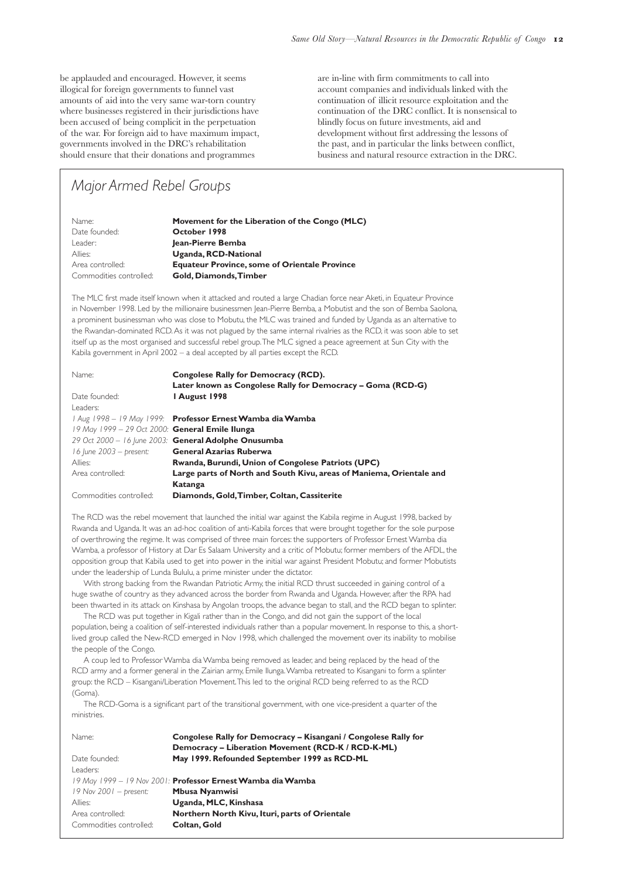be applauded and encouraged. However, it seems illogical for foreign governments to funnel vast amounts of aid into the very same war-torn country where businesses registered in their jurisdictions have been accused of being complicit in the perpetuation of the war. For foreign aid to have maximum impact, governments involved in the DRC's rehabilitation should ensure that their donations and programmes are in-line with firm commitments to call into account companies and individuals linked with the continuation of illicit resource exploitation and the continuation of the DRC conflict. It is nonsensical to blindly focus on future investments, aid and development without first addressing the lessons of the past, and in particular the links between conflict, business and natural resource extraction in the DRC.

## Major Armed Rebel Groups

| | |
|---|---|
| Name: | **Movement for the Liberation of the Congo (MLC)** |
| Date founded: | **October 1998** |
| Leader: | **Jean-Pierre Bemba** |
| Allies: | **Uganda, RCD-National** |
| Area controlled: | **Equateur Province, some of Orientale Province** |
| Commodities controlled: | **Gold, Diamonds, Timber** |

The MLC first made itself known when it attacked and routed a large Chadian force near Aketi, in Equateur Province in November 1998. Led by the millionaire businessmen Jean-Pierre Bemba, a Mobutist and the son of Bemba Saolona, a prominent businessman who was close to Mobutu, the MLC was trained and funded by Uganda as an alternative to the Rwandan-dominated RCD. As it was not plagued by the same internal rivalries as the RCD, it was soon able to set itself up as the most organised and successful rebel group. The MLC signed a peace agreement at Sun City with the Kabila government in April 2002 – a deal accepted by all parties except the RCD.

| | |
|---|---|
| Name: | **Congolese Rally for Democracy (RCD). Later known as Congolese Rally for Democracy – Goma (RCD-G)** |
| Date founded: | **1 August 1998** |
| Leaders: | |
| *1 Aug 1998 – 19 May 1999:* | **Professor Ernest Wamba dia Wamba** |
| *19 May 1999 – 29 Oct 2000:* | **General Emile Ilunga** |
| *29 Oct 2000 – 16 June 2003:* | **General Adolphe Onusumba** |
| *16 June 2003 – present:* | **General Azarias Ruberwa** |
| Allies: | **Rwanda, Burundi, Union of Congolese Patriots (UPC)** |
| Area controlled: | **Large parts of North and South Kivu, areas of Maniema, Orientale and Katanga** |
| Commodities controlled: | **Diamonds, Gold, Timber, Coltan, Cassiterite** |

The RCD was the rebel movement that launched the initial war against the Kabila regime in August 1998, backed by Rwanda and Uganda. It was an ad-hoc coalition of anti-Kabila forces that were brought together for the sole purpose of overthrowing the regime. It was comprised of three main forces: the supporters of Professor Ernest Wamba dia Wamba, a professor of History at Dar Es Salaam University and a critic of Mobutu; former members of the AFDL, the opposition group that Kabila used to get into power in the initial war against President Mobutu; and former Mobutists under the leadership of Lunda Bululu, a prime minister under the dictator.

With strong backing from the Rwandan Patriotic Army, the initial RCD thrust succeeded in gaining control of a huge swathe of country as they advanced across the border from Rwanda and Uganda. However, after the RPA had been thwarted in its attack on Kinshasa by Angolan troops, the advance began to stall, and the RCD began to splinter.

The RCD was put together in Kigali rather than in the Congo, and did not gain the support of the local population, being a coalition of self-interested individuals rather than a popular movement. In response to this, a short-lived group called the New-RCD emerged in Nov 1998, which challenged the movement over its inability to mobilise the people of the Congo.

A coup led to Professor Wamba dia Wamba being removed as leader, and being replaced by the head of the RCD army and a former general in the Zairian army, Emile Ilunga. Wamba retreated to Kisangani to form a splinter group: the RCD – Kisangani/Liberation Movement. This led to the original RCD being referred to as the RCD (Goma).

The RCD-Goma is a significant part of the transitional government, with one vice-president a quarter of the ministries.

| | |
|---|---|
| Name: | **Congolese Rally for Democracy – Kisangani / Congolese Rally for Democracy – Liberation Movement (RCD-K / RCD-K-ML)** |
| Date founded: | **May 1999. Refounded September 1999 as RCD-ML** |
| Leaders: | |
| *19 May 1999 – 19 Nov 2001:* | **Professor Ernest Wamba dia Wamba** |
| *19 Nov 2001 – present:* | **Mbusa Nyamwisi** |
| Allies: | **Uganda, MLC, Kinshasa** |
| Area controlled: | **Northern North Kivu, Ituri, parts of Orientale** |
| Commodities controlled: | **Coltan, Gold** |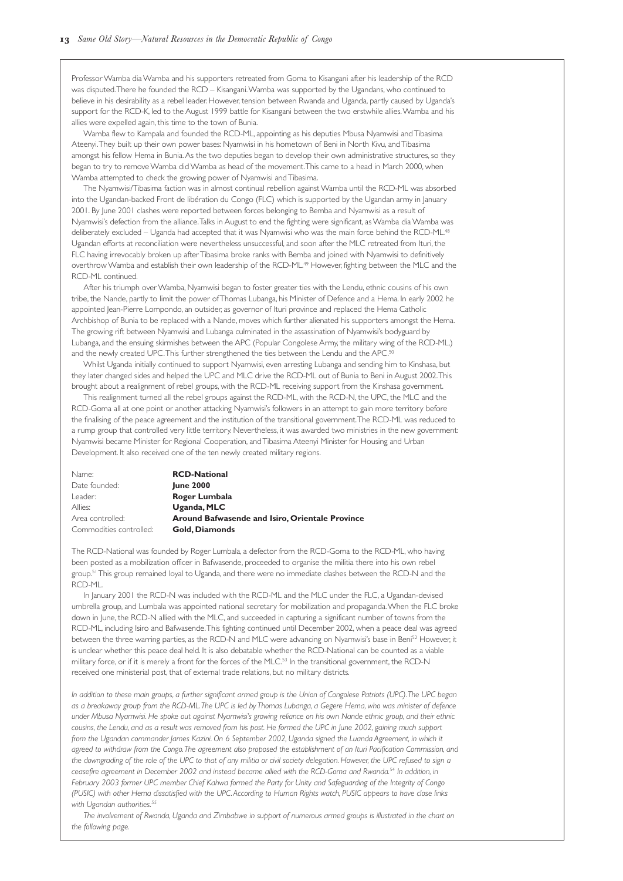Professor Wamba dia Wamba and his supporters retreated from Goma to Kisangani after his leadership of the RCD was disputed. There he founded the RCD – Kisangani. Wamba was supported by the Ugandans, who continued to believe in his desirability as a rebel leader. However, tension between Rwanda and Uganda, partly caused by Uganda's support for the RCD-K, led to the August 1999 battle for Kisangani between the two erstwhile allies. Wamba and his allies were expelled again, this time to the town of Bunia.

Wamba flew to Kampala and founded the RCD-ML, appointing as his deputies Mbusa Nyamwisi and Tibasima Ateenyi. They built up their own power bases: Nyamwisi in his hometown of Beni in North Kivu, and Tibasima amongst his fellow Hema in Bunia. As the two deputies began to develop their own administrative structures, so they began to try to remove Wamba did Wamba as head of the movement. This came to a head in March 2000, when Wamba attempted to check the growing power of Nyamwisi and Tibasima.

The Nyamwisi/Tibasima faction was in almost continual rebellion against Wamba until the RCD-ML was absorbed into the Ugandan-backed Front de libération du Congo (FLC) which is supported by the Ugandan army in January 2001. By June 2001 clashes were reported between forces belonging to Bemba and Nyamwisi as a result of Nyamwisi's defection from the alliance. Talks in August to end the fighting were significant, as Wamba dia Wamba was deliberately excluded – Uganda had accepted that it was Nyamwisi who was the main force behind the RCD-ML.[48] Ugandan efforts at reconciliation were nevertheless unsuccessful, and soon after the MLC retreated from Ituri, the FLC having irrevocably broken up after Tibasima broke ranks with Bemba and joined with Nyamwisi to definitively overthrow Wamba and establish their own leadership of the RCD-ML.[49] However, fighting between the MLC and the RCD-ML continued.

After his triumph over Wamba, Nyamwisi began to foster greater ties with the Lendu, ethnic cousins of his own tribe, the Nande, partly to limit the power of Thomas Lubanga, his Minister of Defence and a Hema. In early 2002 he appointed Jean-Pierre Lompondo, an outsider, as governor of Ituri province and replaced the Hema Catholic Archbishop of Bunia to be replaced with a Nande, moves which further alienated his supporters amongst the Hema. The growing rift between Nyamwisi and Lubanga culminated in the assassination of Nyamwisi's bodyguard by Lubanga, and the ensuing skirmishes between the APC (Popular Congolese Army, the military wing of the RCD-ML,) and the newly created UPC. This further strengthened the ties between the Lendu and the APC.[50]

Whilst Uganda initially continued to support Nyamwisi, even arresting Lubanga and sending him to Kinshasa, but they later changed sides and helped the UPC and MLC drive the RCD-ML out of Bunia to Beni in August 2002. This brought about a realignment of rebel groups, with the RCD-ML receiving support from the Kinshasa government.

This realignment turned all the rebel groups against the RCD-ML, with the RCD-N, the UPC, the MLC and the RCD-Goma all at one point or another attacking Nyamwisi's followers in an attempt to gain more territory before the finalising of the peace agreement and the institution of the transitional government. The RCD-ML was reduced to a rump group that controlled very little territory. Nevertheless, it was awarded two ministries in the new government: Nyamwisi became Minister for Regional Cooperation, and Tibasima Ateenyi Minister for Housing and Urban Development. It also received one of the ten newly created military regions.

| | |
|---|---|
| Name: | **RCD-National** |
| Date founded: | **June 2000** |
| Leader: | **Roger Lumbala** |
| Allies: | **Uganda, MLC** |
| Area controlled: | **Around Bafwasende and Isiro, Orientale Province** |
| Commodities controlled: | **Gold, Diamonds** |

The RCD-National was founded by Roger Lumbala, a defector from the RCD-Goma to the RCD-ML, who having been posted as a mobilization officer in Bafwasende, proceeded to organise the militia there into his own rebel group.[51] This group remained loyal to Uganda, and there were no immediate clashes between the RCD-N and the RCD-ML.

In January 2001 the RCD-N was included with the RCD-ML and the MLC under the FLC, a Ugandan-devised umbrella group, and Lumbala was appointed national secretary for mobilization and propaganda. When the FLC broke down in June, the RCD-N allied with the MLC, and succeeded in capturing a significant number of towns from the RCD-ML, including Isiro and Bafwasende. This fighting continued until December 2002, when a peace deal was agreed between the three warring parties, as the RCD-N and MLC were advancing on Nyamwisi's base in Beni[52] However, it is unclear whether this peace deal held. It is also debatable whether the RCD-National can be counted as a viable military force, or if it is merely a front for the forces of the MLC.[53] In the transitional government, the RCD-N received one ministerial post, that of external trade relations, but no military districts.

*In addition to these main groups, a further significant armed group is the Union of Congolese Patriots (UPC). The UPC began as a breakaway group from the RCD-ML. The UPC is led by Thomas Lubanga, a Gegere Hema, who was minister of defence under Mbusa Nyamwisi. He spoke out against Nyamwisi's growing reliance on his own Nande ethnic group, and their ethnic cousins, the Lendu, and as a result was removed from his post. He formed the UPC in June 2002, gaining much support from the Ugandan commander James Kazini. On 6 September 2002, Uganda signed the Luanda Agreement, in which it agreed to withdraw from the Congo. The agreement also proposed the establishment of an Ituri Pacification Commission, and the downgrading of the role of the UPC to that of any militia or civil society delegation. However, the UPC refused to sign a ceasefire agreement in December 2002 and instead became allied with the RCD-Goma and Rwanda.[54] In addition, in February 2003 former UPC member Chief Kahwa formed the Party for Unity and Safeguarding of the Integrity of Congo (PUSIC) with other Hema dissatisfied with the UPC. According to Human Rights watch, PUSIC appears to have close links with Ugandan authorities.[55]*

*The involvement of Rwanda, Uganda and Zimbabwe in support of numerous armed groups is illustrated in the chart on the following page.*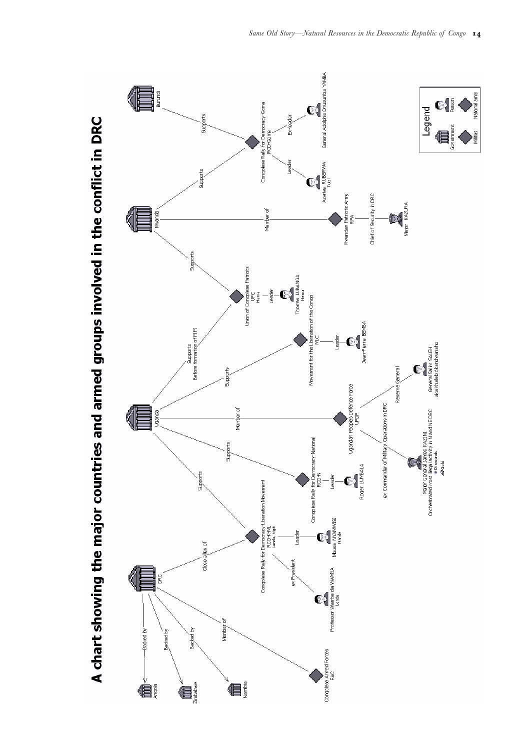# A chart showing the major countries and armed groups involved in the conflict in DRC

**Legend:** Government · Person · Militias · National army

- **DRC**
  - Backed by → Angola
  - Backed by → Zimbabwe
  - Backed by → Namibia
  - Member of → Congolese Armed Forces FAC
  - Close allies of → Congolese Rally for Democracy-Liberation Movement RCD-ML (Lendu, Ngiti)
- **Congolese Rally for Democracy-Liberation Movement RCD-ML** (Lendu, Ngiti)
  - Leader → Mbusa NYAMWISI (Nande)
  - ex President → Professor Wamba dia WAMBA (Lendu)
- **Uganda**
  - Supports → Congolese Rally for Democracy-Liberation Movement RCD-ML
  - Supports → Congolese Rally for Democracy-National RCD-N
  - Member of → Ugandan Peoples Defence Force UPDF
  - Supports → Movement for the Liberation of the Congo MLC
  - Supports, Before formation of FIPI → Union of Congolese Patriots UPC (Hema)
- **Congolese Rally for Democracy-National RCD-N**
  - Leader → Roger LUMBALA
- **Ugandan Peoples Defence Force UPDF**
  - ex Commander of Military Operations in DRC → Major General James KAZINI, Orchestrated most illegal activity in N and NE DRC (Diamonds, Gold)
  - Reserve General → General Salim SALEH aka Khaleb Akandwanaho
- **Movement for the Liberation of the Congo MLC**
  - Leader → Jean-Pierre BEMBA
- **Union of Congolese Patriots UPC** (Hema)
  - Leader → Thomas LUBANGA (Hema)
- **Rwanda**
  - Supports → Union of Congolese Patriots UPC
  - Member of → Rwandan Patriotic Army RPA
  - Supports → Congolese Rally for Democracy-Goma RCD-Goma
- **Rwandan Patriotic Army RPA**
  - Chief of Security in DRC → Major KAZURA
- **Burundi**
  - Supports → Congolese Rally for Democracy-Goma RCD-Goma
- **Congolese Rally for Democracy-Goma RCD-Goma**
  - Leader → Azarias RUBERWA (Tutsi)
  - Ex-leader → General Adolphe Onusumba YEMBA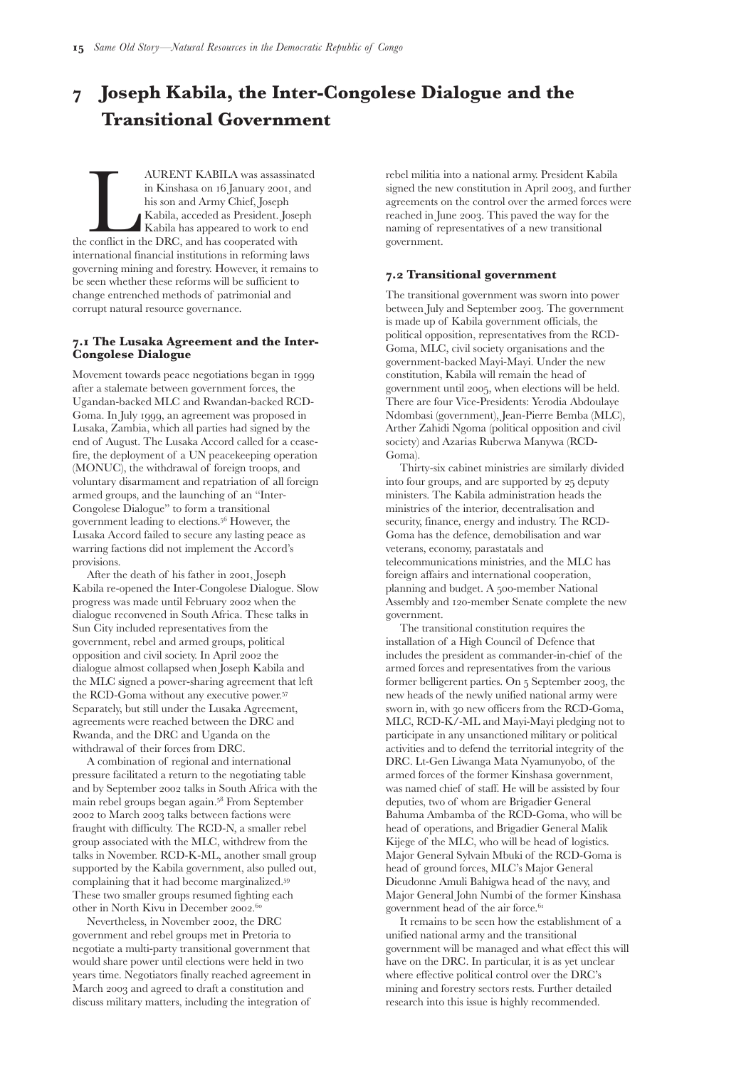# 7 Joseph Kabila, the Inter-Congolese Dialogue and the Transitional Government

LAURENT KABILA was assassinated in Kinshasa on 16 January 2001, and his son and Army Chief, Joseph Kabila, acceded as President. Joseph Kabila has appeared to work to end the conflict in the DRC, and has cooperated with international financial institutions in reforming laws governing mining and forestry. However, it remains to be seen whether these reforms will be sufficient to change entrenched methods of patrimonial and corrupt natural resource governance.

## 7.1 The Lusaka Agreement and the Inter-Congolese Dialogue

Movement towards peace negotiations began in 1999 after a stalemate between government forces, the Ugandan-backed MLC and Rwandan-backed RCD-Goma. In July 1999, an agreement was proposed in Lusaka, Zambia, which all parties had signed by the end of August. The Lusaka Accord called for a cease-fire, the deployment of a UN peacekeeping operation (MONUC), the withdrawal of foreign troops, and voluntary disarmament and repatriation of all foreign armed groups, and the launching of an "Inter-Congolese Dialogue" to form a transitional government leading to elections.[56] However, the Lusaka Accord failed to secure any lasting peace as warring factions did not implement the Accord's provisions.

After the death of his father in 2001, Joseph Kabila re-opened the Inter-Congolese Dialogue. Slow progress was made until February 2002 when the dialogue reconvened in South Africa. These talks in Sun City included representatives from the government, rebel and armed groups, political opposition and civil society. In April 2002 the dialogue almost collapsed when Joseph Kabila and the MLC signed a power-sharing agreement that left the RCD-Goma without any executive power.[57] Separately, but still under the Lusaka Agreement, agreements were reached between the DRC and Rwanda, and the DRC and Uganda on the withdrawal of their forces from DRC.

A combination of regional and international pressure facilitated a return to the negotiating table and by September 2002 talks in South Africa with the main rebel groups began again.[58] From September 2002 to March 2003 talks between factions were fraught with difficulty. The RCD-N, a smaller rebel group associated with the MLC, withdrew from the talks in November. RCD-K-ML, another small group supported by the Kabila government, also pulled out, complaining that it had become marginalized.[59] These two smaller groups resumed fighting each other in North Kivu in December 2002.[60]

Nevertheless, in November 2002, the DRC government and rebel groups met in Pretoria to negotiate a multi-party transitional government that would share power until elections were held in two years time. Negotiators finally reached agreement in March 2003 and agreed to draft a constitution and discuss military matters, including the integration of rebel militia into a national army. President Kabila signed the new constitution in April 2003, and further agreements on the control over the armed forces were reached in June 2003. This paved the way for the naming of representatives of a new transitional government.

## 7.2 Transitional government

The transitional government was sworn into power between July and September 2003. The government is made up of Kabila government officials, the political opposition, representatives from the RCD-Goma, MLC, civil society organisations and the government-backed Mayi-Mayi. Under the new constitution, Kabila will remain the head of government until 2005, when elections will be held. There are four Vice-Presidents: Yerodia Abdoulaye Ndombasi (government), Jean-Pierre Bemba (MLC), Arther Zahidi Ngoma (political opposition and civil society) and Azarias Ruberwa Manywa (RCD-Goma).

Thirty-six cabinet ministries are similarly divided into four groups, and are supported by 25 deputy ministers. The Kabila administration heads the ministries of the interior, decentralisation and security, finance, energy and industry. The RCD-Goma has the defence, demobilisation and war veterans, economy, parastatals and telecommunications ministries, and the MLC has foreign affairs and international cooperation, planning and budget. A 500-member National Assembly and 120-member Senate complete the new government.

The transitional constitution requires the installation of a High Council of Defence that includes the president as commander-in-chief of the armed forces and representatives from the various former belligerent parties. On 5 September 2003, the new heads of the newly unified national army were sworn in, with 30 new officers from the RCD-Goma, MLC, RCD-K/-ML and Mayi-Mayi pledging not to participate in any unsanctioned military or political activities and to defend the territorial integrity of the DRC. Lt-Gen Liwanga Mata Nyamunyobo, of the armed forces of the former Kinshasa government, was named chief of staff. He will be assisted by four deputies, two of whom are Brigadier General Bahuma Ambamba of the RCD-Goma, who will be head of operations, and Brigadier General Malik Kijege of the MLC, who will be head of logistics. Major General Sylvain Mbuki of the RCD-Goma is head of ground forces, MLC's Major General Dieudonne Amuli Bahigwa head of the navy, and Major General John Numbi of the former Kinshasa government head of the air force.[61]

It remains to be seen how the establishment of a unified national army and the transitional government will be managed and what effect this will have on the DRC. In particular, it is as yet unclear where effective political control over the DRC's mining and forestry sectors rests. Further detailed research into this issue is highly recommended.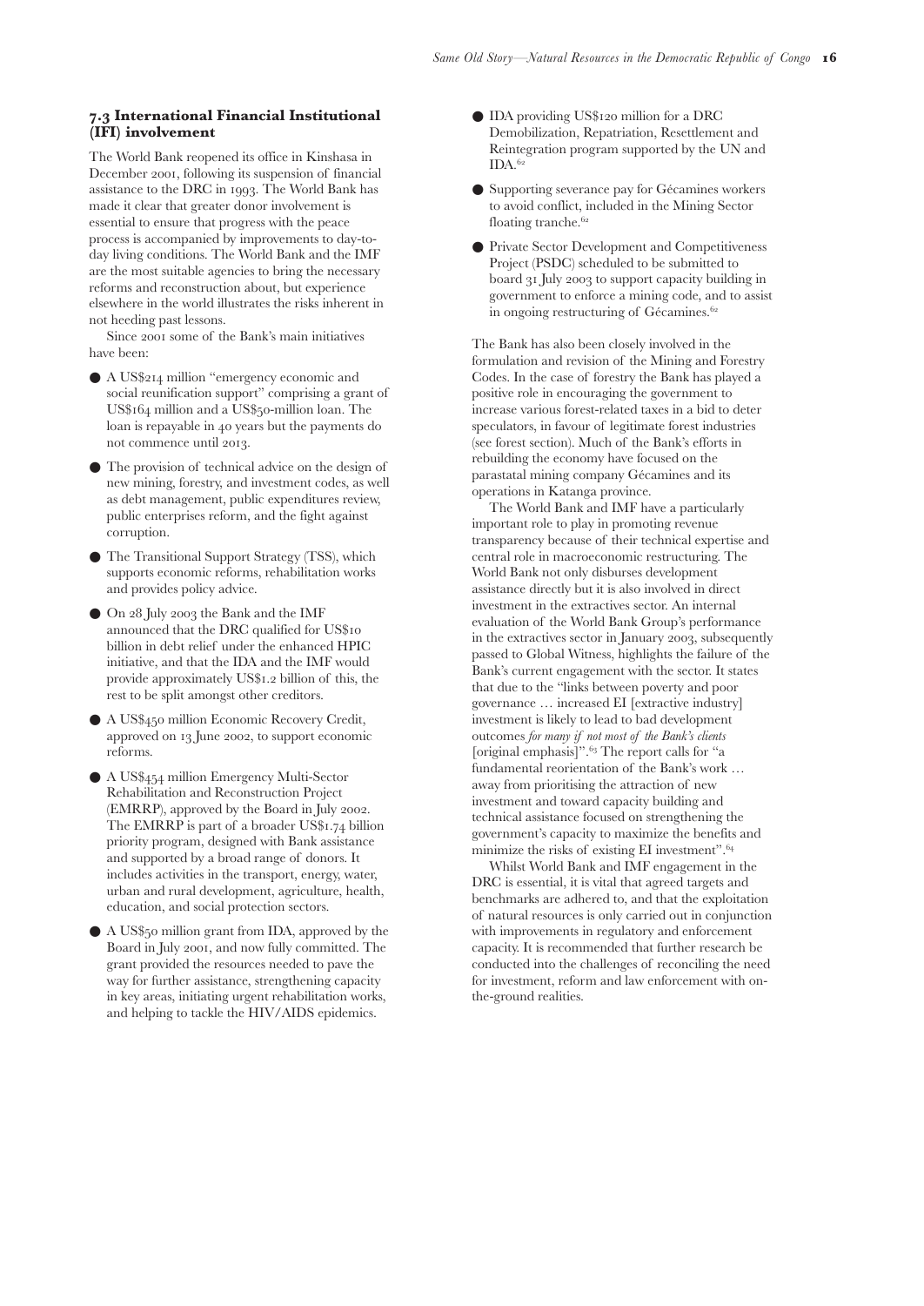### 7.3 International Financial Institutional (IFI) involvement

The World Bank reopened its office in Kinshasa in December 2001, following its suspension of financial assistance to the DRC in 1993. The World Bank has made it clear that greater donor involvement is essential to ensure that progress with the peace process is accompanied by improvements to day-to-day living conditions. The World Bank and the IMF are the most suitable agencies to bring the necessary reforms and reconstruction about, but experience elsewhere in the world illustrates the risks inherent in not heeding past lessons.

Since 2001 some of the Bank's main initiatives have been:

- A US$214 million "emergency economic and social reunification support" comprising a grant of US$164 million and a US$50-million loan. The loan is repayable in 40 years but the payments do not commence until 2013.
- The provision of technical advice on the design of new mining, forestry, and investment codes, as well as debt management, public expenditures review, public enterprises reform, and the fight against corruption.
- The Transitional Support Strategy (TSS), which supports economic reforms, rehabilitation works and provides policy advice.
- On 28 July 2003 the Bank and the IMF announced that the DRC qualified for US$10 billion in debt relief under the enhanced HPIC initiative, and that the IDA and the IMF would provide approximately US$1.2 billion of this, the rest to be split amongst other creditors.
- A US$450 million Economic Recovery Credit, approved on 13 June 2002, to support economic reforms.
- A US$454 million Emergency Multi-Sector Rehabilitation and Reconstruction Project (EMRRP), approved by the Board in July 2002. The EMRRP is part of a broader US$1.74 billion priority program, designed with Bank assistance and supported by a broad range of donors. It includes activities in the transport, energy, water, urban and rural development, agriculture, health, education, and social protection sectors.
- A US$50 million grant from IDA, approved by the Board in July 2001, and now fully committed. The grant provided the resources needed to pave the way for further assistance, strengthening capacity in key areas, initiating urgent rehabilitation works, and helping to tackle the HIV/AIDS epidemics.
- IDA providing US$120 million for a DRC Demobilization, Repatriation, Resettlement and Reintegration program supported by the UN and IDA.[62]
- Supporting severance pay for Gécamines workers to avoid conflict, included in the Mining Sector floating tranche.[62]
- Private Sector Development and Competitiveness Project (PSDC) scheduled to be submitted to board 31 July 2003 to support capacity building in government to enforce a mining code, and to assist in ongoing restructuring of Gécamines.[62]

The Bank has also been closely involved in the formulation and revision of the Mining and Forestry Codes. In the case of forestry the Bank has played a positive role in encouraging the government to increase various forest-related taxes in a bid to deter speculators, in favour of legitimate forest industries (see forest section). Much of the Bank's efforts in rebuilding the economy have focused on the parastatal mining company Gécamines and its operations in Katanga province.

The World Bank and IMF have a particularly important role to play in promoting revenue transparency because of their technical expertise and central role in macroeconomic restructuring. The World Bank not only disburses development assistance directly but it is also involved in direct investment in the extractives sector. An internal evaluation of the World Bank Group's performance in the extractives sector in January 2003, subsequently passed to Global Witness, highlights the failure of the Bank's current engagement with the sector. It states that due to the "links between poverty and poor governance … increased EI [extractive industry] investment is likely to lead to bad development outcomes *for many if not most of the Bank's clients* [original emphasis]".[63] The report calls for "a fundamental reorientation of the Bank's work … away from prioritising the attraction of new investment and toward capacity building and technical assistance focused on strengthening the government's capacity to maximize the benefits and minimize the risks of existing EI investment".[64]

Whilst World Bank and IMF engagement in the DRC is essential, it is vital that agreed targets and benchmarks are adhered to, and that the exploitation of natural resources is only carried out in conjunction with improvements in regulatory and enforcement capacity. It is recommended that further research be conducted into the challenges of reconciling the need for investment, reform and law enforcement with on-the-ground realities.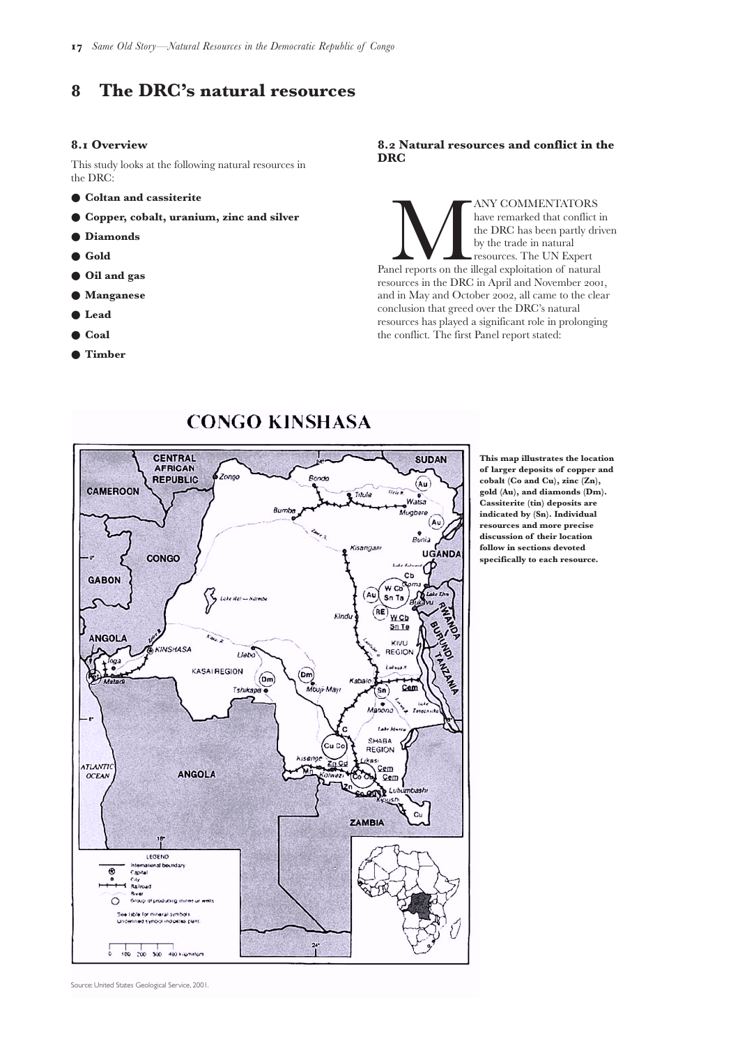# 8 The DRC's natural resources

### 8.1 Overview

This study looks at the following natural resources in the DRC:

- **Coltan and cassiterite**
- **Copper, cobalt, uranium, zinc and silver**
- **Diamonds**
- **Gold**
- **Oil and gas**
- **Manganese**
- **Lead**
- **Coal**
- **Timber**

### 8.2 Natural resources and conflict in the DRC

MANY COMMENTATORS have remarked that conflict in the DRC has been partly driven by the trade in natural resources. The UN Expert Panel reports on the illegal exploitation of natural resources in the DRC in April and November 2001, and in May and October 2002, all came to the clear conclusion that greed over the DRC's natural resources has played a significant role in prolonging the conflict. The first Panel report stated:

**This map illustrates the location of larger deposits of copper and cobalt (Co and Cu), zinc (Zn), gold (Au), and diamonds (Dm). Cassiterite (tin) deposits are indicated by (Sn). Individual resources and more precise discussion of their location follow in sections devoted specifically to each resource.**

Source: United States Geological Service, 2001.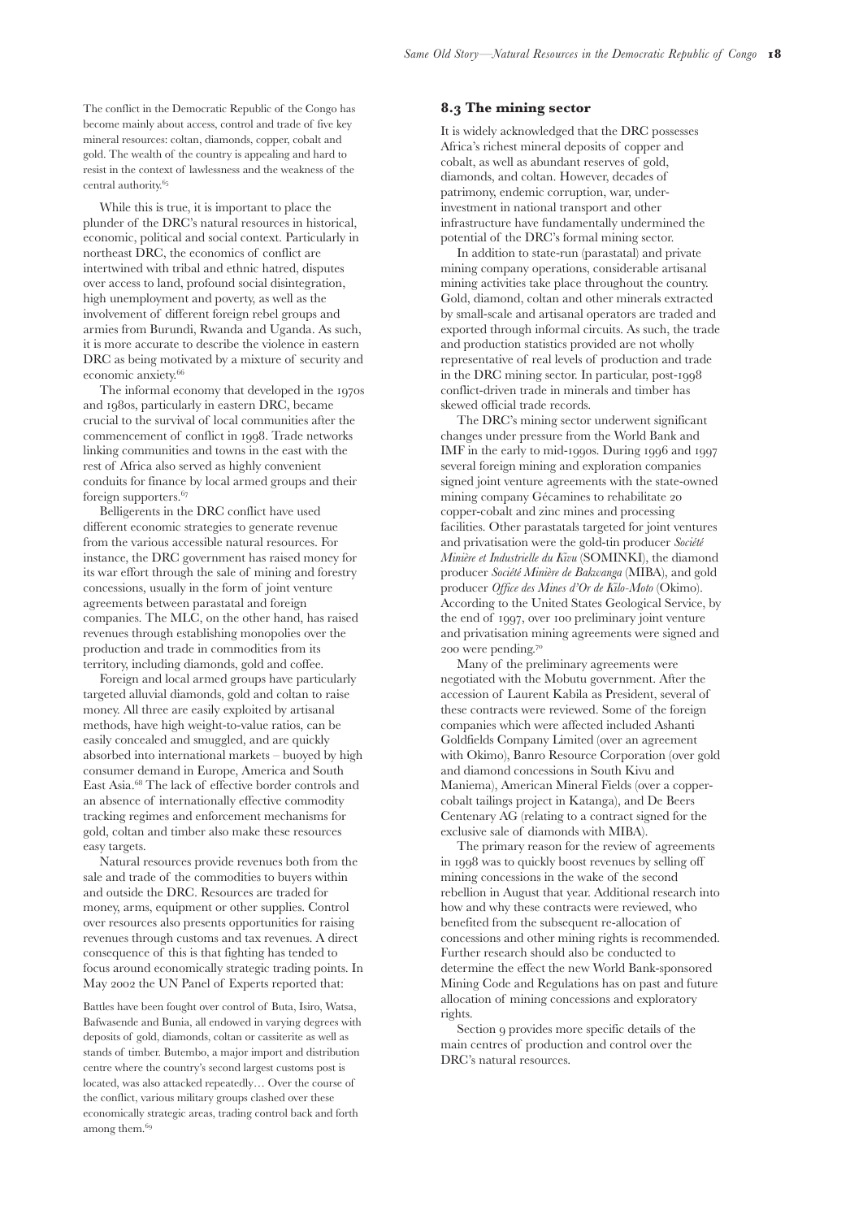The conflict in the Democratic Republic of the Congo has become mainly about access, control and trade of five key mineral resources: coltan, diamonds, copper, cobalt and gold. The wealth of the country is appealing and hard to resist in the context of lawlessness and the weakness of the central authority.[65]

While this is true, it is important to place the plunder of the DRC's natural resources in historical, economic, political and social context. Particularly in northeast DRC, the economics of conflict are intertwined with tribal and ethnic hatred, disputes over access to land, profound social disintegration, high unemployment and poverty, as well as the involvement of different foreign rebel groups and armies from Burundi, Rwanda and Uganda. As such, it is more accurate to describe the violence in eastern DRC as being motivated by a mixture of security and economic anxiety.[66]

The informal economy that developed in the 1970s and 1980s, particularly in eastern DRC, became crucial to the survival of local communities after the commencement of conflict in 1998. Trade networks linking communities and towns in the east with the rest of Africa also served as highly convenient conduits for finance by local armed groups and their foreign supporters.[67]

Belligerents in the DRC conflict have used different economic strategies to generate revenue from the various accessible natural resources. For instance, the DRC government has raised money for its war effort through the sale of mining and forestry concessions, usually in the form of joint venture agreements between parastatal and foreign companies. The MLC, on the other hand, has raised revenues through establishing monopolies over the production and trade in commodities from its territory, including diamonds, gold and coffee.

Foreign and local armed groups have particularly targeted alluvial diamonds, gold and coltan to raise money. All three are easily exploited by artisanal methods, have high weight-to-value ratios, can be easily concealed and smuggled, and are quickly absorbed into international markets – buoyed by high consumer demand in Europe, America and South East Asia.[68] The lack of effective border controls and an absence of internationally effective commodity tracking regimes and enforcement mechanisms for gold, coltan and timber also make these resources easy targets.

Natural resources provide revenues both from the sale and trade of the commodities to buyers within and outside the DRC. Resources are traded for money, arms, equipment or other supplies. Control over resources also presents opportunities for raising revenues through customs and tax revenues. A direct consequence of this is that fighting has tended to focus around economically strategic trading points. In May 2002 the UN Panel of Experts reported that:

Battles have been fought over control of Buta, Isiro, Watsa, Bafwasende and Bunia, all endowed in varying degrees with deposits of gold, diamonds, coltan or cassiterite as well as stands of timber. Butembo, a major import and distribution centre where the country's second largest customs post is located, was also attacked repeatedly… Over the course of the conflict, various military groups clashed over these economically strategic areas, trading control back and forth among them.[69]

### 8.3 The mining sector

It is widely acknowledged that the DRC possesses Africa's richest mineral deposits of copper and cobalt, as well as abundant reserves of gold, diamonds, and coltan. However, decades of patrimony, endemic corruption, war, under-investment in national transport and other infrastructure have fundamentally undermined the potential of the DRC's formal mining sector.

In addition to state-run (parastatal) and private mining company operations, considerable artisanal mining activities take place throughout the country. Gold, diamond, coltan and other minerals extracted by small-scale and artisanal operators are traded and exported through informal circuits. As such, the trade and production statistics provided are not wholly representative of real levels of production and trade in the DRC mining sector. In particular, post-1998 conflict-driven trade in minerals and timber has skewed official trade records.

The DRC's mining sector underwent significant changes under pressure from the World Bank and IMF in the early to mid-1990s. During 1996 and 1997 several foreign mining and exploration companies signed joint venture agreements with the state-owned mining company Gécamines to rehabilitate 20 copper-cobalt and zinc mines and processing facilities. Other parastatals targeted for joint ventures and privatisation were the gold-tin producer *Société Minière et Industrielle du Kivu* (SOMINKI), the diamond producer *Société Minière de Bakwanga* (MIBA), and gold producer *Office des Mines d'Or de Kilo-Moto* (Okimo). According to the United States Geological Service, by the end of 1997, over 100 preliminary joint venture and privatisation mining agreements were signed and 200 were pending.[70]

Many of the preliminary agreements were negotiated with the Mobutu government. After the accession of Laurent Kabila as President, several of these contracts were reviewed. Some of the foreign companies which were affected included Ashanti Goldfields Company Limited (over an agreement with Okimo), Banro Resource Corporation (over gold and diamond concessions in South Kivu and Maniema), American Mineral Fields (over a copper-cobalt tailings project in Katanga), and De Beers Centenary AG (relating to a contract signed for the exclusive sale of diamonds with MIBA).

The primary reason for the review of agreements in 1998 was to quickly boost revenues by selling off mining concessions in the wake of the second rebellion in August that year. Additional research into how and why these contracts were reviewed, who benefited from the subsequent re-allocation of concessions and other mining rights is recommended. Further research should also be conducted to determine the effect the new World Bank-sponsored Mining Code and Regulations has on past and future allocation of mining concessions and exploratory rights.

Section 9 provides more specific details of the main centres of production and control over the DRC's natural resources.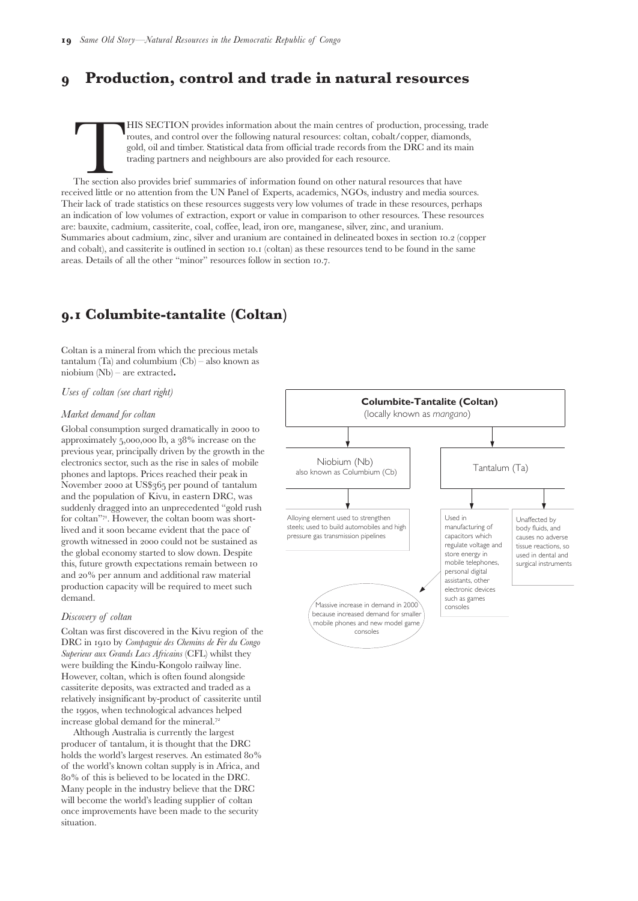# 9 Production, control and trade in natural resources

THIS SECTION provides information about the main centres of production, processing, trade routes, and control over the following natural resources: coltan, cobalt/copper, diamonds, gold, oil and timber. Statistical data from official trade records from the DRC and its main trading partners and neighbours are also provided for each resource.

The section also provides brief summaries of information found on other natural resources that have received little or no attention from the UN Panel of Experts, academics, NGOs, industry and media sources. Their lack of trade statistics on these resources suggests very low volumes of trade in these resources, perhaps an indication of low volumes of extraction, export or value in comparison to other resources. These resources are: bauxite, cadmium, cassiterite, coal, coffee, lead, iron ore, manganese, silver, zinc, and uranium. Summaries about cadmium, zinc, silver and uranium are contained in delineated boxes in section 10.2 (copper and cobalt), and cassiterite is outlined in section 10.1 (coltan) as these resources tend to be found in the same areas. Details of all the other "minor" resources follow in section 10.7.

## 9.1 Columbite-tantalite (Coltan)

Coltan is a mineral from which the precious metals tantalum (Ta) and columbium (Cb) – also known as niobium (Nb) – are extracted**.**

*Uses of coltan (see chart right)*

**Columbite-Tantalite (Coltan)**
(locally known as *mangano*)

- Niobium (Nb) also known as Columbium (Cb)
  - Alloying element used to strengthen steels; used to build automobiles and high pressure gas transmission pipelines
- Tantalum (Ta)
  - Used in manufacturing of capacitors which regulate voltage and store energy in mobile telephones, personal digital assistants, other electronic devices such as games consoles
    - Massive increase in demand in 2000 because increased demand for smaller mobile phones and new model game consoles
  - Unaffected by body fluids, and causes no adverse tissue reactions, so used in dental and surgical instruments

*Market demand for coltan*

Global consumption surged dramatically in 2000 to approximately 5,000,000 lb, a 38% increase on the previous year, principally driven by the growth in the electronics sector, such as the rise in sales of mobile phones and laptops. Prices reached their peak in November 2000 at US$365 per pound of tantalum and the population of Kivu, in eastern DRC, was suddenly dragged into an unprecedented "gold rush for coltan"[71]. However, the coltan boom was short-lived and it soon became evident that the pace of growth witnessed in 2000 could not be sustained as the global economy started to slow down. Despite this, future growth expectations remain between 10 and 20% per annum and additional raw material production capacity will be required to meet such demand.

*Discovery of coltan*

Coltan was first discovered in the Kivu region of the DRC in 1910 by *Compagnie des Chemins de Fer du Congo Superieur aux Grands Lacs Africains* (CFL) whilst they were building the Kindu-Kongolo railway line. However, coltan, which is often found alongside cassiterite deposits, was extracted and traded as a relatively insignificant by-product of cassiterite until the 1990s, when technological advances helped increase global demand for the mineral.[72]

Although Australia is currently the largest producer of tantalum, it is thought that the DRC holds the world's largest reserves. An estimated 80% of the world's known coltan supply is in Africa, and 80% of this is believed to be located in the DRC. Many people in the industry believe that the DRC will become the world's leading supplier of coltan once improvements have been made to the security situation.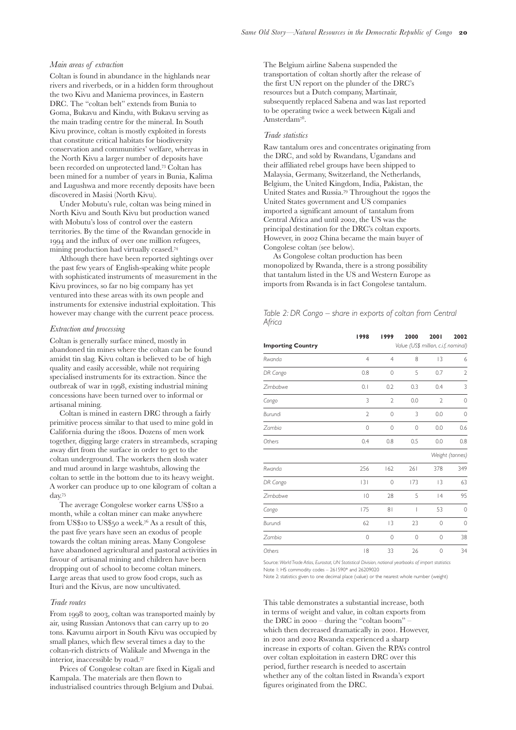### *Main areas of extraction*

Coltan is found in abundance in the highlands near rivers and riverbeds, or in a hidden form throughout the two Kivu and Maniema provinces, in Eastern DRC. The "coltan belt" extends from Bunia to Goma, Bukavu and Kindu, with Bukavu serving as the main trading centre for the mineral. In South Kivu province, coltan is mostly exploited in forests that constitute critical habitats for biodiversity conservation and communities' welfare, whereas in the North Kivu a larger number of deposits have been recorded on unprotected land.[73] Coltan has been mined for a number of years in Bunia, Kalima and Lugushwa and more recently deposits have been discovered in Masisi (North Kivu).

Under Mobutu's rule, coltan was being mined in North Kivu and South Kivu but production waned with Mobutu's loss of control over the eastern territories. By the time of the Rwandan genocide in 1994 and the influx of over one million refugees, mining production had virtually ceased.[74]

Although there have been reported sightings over the past few years of English-speaking white people with sophisticated instruments of measurement in the Kivu provinces, so far no big company has yet ventured into these areas with its own people and instruments for extensive industrial exploitation. This however may change with the current peace process.

### *Extraction and processing*

Coltan is generally surface mined, mostly in abandoned tin mines where the coltan can be found amidst tin slag. Kivu coltan is believed to be of high quality and easily accessible, while not requiring specialised instruments for its extraction. Since the outbreak of war in 1998, existing industrial mining concessions have been turned over to informal or artisanal mining.

Coltan is mined in eastern DRC through a fairly primitive process similar to that used to mine gold in California during the 1800s. Dozens of men work together, digging large craters in streambeds, scraping away dirt from the surface in order to get to the coltan underground. The workers then slosh water and mud around in large washtubs, allowing the coltan to settle in the bottom due to its heavy weight. A worker can produce up to one kilogram of coltan a day.[75]

The average Congolese worker earns US$10 a month, while a coltan miner can make anywhere from US$10 to US$50 a week.[76] As a result of this, the past five years have seen an exodus of people towards the coltan mining areas. Many Congolese have abandoned agricultural and pastoral activities in favour of artisanal mining and children have been dropping out of school to become coltan miners. Large areas that used to grow food crops, such as Ituri and the Kivus, are now uncultivated.

### *Trade routes*

From 1998 to 2003, coltan was transported mainly by air, using Russian Antonovs that can carry up to 20 tons. Kavumu airport in South Kivu was occupied by small planes, which flew several times a day to the coltan-rich districts of Walikale and Mwenga in the interior, inaccessible by road.[77]

Prices of Congolese coltan are fixed in Kigali and Kampala. The materials are then flown to industrialised countries through Belgium and Dubai.

The Belgium airline Sabena suspended the transportation of coltan shortly after the release of the first UN report on the plunder of the DRC's resources but a Dutch company, Martinair, subsequently replaced Sabena and was last reported to be operating twice a week between Kigali and Amsterdam[78].

### *Trade statistics*

Raw tantalum ores and concentrates originating from the DRC, and sold by Rwandans, Ugandans and their affiliated rebel groups have been shipped to Malaysia, Germany, Switzerland, the Netherlands, Belgium, the United Kingdom, India, Pakistan, the United States and Russia.[79] Throughout the 1990s the United States government and US companies imported a significant amount of tantalum from Central Africa and until 2002, the US was the principal destination for the DRC's coltan exports. However, in 2002 China became the main buyer of Congolese coltan (see below).

As Congolese coltan production has been monopolized by Rwanda, there is a strong possibility that tantalum listed in the US and Western Europe as imports from Rwanda is in fact Congolese tantalum.

*Table 2: DR Congo – share in exports of coltan from Central Africa*

| Importing Country | 1998 | 1999 | 2000 | 2001 | 2002 |
|---|---|---|---|---|---|
| | *Value (US$ million, c.i.f, nominal)* | | | | |
| Rwanda | 4 | 4 | 8 | 13 | 6 |
| DR Congo | 0.8 | 0 | 5 | 0.7 | 2 |
| Zimbabwe | 0.1 | 0.2 | 0.3 | 0.4 | 3 |
| Congo | 3 | 2 | 0.0 | 2 | 0 |
| Burundi | 2 | 0 | 3 | 0.0 | 0 |
| Zambia | 0 | 0 | 0 | 0.0 | 0.6 |
| Others | 0.4 | 0.8 | 0.5 | 0.0 | 0.8 |
| | *Weight (tonnes)* | | | | |
| Rwanda | 256 | 162 | 261 | 378 | 349 |
| DR Congo | 131 | 0 | 173 | 13 | 63 |
| Zimbabwe | 10 | 28 | 5 | 14 | 95 |
| Congo | 175 | 81 | 1 | 53 | 0 |
| Burundi | 62 | 13 | 23 | 0 | 0 |
| Zambia | 0 | 0 | 0 | 0 | 38 |
| Others | 18 | 33 | 26 | 0 | 34 |

Source: *World Trade Atlas, Eurostat, UN Statistical Division, national yearbooks of import statistics*
Note 1: HS commodity codes – 261590* and 26209020
Note 2: statistics given to one decimal place (value) or the nearest whole number (weight)

This table demonstrates a substantial increase, both in terms of weight and value, in coltan exports from the DRC in 2000 – during the "coltan boom" – which then decreased dramatically in 2001. However, in 2001 and 2002 Rwanda experienced a sharp increase in exports of coltan. Given the RPA's control over coltan exploitation in eastern DRC over this period, further research is needed to ascertain whether any of the coltan listed in Rwanda's export figures originated from the DRC.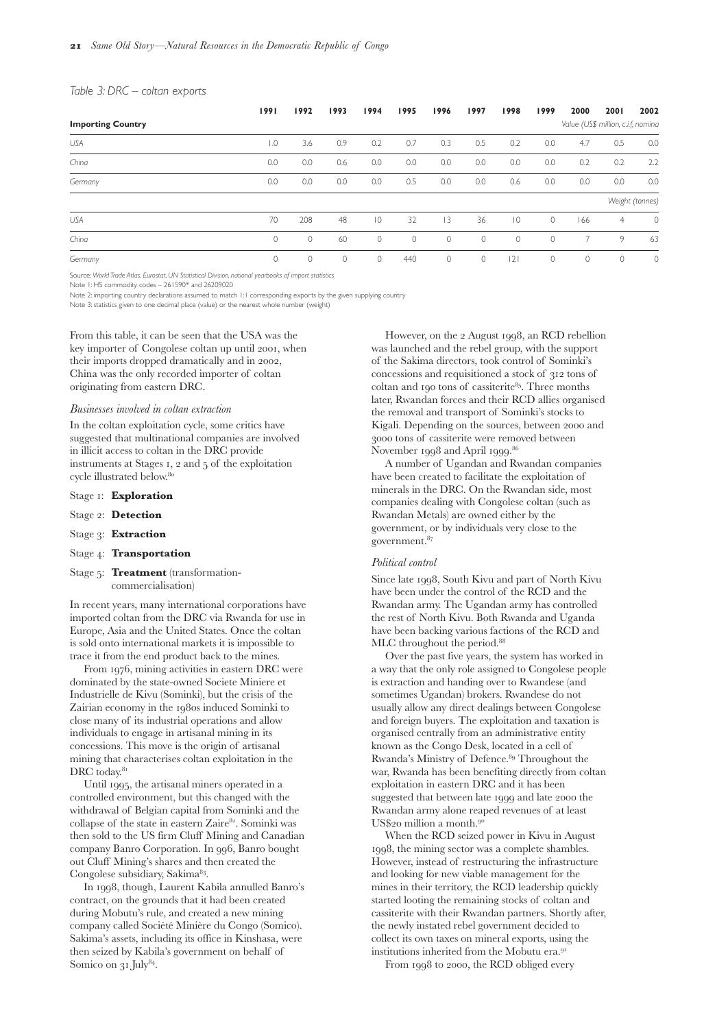*Table 3: DRC – coltan exports*

| Importing Country | 1991 | 1992 | 1993 | 1994 | 1995 | 1996 | 1997 | 1998 | 1999 | 2000 | 2001 | 2002 |
|---|---|---|---|---|---|---|---|---|---|---|---|---|
| | | | | | | | | | | Value (US$ million, c.i.f, nomina | | |
| USA | 1.0 | 3.6 | 0.9 | 0.2 | 0.7 | 0.3 | 0.5 | 0.2 | 0.0 | 4.7 | 0.5 | 0.0 |
| China | 0.0 | 0.0 | 0.6 | 0.0 | 0.0 | 0.0 | 0.0 | 0.0 | 0.0 | 0.2 | 0.2 | 2.2 |
| Germany | 0.0 | 0.0 | 0.0 | 0.0 | 0.5 | 0.0 | 0.0 | 0.6 | 0.0 | 0.0 | 0.0 | 0.0 |
| | | | | | | | | | | | Weight (tonnes) | |
| USA | 70 | 208 | 48 | 10 | 32 | 13 | 36 | 10 | 0 | 166 | 4 | 0 |
| China | 0 | 0 | 60 | 0 | 0 | 0 | 0 | 0 | 0 | 7 | 9 | 63 |
| Germany | 0 | 0 | 0 | 0 | 440 | 0 | 0 | 121 | 0 | 0 | 0 | 0 |

Source: *World Trade Atlas, Eurostat, UN Statistical Division, national yearbooks of import statistics*

Note 1: HS commodity codes – 261590* and 26209020

Note 2: importing country declarations assumed to match 1:1 corresponding exports by the given supplying country

Note 3: statistics given to one decimal place (value) or the nearest whole number (weight)

From this table, it can be seen that the USA was the key importer of Congolese coltan up until 2001, when their imports dropped dramatically and in 2002, China was the only recorded importer of coltan originating from eastern DRC.

*Businesses involved in coltan extraction*

In the coltan exploitation cycle, some critics have suggested that multinational companies are involved in illicit access to coltan in the DRC provide instruments at Stages 1, 2 and 5 of the exploitation cycle illustrated below.[80]

Stage 1: **Exploration**

Stage 2: **Detection**

Stage 3: **Extraction**

Stage 4: **Transportation**

Stage 5: **Treatment** (transformation-commercialisation)

In recent years, many international corporations have imported coltan from the DRC via Rwanda for use in Europe, Asia and the United States. Once the coltan is sold onto international markets it is impossible to trace it from the end product back to the mines.

From 1976, mining activities in eastern DRC were dominated by the state-owned Societe Miniere et Industrielle de Kivu (Sominki), but the crisis of the Zairian economy in the 1980s induced Sominki to close many of its industrial operations and allow individuals to engage in artisanal mining in its concessions. This move is the origin of artisanal mining that characterises coltan exploitation in the DRC today.[81]

Until 1995, the artisanal miners operated in a controlled environment, but this changed with the withdrawal of Belgian capital from Sominki and the collapse of the state in eastern Zaire[82]. Sominki was then sold to the US firm Cluff Mining and Canadian company Banro Corporation. In 996, Banro bought out Cluff Mining's shares and then created the Congolese subsidiary, Sakima[83].

In 1998, though, Laurent Kabila annulled Banro's contract, on the grounds that it had been created during Mobutu's rule, and created a new mining company called Société Minière du Congo (Somico). Sakima's assets, including its office in Kinshasa, were then seized by Kabila's government on behalf of Somico on 31 July[84].

However, on the 2 August 1998, an RCD rebellion was launched and the rebel group, with the support of the Sakima directors, took control of Sominki's concessions and requisitioned a stock of 312 tons of coltan and 190 tons of cassiterite[85]. Three months later, Rwandan forces and their RCD allies organised the removal and transport of Sominki's stocks to Kigali. Depending on the sources, between 2000 and 3000 tons of cassiterite were removed between November 1998 and April 1999.[86]

A number of Ugandan and Rwandan companies have been created to facilitate the exploitation of minerals in the DRC. On the Rwandan side, most companies dealing with Congolese coltan (such as Rwandan Metals) are owned either by the government, or by individuals very close to the government.[87]

*Political control*

Since late 1998, South Kivu and part of North Kivu have been under the control of the RCD and the Rwandan army. The Ugandan army has controlled the rest of North Kivu. Both Rwanda and Uganda have been backing various factions of the RCD and MLC throughout the period.[88]

Over the past five years, the system has worked in a way that the only role assigned to Congolese people is extraction and handing over to Rwandese (and sometimes Ugandan) brokers. Rwandese do not usually allow any direct dealings between Congolese and foreign buyers. The exploitation and taxation is organised centrally from an administrative entity known as the Congo Desk, located in a cell of Rwanda's Ministry of Defence.[89] Throughout the war, Rwanda has been benefiting directly from coltan exploitation in eastern DRC and it has been suggested that between late 1999 and late 2000 the Rwandan army alone reaped revenues of at least US$20 million a month.[90]

When the RCD seized power in Kivu in August 1998, the mining sector was a complete shambles. However, instead of restructuring the infrastructure and looking for new viable management for the mines in their territory, the RCD leadership quickly started looting the remaining stocks of coltan and cassiterite with their Rwandan partners. Shortly after, the newly instated rebel government decided to collect its own taxes on mineral exports, using the institutions inherited from the Mobutu era.[91]

From 1998 to 2000, the RCD obliged every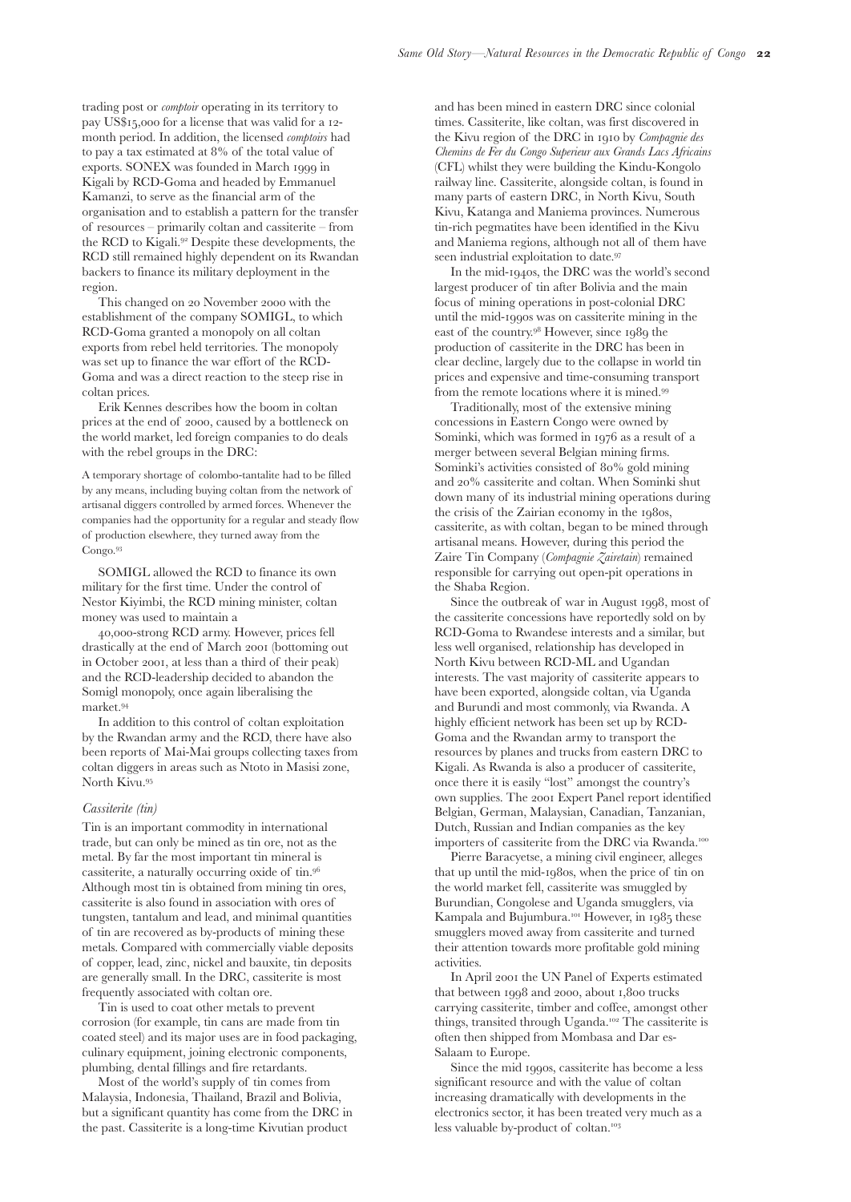trading post or *comptoir* operating in its territory to pay US$15,000 for a license that was valid for a 12-month period. In addition, the licensed *comptoirs* had to pay a tax estimated at 8% of the total value of exports. SONEX was founded in March 1999 in Kigali by RCD-Goma and headed by Emmanuel Kamanzi, to serve as the financial arm of the organisation and to establish a pattern for the transfer of resources – primarily coltan and cassiterite – from the RCD to Kigali.[92] Despite these developments, the RCD still remained highly dependent on its Rwandan backers to finance its military deployment in the region.

This changed on 20 November 2000 with the establishment of the company SOMIGL, to which RCD-Goma granted a monopoly on all coltan exports from rebel held territories. The monopoly was set up to finance the war effort of the RCD-Goma and was a direct reaction to the steep rise in coltan prices.

Erik Kennes describes how the boom in coltan prices at the end of 2000, caused by a bottleneck on the world market, led foreign companies to do deals with the rebel groups in the DRC:

> A temporary shortage of colombo-tantalite had to be filled by any means, including buying coltan from the network of artisanal diggers controlled by armed forces. Whenever the companies had the opportunity for a regular and steady flow of production elsewhere, they turned away from the Congo.[93]

SOMIGL allowed the RCD to finance its own military for the first time. Under the control of Nestor Kiyimbi, the RCD mining minister, coltan money was used to maintain a 40,000-strong RCD army. However, prices fell drastically at the end of March 2001 (bottoming out in October 2001, at less than a third of their peak) and the RCD-leadership decided to abandon the Somigl monopoly, once again liberalising the market.[94]

In addition to this control of coltan exploitation by the Rwandan army and the RCD, there have also been reports of Mai-Mai groups collecting taxes from coltan diggers in areas such as Ntoto in Masisi zone, North Kivu.[95]

### *Cassiterite (tin)*

Tin is an important commodity in international trade, but can only be mined as tin ore, not as the metal. By far the most important tin mineral is cassiterite, a naturally occurring oxide of tin.[96] Although most tin is obtained from mining tin ores, cassiterite is also found in association with ores of tungsten, tantalum and lead, and minimal quantities of tin are recovered as by-products of mining these metals. Compared with commercially viable deposits of copper, lead, zinc, nickel and bauxite, tin deposits are generally small. In the DRC, cassiterite is most frequently associated with coltan ore.

Tin is used to coat other metals to prevent corrosion (for example, tin cans are made from tin coated steel) and its major uses are in food packaging, culinary equipment, joining electronic components, plumbing, dental fillings and fire retardants.

Most of the world's supply of tin comes from Malaysia, Indonesia, Thailand, Brazil and Bolivia, but a significant quantity has come from the DRC in the past. Cassiterite is a long-time Kivutian product and has been mined in eastern DRC since colonial times. Cassiterite, like coltan, was first discovered in the Kivu region of the DRC in 1910 by *Compagnie des Chemins de Fer du Congo Superieur aux Grands Lacs Africains* (CFL) whilst they were building the Kindu-Kongolo railway line. Cassiterite, alongside coltan, is found in many parts of eastern DRC, in North Kivu, South Kivu, Katanga and Maniema provinces. Numerous tin-rich pegmatites have been identified in the Kivu and Maniema regions, although not all of them have seen industrial exploitation to date.[97]

In the mid-1940s, the DRC was the world's second largest producer of tin after Bolivia and the main focus of mining operations in post-colonial DRC until the mid-1990s was on cassiterite mining in the east of the country.[98] However, since 1989 the production of cassiterite in the DRC has been in clear decline, largely due to the collapse in world tin prices and expensive and time-consuming transport from the remote locations where it is mined.[99]

Traditionally, most of the extensive mining concessions in Eastern Congo were owned by Sominki, which was formed in 1976 as a result of a merger between several Belgian mining firms. Sominki's activities consisted of 80% gold mining and 20% cassiterite and coltan. When Sominki shut down many of its industrial mining operations during the crisis of the Zairian economy in the 1980s, cassiterite, as with coltan, began to be mined through artisanal means. However, during this period the Zaire Tin Company (*Compagnie Zairetain*) remained responsible for carrying out open-pit operations in the Shaba Region.

Since the outbreak of war in August 1998, most of the cassiterite concessions have reportedly sold on by RCD-Goma to Rwandese interests and a similar, but less well organised, relationship has developed in North Kivu between RCD-ML and Ugandan interests. The vast majority of cassiterite appears to have been exported, alongside coltan, via Uganda and Burundi and most commonly, via Rwanda. A highly efficient network has been set up by RCD-Goma and the Rwandan army to transport the resources by planes and trucks from eastern DRC to Kigali. As Rwanda is also a producer of cassiterite, once there it is easily "lost" amongst the country's own supplies. The 2001 Expert Panel report identified Belgian, German, Malaysian, Canadian, Tanzanian, Dutch, Russian and Indian companies as the key importers of cassiterite from the DRC via Rwanda.[100]

Pierre Baracyetse, a mining civil engineer, alleges that up until the mid-1980s, when the price of tin on the world market fell, cassiterite was smuggled by Burundian, Congolese and Uganda smugglers, via Kampala and Bujumbura.[101] However, in 1985 these smugglers moved away from cassiterite and turned their attention towards more profitable gold mining activities.

In April 2001 the UN Panel of Experts estimated that between 1998 and 2000, about 1,800 trucks carrying cassiterite, timber and coffee, amongst other things, transited through Uganda.[102] The cassiterite is often then shipped from Mombasa and Dar es-Salaam to Europe.

Since the mid 1990s, cassiterite has become a less significant resource and with the value of coltan increasing dramatically with developments in the electronics sector, it has been treated very much as a less valuable by-product of coltan.[103]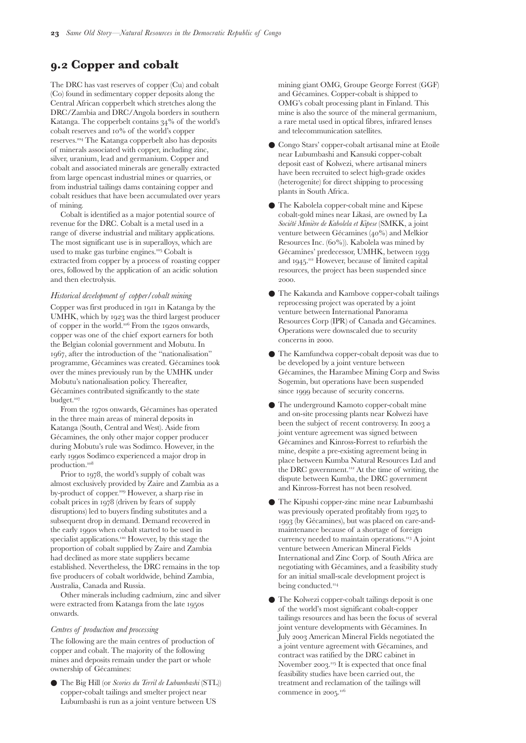## 9.2 Copper and cobalt

The DRC has vast reserves of copper (Cu) and cobalt (Co) found in sedimentary copper deposits along the Central African copperbelt which stretches along the DRC/Zambia and DRC/Angola borders in southern Katanga. The copperbelt contains 34% of the world's cobalt reserves and 10% of the world's copper reserves.[104] The Katanga copperbelt also has deposits of minerals associated with copper, including zinc, silver, uranium, lead and germanium. Copper and cobalt and associated minerals are generally extracted from large opencast industrial mines or quarries, or from industrial tailings dams containing copper and cobalt residues that have been accumulated over years of mining.

Cobalt is identified as a major potential source of revenue for the DRC. Cobalt is a metal used in a range of diverse industrial and military applications. The most significant use is in superalloys, which are used to make gas turbine engines.[105] Cobalt is extracted from copper by a process of roasting copper ores, followed by the application of an acidic solution and then electrolysis.

*Historical development of copper/cobalt mining*

Copper was first produced in 1911 in Katanga by the UMHK, which by 1923 was the third largest producer of copper in the world.[106] From the 1920s onwards, copper was one of the chief export earners for both the Belgian colonial government and Mobutu. In 1967, after the introduction of the "nationalisation" programme, Gécamines was created. Gécamines took over the mines previously run by the UMHK under Mobutu's nationalisation policy. Thereafter, Gécamines contributed significantly to the state budget.[107]

From the 1970s onwards, Gécamines has operated in the three main areas of mineral deposits in Katanga (South, Central and West). Aside from Gécamines, the only other major copper producer during Mobutu's rule was Sodimco. However, in the early 1990s Sodimco experienced a major drop in production.[108]

Prior to 1978, the world's supply of cobalt was almost exclusively provided by Zaire and Zambia as a by-product of copper.[109] However, a sharp rise in cobalt prices in 1978 (driven by fears of supply disruptions) led to buyers finding substitutes and a subsequent drop in demand. Demand recovered in the early 1990s when cobalt started to be used in specialist applications.[110] However, by this stage the proportion of cobalt supplied by Zaire and Zambia had declined as more state suppliers became established. Nevertheless, the DRC remains in the top five producers of cobalt worldwide, behind Zambia, Australia, Canada and Russia.

Other minerals including cadmium, zinc and silver were extracted from Katanga from the late 1950s onwards.

*Centres of production and processing*

The following are the main centres of production of copper and cobalt. The majority of the following mines and deposits remain under the part or whole ownership of Gécamines:

- The Big Hill (or *Scories du Terril de Lubumbashi* (STL)) copper-cobalt tailings and smelter project near Lubumbashi is run as a joint venture between US mining giant OMG, Groupe George Forrest (GGF) and Gécamines. Copper-cobalt is shipped to OMG's cobalt processing plant in Finland. This mine is also the source of the mineral germanium, a rare metal used in optical fibres, infrared lenses and telecommunication satellites.
- Congo Stars' copper-cobalt artisanal mine at Etoile near Lubumbashi and Kansuki copper-cobalt deposit east of Kolwezi, where artisanal miners have been recruited to select high-grade oxides (heterogenite) for direct shipping to processing plants in South Africa.
- The Kabolela copper-cobalt mine and Kipese cobalt-gold mines near Likasi, are owned by La *Société Minière de Kabolela et Kipese* (SMKK, a joint venture between Gécamines (40%) and Melkior Resources Inc. (60%)). Kabolela was mined by Gécamines' predecessor, UMHK, between 1939 and 1945.[111] However, because of limited capital resources, the project has been suspended since 2000.
- The Kakanda and Kambove copper-cobalt tailings reprocessing project was operated by a joint venture between International Panorama Resources Corp (IPR) of Canada and Gécamines. Operations were downscaled due to security concerns in 2000.
- The Kamfundwa copper-cobalt deposit was due to be developed by a joint venture between Gécamines, the Harambee Mining Corp and Swiss Sogemin, but operations have been suspended since 1999 because of security concerns.
- The underground Kamoto copper-cobalt mine and on-site processing plants near Kolwezi have been the subject of recent controversy. In 2003 a joint venture agreement was signed between Gécamines and Kinross-Forrest to refurbish the mine, despite a pre-existing agreement being in place between Kumba Natural Resources Ltd and the DRC government.[112] At the time of writing, the dispute between Kumba, the DRC government and Kinross-Forrest has not been resolved.
- The Kipushi copper-zinc mine near Lubumbashi was previously operated profitably from 1925 to 1993 (by Gécamines), but was placed on care-and-maintenance because of a shortage of foreign currency needed to maintain operations.[113] A joint venture between American Mineral Fields International and Zinc Corp. of South Africa are negotiating with Gécamines, and a feasibility study for an initial small-scale development project is being conducted.[114]
- The Kolwezi copper-cobalt tailings deposit is one of the world's most significant cobalt-copper tailings resources and has been the focus of several joint venture developments with Gécamines. In July 2003 American Mineral Fields negotiated the a joint venture agreement with Gécamines, and contract was ratified by the DRC cabinet in November 2003.[115] It is expected that once final feasibility studies have been carried out, the treatment and reclamation of the tailings will commence in 2005.[116]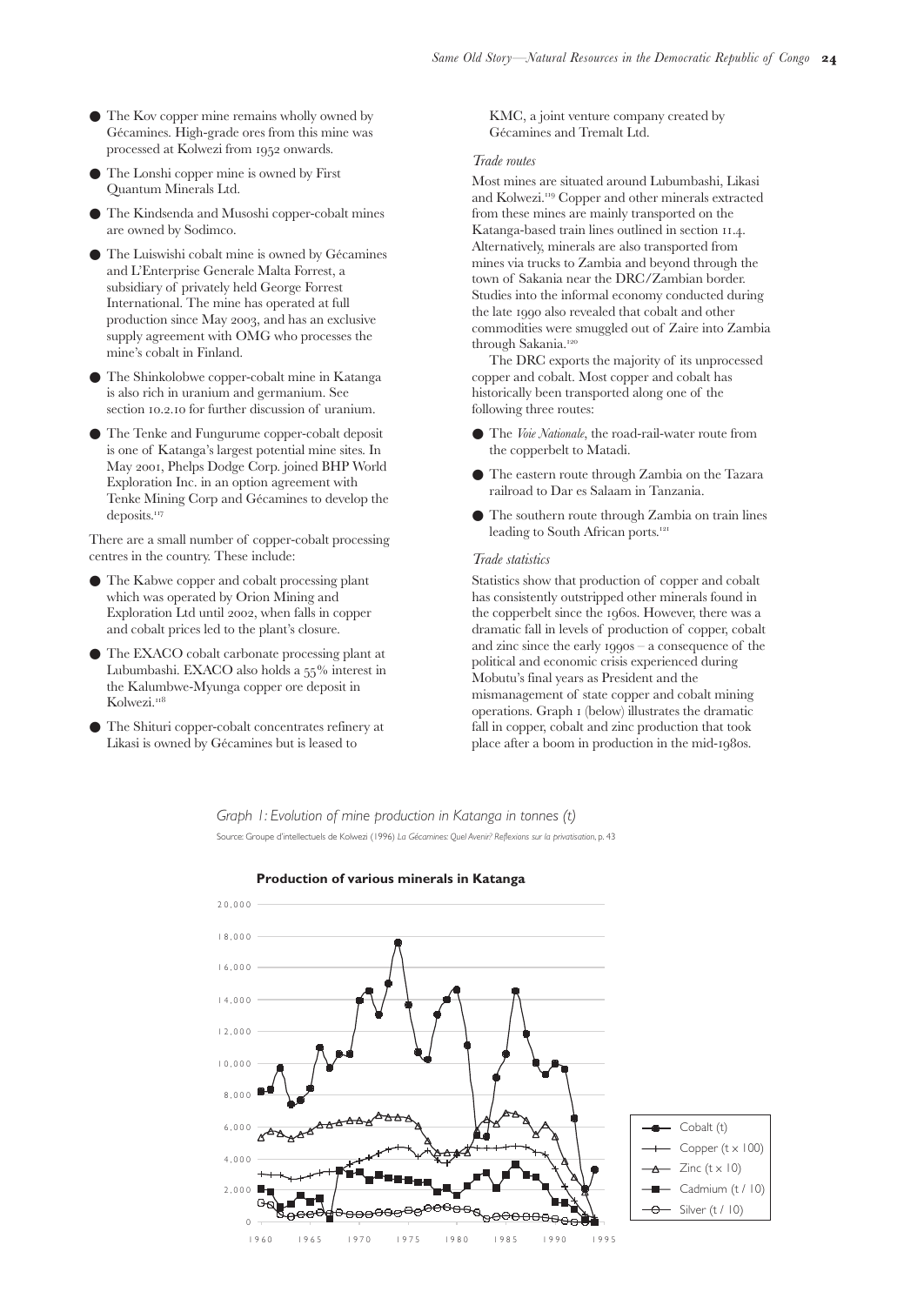- The Kov copper mine remains wholly owned by Gécamines. High-grade ores from this mine was processed at Kolwezi from 1952 onwards.
- The Lonshi copper mine is owned by First Quantum Minerals Ltd.
- The Kindsenda and Musoshi copper-cobalt mines are owned by Sodimco.
- The Luiswishi cobalt mine is owned by Gécamines and L'Enterprise Generale Malta Forrest, a subsidiary of privately held George Forrest International. The mine has operated at full production since May 2003, and has an exclusive supply agreement with OMG who processes the mine's cobalt in Finland.
- The Shinkolobwe copper-cobalt mine in Katanga is also rich in uranium and germanium. See section 10.2.10 for further discussion of uranium.
- The Tenke and Fungurume copper-cobalt deposit is one of Katanga's largest potential mine sites. In May 2001, Phelps Dodge Corp. joined BHP World Exploration Inc. in an option agreement with Tenke Mining Corp and Gécamines to develop the deposits.[117]

There are a small number of copper-cobalt processing centres in the country. These include:

- The Kabwe copper and cobalt processing plant which was operated by Orion Mining and Exploration Ltd until 2002, when falls in copper and cobalt prices led to the plant's closure.
- The EXACO cobalt carbonate processing plant at Lubumbashi. EXACO also holds a 55% interest in the Kalumbwe-Myunga copper ore deposit in Kolwezi.[118]
- The Shituri copper-cobalt concentrates refinery at Likasi is owned by Gécamines but is leased to KMC, a joint venture company created by Gécamines and Tremalt Ltd.

### *Trade routes*

Most mines are situated around Lubumbashi, Likasi and Kolwezi.[119] Copper and other minerals extracted from these mines are mainly transported on the Katanga-based train lines outlined in section 11.4. Alternatively, minerals are also transported from mines via trucks to Zambia and beyond through the town of Sakania near the DRC/Zambian border. Studies into the informal economy conducted during the late 1990 also revealed that cobalt and other commodities were smuggled out of Zaire into Zambia through Sakania.[120]

The DRC exports the majority of its unprocessed copper and cobalt. Most copper and cobalt has historically been transported along one of the following three routes:

- The *Voie Nationale*, the road-rail-water route from the copperbelt to Matadi.
- The eastern route through Zambia on the Tazara railroad to Dar es Salaam in Tanzania.
- The southern route through Zambia on train lines leading to South African ports.[121]

### *Trade statistics*

Statistics show that production of copper and cobalt has consistently outstripped other minerals found in the copperbelt since the 1960s. However, there was a dramatic fall in levels of production of copper, cobalt and zinc since the early 1990s – a consequence of the political and economic crisis experienced during Mobutu's final years as President and the mismanagement of state copper and cobalt mining operations. Graph 1 (below) illustrates the dramatic fall in copper, cobalt and zinc production that took place after a boom in production in the mid-1980s.

*Graph 1: Evolution of mine production in Katanga in tonnes (t)*

Source: Groupe d'intellectuels de Kolwezi (1996) *La Gécamines: Quel Avenir? Reflexions sur la privatisation*, p. 43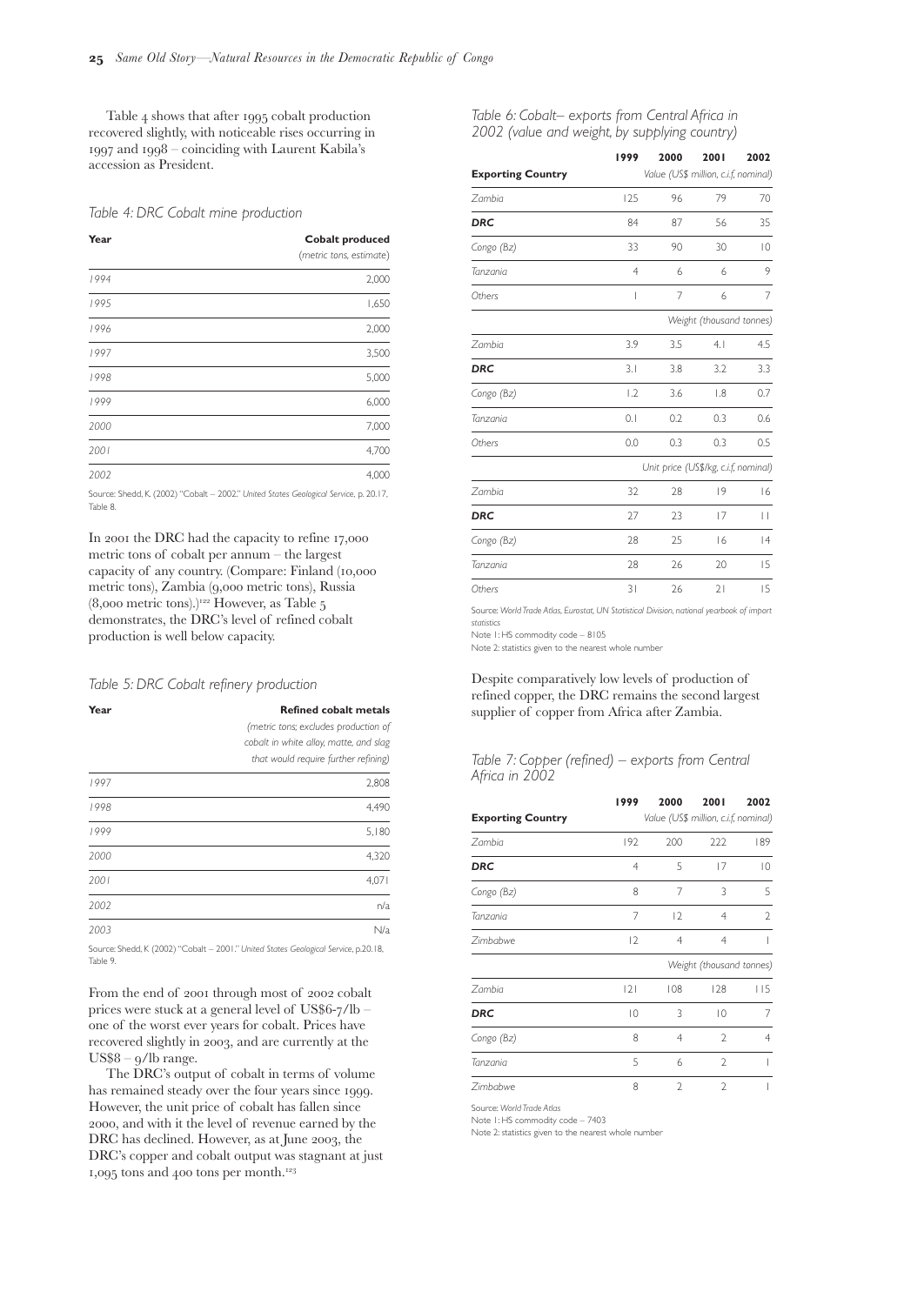Table 4 shows that after 1995 cobalt production recovered slightly, with noticeable rises occurring in 1997 and 1998 – coinciding with Laurent Kabila's accession as President.

*Table 4: DRC Cobalt mine production*

| Year | Cobalt produced (metric tons, estimate) |
|---|---|
| 1994 | 2,000 |
| 1995 | 1,650 |
| 1996 | 2,000 |
| 1997 | 3,500 |
| 1998 | 5,000 |
| 1999 | 6,000 |
| 2000 | 7,000 |
| 2001 | 4,700 |
| 2002 | 4,000 |

Source: Shedd, K. (2002) "Cobalt – 2002." *United States Geological Service*, p. 20.17, Table 8.

In 2001 the DRC had the capacity to refine 17,000 metric tons of cobalt per annum – the largest capacity of any country. (Compare: Finland (10,000 metric tons), Zambia (9,000 metric tons), Russia (8,000 metric tons).)[122] However, as Table 5 demonstrates, the DRC's level of refined cobalt production is well below capacity.

*Table 5: DRC Cobalt refinery production*

| Year | Refined cobalt metals (metric tons; excludes production of cobalt in white alloy, matte, and slag that would require further refining) |
|---|---|
| 1997 | 2,808 |
| 1998 | 4,490 |
| 1999 | 5,180 |
| 2000 | 4,320 |
| 2001 | 4,071 |
| 2002 | n/a |
| 2003 | N/a |

Source: Shedd, K (2002) "Cobalt – 2001." *United States Geological Service*, p.20.18, Table 9.

From the end of 2001 through most of 2002 cobalt prices were stuck at a general level of US$6-7/lb – one of the worst ever years for cobalt. Prices have recovered slightly in 2003, and are currently at the US$8 – 9/lb range.

The DRC's output of cobalt in terms of volume has remained steady over the four years since 1999. However, the unit price of cobalt has fallen since 2000, and with it the level of revenue earned by the DRC has declined. However, as at June 2003, the DRC's copper and cobalt output was stagnant at just 1,095 tons and 400 tons per month.[123]

*Table 6: Cobalt– exports from Central Africa in 2002 (value and weight, by supplying country)*

| Exporting Country | 1999 | 2000 | 2001 | 2002 |
|---|---|---|---|---|
| | Value (US$ million, c.i.f, nominal) | | | |
| Zambia | 125 | 96 | 79 | 70 |
| **DRC** | 84 | 87 | 56 | 35 |
| Congo (Bz) | 33 | 90 | 30 | 10 |
| Tanzania | 4 | 6 | 6 | 9 |
| Others | 1 | 7 | 6 | 7 |
| | Weight (thousand tonnes) | | | |
| Zambia | 3.9 | 3.5 | 4.1 | 4.5 |
| **DRC** | 3.1 | 3.8 | 3.2 | 3.3 |
| Congo (Bz) | 1.2 | 3.6 | 1.8 | 0.7 |
| Tanzania | 0.1 | 0.2 | 0.3 | 0.6 |
| Others | 0.0 | 0.3 | 0.3 | 0.5 |
| | Unit price (US$/kg, c.i.f, nominal) | | | |
| Zambia | 32 | 28 | 19 | 16 |
| **DRC** | 27 | 23 | 17 | 11 |
| Congo (Bz) | 28 | 25 | 16 | 14 |
| Tanzania | 28 | 26 | 20 | 15 |
| Others | 31 | 26 | 21 | 15 |

Source: *World Trade Atlas, Eurostat, UN Statistical Division, national yearbook of import statistics*
Note 1: HS commodity code – 8105
Note 2: statistics given to the nearest whole number

Despite comparatively low levels of production of refined copper, the DRC remains the second largest supplier of copper from Africa after Zambia.

*Table 7: Copper (refined) – exports from Central Africa in 2002*

| Exporting Country | 1999 | 2000 | 2001 | 2002 |
|---|---|---|---|---|
| | Value (US$ million, c.i.f, nominal) | | | |
| Zambia | 192 | 200 | 222 | 189 |
| **DRC** | 4 | 5 | 17 | 10 |
| Congo (Bz) | 8 | 7 | 3 | 5 |
| Tanzania | 7 | 12 | 4 | 2 |
| Zimbabwe | 12 | 4 | 4 | 1 |
| | Weight (thousand tonnes) | | | |
| Zambia | 121 | 108 | 128 | 115 |
| **DRC** | 10 | 3 | 10 | 7 |
| Congo (Bz) | 8 | 4 | 2 | 4 |
| Tanzania | 5 | 6 | 2 | 1 |
| Zimbabwe | 8 | 2 | 2 | 1 |

Source: *World Trade Atlas*
Note 1: HS commodity code – 7403
Note 2: statistics given to the nearest whole number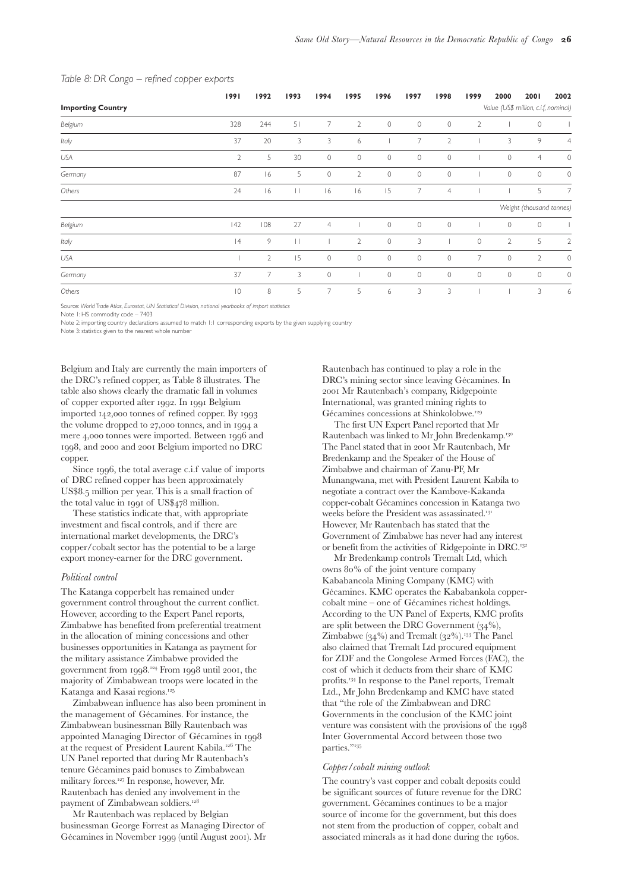*Table 8: DR Congo – refined copper exports*

| Importing Country | 1991 | 1992 | 1993 | 1994 | 1995 | 1996 | 1997 | 1998 | 1999 | 2000 | 2001 | 2002 |
|---|---|---|---|---|---|---|---|---|---|---|---|---|
| | Value (US$ million, c.i.f, nominal) | | | | | | | | | | | |
| Belgium | 328 | 244 | 51 | 7 | 2 | 0 | 0 | 0 | 2 | 1 | 0 | 1 |
| Italy | 37 | 20 | 3 | 3 | 6 | 1 | 7 | 2 | 1 | 3 | 9 | 4 |
| USA | 2 | 5 | 30 | 0 | 0 | 0 | 0 | 0 | 1 | 0 | 4 | 0 |
| Germany | 87 | 16 | 5 | 0 | 2 | 0 | 0 | 0 | 1 | 0 | 0 | 0 |
| Others | 24 | 16 | 11 | 16 | 16 | 15 | 7 | 4 | 1 | 1 | 5 | 7 |
| | Weight (thousand tonnes) | | | | | | | | | | | |
| Belgium | 142 | 108 | 27 | 4 | 1 | 0 | 0 | 0 | 1 | 0 | 0 | 1 |
| Italy | 14 | 9 | 11 | 1 | 2 | 0 | 3 | 1 | 0 | 2 | 5 | 2 |
| USA | 1 | 2 | 15 | 0 | 0 | 0 | 0 | 0 | 7 | 0 | 2 | 0 |
| Germany | 37 | 7 | 3 | 0 | 1 | 0 | 0 | 0 | 0 | 0 | 0 | 0 |
| Others | 10 | 8 | 5 | 7 | 5 | 6 | 3 | 3 | 1 | 1 | 3 | 6 |

Source: *World Trade Atlas, Eurostat, UN Statistical Division, national yearbooks of import statistics*
Note 1: HS commodity code – 7403
Note 2: importing country declarations assumed to match 1:1 corresponding exports by the given supplying country
Note 3: statistics given to the nearest whole number

Belgium and Italy are currently the main importers of the DRC's refined copper, as Table 8 illustrates. The table also shows clearly the dramatic fall in volumes of copper exported after 1992. In 1991 Belgium imported 142,000 tonnes of refined copper. By 1993 the volume dropped to 27,000 tonnes, and in 1994 a mere 4,000 tonnes were imported. Between 1996 and 1998, and 2000 and 2001 Belgium imported no DRC copper.

Since 1996, the total average c.i.f value of imports of DRC refined copper has been approximately US$8.5 million per year. This is a small fraction of the total value in 1991 of US$478 million.

These statistics indicate that, with appropriate investment and fiscal controls, and if there are international market developments, the DRC's copper/cobalt sector has the potential to be a large export money-earner for the DRC government.

*Political control*

The Katanga copperbelt has remained under government control throughout the current conflict. However, according to the Expert Panel reports, Zimbabwe has benefited from preferential treatment in the allocation of mining concessions and other businesses opportunities in Katanga as payment for the military assistance Zimbabwe provided the government from 1998.[124] From 1998 until 2001, the majority of Zimbabwean troops were located in the Katanga and Kasai regions.[125]

Zimbabwean influence has also been prominent in the management of Gécamines. For instance, the Zimbabwean businessman Billy Rautenbach was appointed Managing Director of Gécamines in 1998 at the request of President Laurent Kabila.[126] The UN Panel reported that during Mr Rautenbach's tenure Gécamines paid bonuses to Zimbabwean military forces.[127] In response, however, Mr. Rautenbach has denied any involvement in the payment of Zimbabwean soldiers.[128]

Mr Rautenbach was replaced by Belgian businessman George Forrest as Managing Director of Gécamines in November 1999 (until August 2001). Mr Rautenbach has continued to play a role in the DRC's mining sector since leaving Gécamines. In 2001 Mr Rautenbach's company, Ridgepointe International, was granted mining rights to Gécamines concessions at Shinkolobwe.[129]

The first UN Expert Panel reported that Mr Rautenbach was linked to Mr John Bredenkamp.[130] The Panel stated that in 2001 Mr Rautenbach, Mr Bredenkamp and the Speaker of the House of Zimbabwe and chairman of Zanu-PF, Mr Munangwana, met with President Laurent Kabila to negotiate a contract over the Kambove-Kakanda copper-cobalt Gécamines concession in Katanga two weeks before the President was assassinated.[131] However, Mr Rautenbach has stated that the Government of Zimbabwe has never had any interest or benefit from the activities of Ridgepointe in DRC.[132]

Mr Bredenkamp controls Tremalt Ltd, which owns 80% of the joint venture company Kababancola Mining Company (KMC) with Gécamines. KMC operates the Kababankola copper-cobalt mine – one of Gécamines richest holdings. According to the UN Panel of Experts, KMC profits are split between the DRC Government (34%), Zimbabwe (34%) and Tremalt (32%).[133] The Panel also claimed that Tremalt Ltd procured equipment for ZDF and the Congolese Armed Forces (FAC), the cost of which it deducts from their share of KMC profits.[134] In response to the Panel reports, Tremalt Ltd., Mr John Bredenkamp and KMC have stated that "the role of the Zimbabwean and DRC Governments in the conclusion of the KMC joint venture was consistent with the provisions of the 1998 Inter Governmental Accord between those two parties."[135]

*Copper/cobalt mining outlook*

The country's vast copper and cobalt deposits could be significant sources of future revenue for the DRC government. Gécamines continues to be a major source of income for the government, but this does not stem from the production of copper, cobalt and associated minerals as it had done during the 1960s.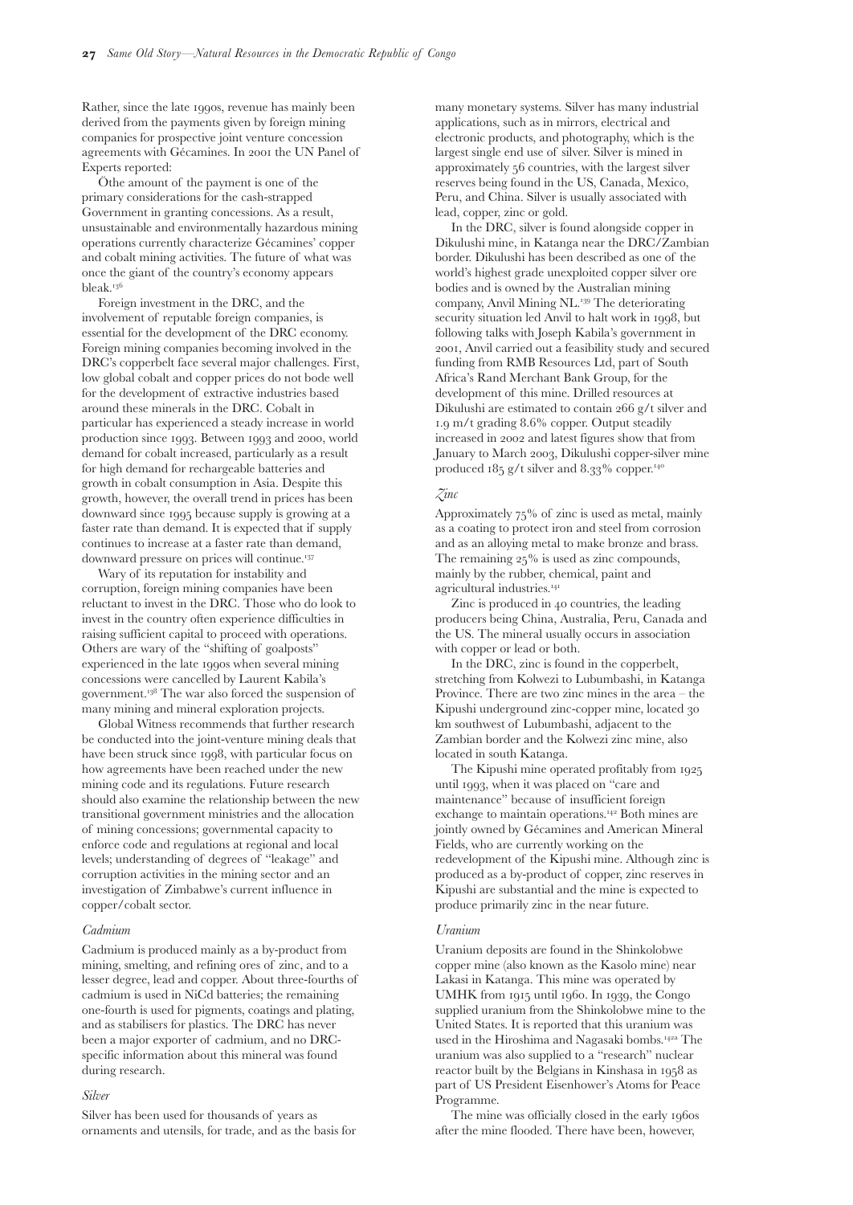Rather, since the late 1990s, revenue has mainly been derived from the payments given by foreign mining companies for prospective joint venture concession agreements with Gécamines. In 2001 the UN Panel of Experts reported:

Öthe amount of the payment is one of the primary considerations for the cash-strapped Government in granting concessions. As a result, unsustainable and environmentally hazardous mining operations currently characterize Gécamines' copper and cobalt mining activities. The future of what was once the giant of the country's economy appears bleak.[136]

Foreign investment in the DRC, and the involvement of reputable foreign companies, is essential for the development of the DRC economy. Foreign mining companies becoming involved in the DRC's copperbelt face several major challenges. First, low global cobalt and copper prices do not bode well for the development of extractive industries based around these minerals in the DRC. Cobalt in particular has experienced a steady increase in world production since 1993. Between 1993 and 2000, world demand for cobalt increased, particularly as a result for high demand for rechargeable batteries and growth in cobalt consumption in Asia. Despite this growth, however, the overall trend in prices has been downward since 1995 because supply is growing at a faster rate than demand. It is expected that if supply continues to increase at a faster rate than demand, downward pressure on prices will continue.[137]

Wary of its reputation for instability and corruption, foreign mining companies have been reluctant to invest in the DRC. Those who do look to invest in the country often experience difficulties in raising sufficient capital to proceed with operations. Others are wary of the "shifting of goalposts" experienced in the late 1990s when several mining concessions were cancelled by Laurent Kabila's government.[138] The war also forced the suspension of many mining and mineral exploration projects.

Global Witness recommends that further research be conducted into the joint-venture mining deals that have been struck since 1998, with particular focus on how agreements have been reached under the new mining code and its regulations. Future research should also examine the relationship between the new transitional government ministries and the allocation of mining concessions; governmental capacity to enforce code and regulations at regional and local levels; understanding of degrees of "leakage" and corruption activities in the mining sector and an investigation of Zimbabwe's current influence in copper/cobalt sector.

### *Cadmium*

Cadmium is produced mainly as a by-product from mining, smelting, and refining ores of zinc, and to a lesser degree, lead and copper. About three-fourths of cadmium is used in NiCd batteries; the remaining one-fourth is used for pigments, coatings and plating, and as stabilisers for plastics. The DRC has never been a major exporter of cadmium, and no DRC-specific information about this mineral was found during research.

### *Silver*

Silver has been used for thousands of years as ornaments and utensils, for trade, and as the basis for many monetary systems. Silver has many industrial applications, such as in mirrors, electrical and electronic products, and photography, which is the largest single end use of silver. Silver is mined in approximately 56 countries, with the largest silver reserves being found in the US, Canada, Mexico, Peru, and China. Silver is usually associated with lead, copper, zinc or gold.

In the DRC, silver is found alongside copper in Dikulushi mine, in Katanga near the DRC/Zambian border. Dikulushi has been described as one of the world's highest grade unexploited copper silver ore bodies and is owned by the Australian mining company, Anvil Mining NL.[139] The deteriorating security situation led Anvil to halt work in 1998, but following talks with Joseph Kabila's government in 2001, Anvil carried out a feasibility study and secured funding from RMB Resources Ltd, part of South Africa's Rand Merchant Bank Group, for the development of this mine. Drilled resources at Dikulushi are estimated to contain 266 g/t silver and 1.9 m/t grading 8.6% copper. Output steadily increased in 2002 and latest figures show that from January to March 2003, Dikulushi copper-silver mine produced 185 g/t silver and 8.33% copper.[140]

### *Zinc*

Approximately 75% of zinc is used as metal, mainly as a coating to protect iron and steel from corrosion and as an alloying metal to make bronze and brass. The remaining 25% is used as zinc compounds, mainly by the rubber, chemical, paint and agricultural industries.[141]

Zinc is produced in 40 countries, the leading producers being China, Australia, Peru, Canada and the US. The mineral usually occurs in association with copper or lead or both.

In the DRC, zinc is found in the copperbelt, stretching from Kolwezi to Lubumbashi, in Katanga Province. There are two zinc mines in the area – the Kipushi underground zinc-copper mine, located 30 km southwest of Lubumbashi, adjacent to the Zambian border and the Kolwezi zinc mine, also located in south Katanga.

The Kipushi mine operated profitably from 1925 until 1993, when it was placed on "care and maintenance" because of insufficient foreign exchange to maintain operations.[142] Both mines are jointly owned by Gécamines and American Mineral Fields, who are currently working on the redevelopment of the Kipushi mine. Although zinc is produced as a by-product of copper, zinc reserves in Kipushi are substantial and the mine is expected to produce primarily zinc in the near future.

### *Uranium*

Uranium deposits are found in the Shinkolobwe copper mine (also known as the Kasolo mine) near Lakasi in Katanga. This mine was operated by UMHK from 1915 until 1960. In 1939, the Congo supplied uranium from the Shinkolobwe mine to the United States. It is reported that this uranium was used in the Hiroshima and Nagasaki bombs.[142a] The uranium was also supplied to a "research" nuclear reactor built by the Belgians in Kinshasa in 1958 as part of US President Eisenhower's Atoms for Peace Programme.

The mine was officially closed in the early 1960s after the mine flooded. There have been, however,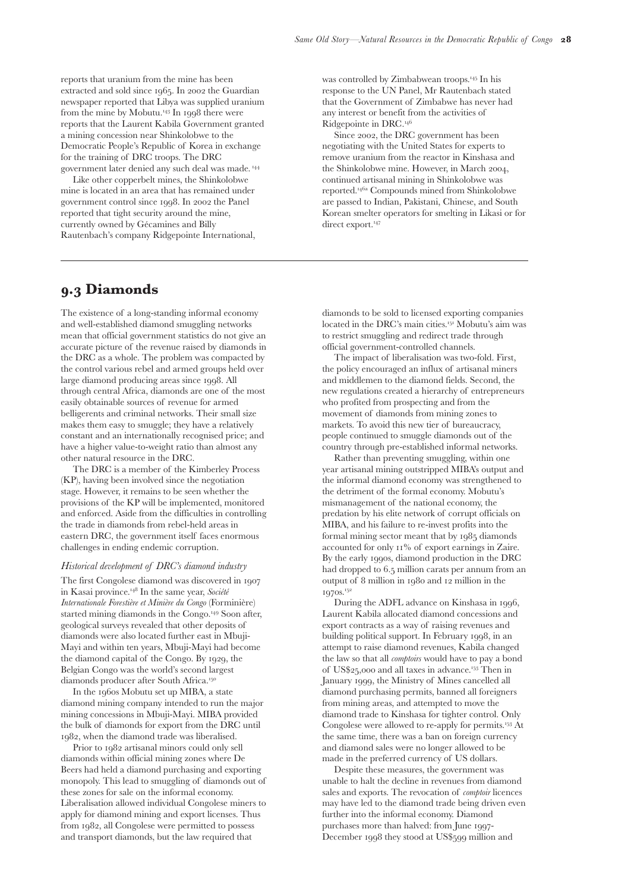reports that uranium from the mine has been extracted and sold since 1965. In 2002 the Guardian newspaper reported that Libya was supplied uranium from the mine by Mobutu.[143] In 1998 there were reports that the Laurent Kabila Government granted a mining concession near Shinkolobwe to the Democratic People's Republic of Korea in exchange for the training of DRC troops. The DRC government later denied any such deal was made.[144]

Like other copperbelt mines, the Shinkolobwe mine is located in an area that has remained under government control since 1998. In 2002 the Panel reported that tight security around the mine, currently owned by Gécamines and Billy Rautenbach's company Ridgepointe International, was controlled by Zimbabwean troops.[145] In his response to the UN Panel, Mr Rautenbach stated that the Government of Zimbabwe has never had any interest or benefit from the activities of Ridgepointe in DRC.[146]

Since 2002, the DRC government has been negotiating with the United States for experts to remove uranium from the reactor in Kinshasa and the Shinkolobwe mine. However, in March 2004, continued artisanal mining in Shinkolobwe was reported.[146a] Compounds mined from Shinkolobwe are passed to Indian, Pakistani, Chinese, and South Korean smelter operators for smelting in Likasi or for direct export.[147]

## 9.3 Diamonds

The existence of a long-standing informal economy and well-established diamond smuggling networks mean that official government statistics do not give an accurate picture of the revenue raised by diamonds in the DRC as a whole. The problem was compacted by the control various rebel and armed groups held over large diamond producing areas since 1998. All through central Africa, diamonds are one of the most easily obtainable sources of revenue for armed belligerents and criminal networks. Their small size makes them easy to smuggle; they have a relatively constant and an internationally recognised price; and have a higher value-to-weight ratio than almost any other natural resource in the DRC.

The DRC is a member of the Kimberley Process (KP), having been involved since the negotiation stage. However, it remains to be seen whether the provisions of the KP will be implemented, monitored and enforced. Aside from the difficulties in controlling the trade in diamonds from rebel-held areas in eastern DRC, the government itself faces enormous challenges in ending endemic corruption.

### *Historical development of DRC's diamond industry*

The first Congolese diamond was discovered in 1907 in Kasai province.[148] In the same year, *Société Internationale Forestière et Minière du Congo* (Forminière) started mining diamonds in the Congo.[149] Soon after, geological surveys revealed that other deposits of diamonds were also located further east in Mbuji-Mayi and within ten years, Mbuji-Mayi had become the diamond capital of the Congo. By 1929, the Belgian Congo was the world's second largest diamonds producer after South Africa.[150]

In the 1960s Mobutu set up MIBA, a state diamond mining company intended to run the major mining concessions in Mbuji-Mayi. MIBA provided the bulk of diamonds for export from the DRC until 1982, when the diamond trade was liberalised.

Prior to 1982 artisanal minors could only sell diamonds within official mining zones where De Beers had held a diamond purchasing and exporting monopoly. This lead to smuggling of diamonds out of these zones for sale on the informal economy. Liberalisation allowed individual Congolese miners to apply for diamond mining and export licenses. Thus from 1982, all Congolese were permitted to possess and transport diamonds, but the law required that diamonds to be sold to licensed exporting companies located in the DRC's main cities.[151] Mobutu's aim was to restrict smuggling and redirect trade through official government-controlled channels.

The impact of liberalisation was two-fold. First, the policy encouraged an influx of artisanal miners and middlemen to the diamond fields. Second, the new regulations created a hierarchy of entrepreneurs who profited from prospecting and from the movement of diamonds from mining zones to markets. To avoid this new tier of bureaucracy, people continued to smuggle diamonds out of the country through pre-established informal networks.

Rather than preventing smuggling, within one year artisanal mining outstripped MIBA's output and the informal diamond economy was strengthened to the detriment of the formal economy. Mobutu's mismanagement of the national economy, the predation by his elite network of corrupt officials on MIBA, and his failure to re-invest profits into the formal mining sector meant that by 1985 diamonds accounted for only 11% of export earnings in Zaire. By the early 1990s, diamond production in the DRC had dropped to 6.5 million carats per annum from an output of 8 million in 1980 and 12 million in the 1970s.[152]

During the ADFL advance on Kinshasa in 1996, Laurent Kabila allocated diamond concessions and export contracts as a way of raising revenues and building political support. In February 1998, in an attempt to raise diamond revenues, Kabila changed the law so that all *comptoirs* would have to pay a bond of US$25,000 and all taxes in advance.[153] Then in January 1999, the Ministry of Mines cancelled all diamond purchasing permits, banned all foreigners from mining areas, and attempted to move the diamond trade to Kinshasa for tighter control. Only Congolese were allowed to re-apply for permits.[153] At the same time, there was a ban on foreign currency and diamond sales were no longer allowed to be made in the preferred currency of US dollars.

Despite these measures, the government was unable to halt the decline in revenues from diamond sales and exports. The revocation of *comptoir* licences may have led to the diamond trade being driven even further into the informal economy. Diamond purchases more than halved: from June 1997-December 1998 they stood at US$599 million and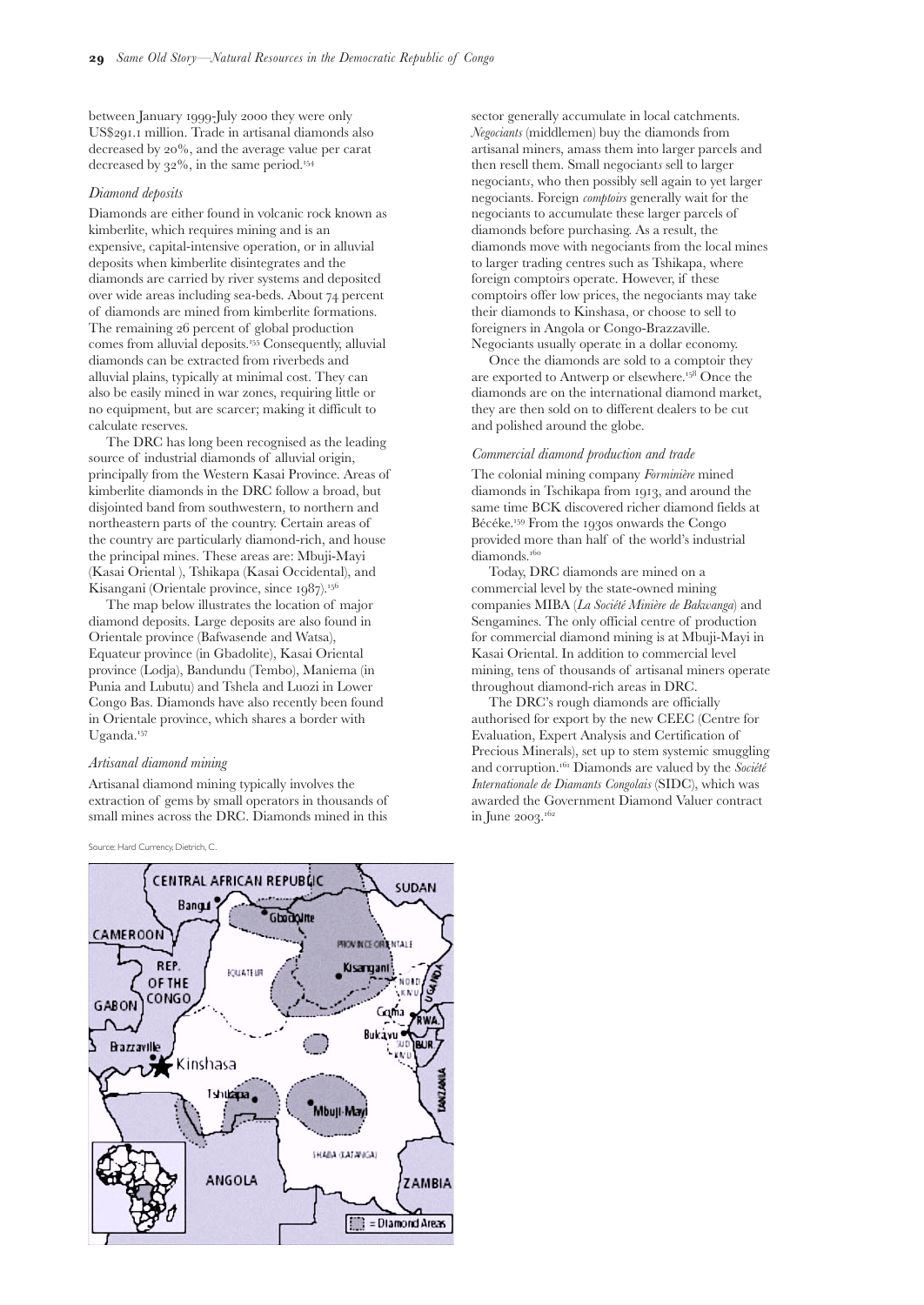between January 1999-July 2000 they were only US$291.1 million. Trade in artisanal diamonds also decreased by 20%, and the average value per carat decreased by 32%, in the same period.[154]

### *Diamond deposits*

Diamonds are either found in volcanic rock known as kimberlite, which requires mining and is an expensive, capital-intensive operation, or in alluvial deposits when kimberlite disintegrates and the diamonds are carried by river systems and deposited over wide areas including sea-beds. About 74 percent of diamonds are mined from kimberlite formations. The remaining 26 percent of global production comes from alluvial deposits.[155] Consequently, alluvial diamonds can be extracted from riverbeds and alluvial plains, typically at minimal cost. They can also be easily mined in war zones, requiring little or no equipment, but are scarcer; making it difficult to calculate reserves.

The DRC has long been recognised as the leading source of industrial diamonds of alluvial origin, principally from the Western Kasai Province. Areas of kimberlite diamonds in the DRC follow a broad, but disjointed band from southwestern, to northern and northeastern parts of the country. Certain areas of the country are particularly diamond-rich, and house the principal mines. These areas are: Mbuji-Mayi (Kasai Oriental ), Tshikapa (Kasai Occidental), and Kisangani (Orientale province, since 1987).[156]

The map below illustrates the location of major diamond deposits. Large deposits are also found in Orientale province (Bafwasende and Watsa), Equateur province (in Gbadolite), Kasai Oriental province (Lodja), Bandundu (Tembo), Maniema (in Punia and Lubutu) and Tshela and Luozi in Lower Congo Bas. Diamonds have also recently been found in Orientale province, which shares a border with Uganda.[157]

### *Artisanal diamond mining*

Artisanal diamond mining typically involves the extraction of gems by small operators in thousands of small mines across the DRC. Diamonds mined in this sector generally accumulate in local catchments. *Negociants* (middlemen) buy the diamonds from artisanal miners, amass them into larger parcels and then resell them. Small negociant*s* sell to larger negociant*s*, who then possibly sell again to yet larger negociants. Foreign *comptoirs* generally wait for the negociants to accumulate these larger parcels of diamonds before purchasing. As a result, the diamonds move with negociants from the local mines to larger trading centres such as Tshikapa, where foreign comptoirs operate. However, if these comptoirs offer low prices, the negociants may take their diamonds to Kinshasa, or choose to sell to foreigners in Angola or Congo-Brazzaville. Negociants usually operate in a dollar economy.

Once the diamonds are sold to a comptoir they are exported to Antwerp or elsewhere.[158] Once the diamonds are on the international diamond market, they are then sold on to different dealers to be cut and polished around the globe.

### *Commercial diamond production and trade*

The colonial mining company *Forminière* mined diamonds in Tschikapa from 1913, and around the same time BCK discovered richer diamond fields at Bécéke.[159] From the 1930s onwards the Congo provided more than half of the world's industrial diamonds.[160]

Today, DRC diamonds are mined on a commercial level by the state-owned mining companies MIBA (*La Société Minière de Bakwanga*) and Sengamines. The only official centre of production for commercial diamond mining is at Mbuji-Mayi in Kasai Oriental. In addition to commercial level mining, tens of thousands of artisanal miners operate throughout diamond-rich areas in DRC.

The DRC's rough diamonds are officially authorised for export by the new CEEC (Centre for Evaluation, Expert Analysis and Certification of Precious Minerals), set up to stem systemic smuggling and corruption.[161] Diamonds are valued by the *Société Internationale de Diamants Congolais* (SIDC), which was awarded the Government Diamond Valuer contract in June 2003.[162]

Source: Hard Currency, Dietrich, C.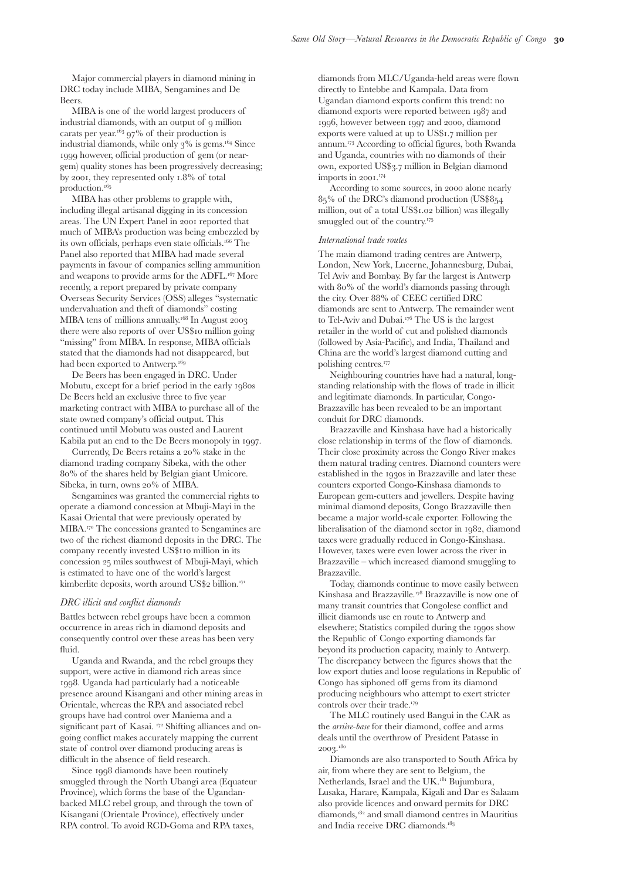Major commercial players in diamond mining in DRC today include MIBA, Sengamines and De Beers.

MIBA is one of the world largest producers of industrial diamonds, with an output of 9 million carats per year.[163] 97% of their production is industrial diamonds, while only 3% is gems.[164] Since 1999 however, official production of gem (or near-gem) quality stones has been progressively decreasing; by 2001, they represented only 1.8% of total production.[165]

MIBA has other problems to grapple with, including illegal artisanal digging in its concession areas. The UN Expert Panel in 2001 reported that much of MIBA's production was being embezzled by its own officials, perhaps even state officials.[166] The Panel also reported that MIBA had made several payments in favour of companies selling ammunition and weapons to provide arms for the ADFL.[167] More recently, a report prepared by private company Overseas Security Services (OSS) alleges "systematic undervaluation and theft of diamonds" costing MIBA tens of millions annually.[168] In August 2003 there were also reports of over US$10 million going "missing" from MIBA. In response, MIBA officials stated that the diamonds had not disappeared, but had been exported to Antwerp.[169]

De Beers has been engaged in DRC. Under Mobutu, except for a brief period in the early 1980s De Beers held an exclusive three to five year marketing contract with MIBA to purchase all of the state owned company's official output. This continued until Mobutu was ousted and Laurent Kabila put an end to the De Beers monopoly in 1997.

Currently, De Beers retains a 20% stake in the diamond trading company Sibeka, with the other 80% of the shares held by Belgian giant Umicore. Sibeka, in turn, owns 20% of MIBA.

Sengamines was granted the commercial rights to operate a diamond concession at Mbuji-Mayi in the Kasai Oriental that were previously operated by MIBA.[170] The concessions granted to Sengamines are two of the richest diamond deposits in the DRC. The company recently invested US$110 million in its concession 25 miles southwest of Mbuji-Mayi, which is estimated to have one of the world's largest kimberlite deposits, worth around US$2 billion.[171]

### *DRC illicit and conflict diamonds*

Battles between rebel groups have been a common occurrence in areas rich in diamond deposits and consequently control over these areas has been very fluid.

Uganda and Rwanda, and the rebel groups they support, were active in diamond rich areas since 1998. Uganda had particularly had a noticeable presence around Kisangani and other mining areas in Orientale, whereas the RPA and associated rebel groups have had control over Maniema and a significant part of Kasai.[172] Shifting alliances and on-going conflict makes accurately mapping the current state of control over diamond producing areas is difficult in the absence of field research.

Since 1998 diamonds have been routinely smuggled through the North Ubangi area (Equateur Province), which forms the base of the Ugandan-backed MLC rebel group, and through the town of Kisangani (Orientale Province), effectively under RPA control. To avoid RCD-Goma and RPA taxes, diamonds from MLC/Uganda-held areas were flown directly to Entebbe and Kampala. Data from Ugandan diamond exports confirm this trend: no diamond exports were reported between 1987 and 1996, however between 1997 and 2000, diamond exports were valued at up to US$1.7 million per annum.[173] According to official figures, both Rwanda and Uganda, countries with no diamonds of their own, exported US$3.7 million in Belgian diamond imports in 2001.[174]

According to some sources, in 2000 alone nearly 85% of the DRC's diamond production (US$854 million, out of a total US$1.02 billion) was illegally smuggled out of the country.[175]

### *International trade routes*

The main diamond trading centres are Antwerp, London, New York, Lucerne, Johannesburg, Dubai, Tel Aviv and Bombay. By far the largest is Antwerp with 80% of the world's diamonds passing through the city. Over 88% of CEEC certified DRC diamonds are sent to Antwerp. The remainder went to Tel-Aviv and Dubai.[176] The US is the largest retailer in the world of cut and polished diamonds (followed by Asia-Pacific), and India, Thailand and China are the world's largest diamond cutting and polishing centres.[177]

Neighbouring countries have had a natural, long-standing relationship with the flows of trade in illicit and legitimate diamonds. In particular, Congo-Brazzaville has been revealed to be an important conduit for DRC diamonds.

Brazzaville and Kinshasa have had a historically close relationship in terms of the flow of diamonds. Their close proximity across the Congo River makes them natural trading centres. Diamond counters were established in the 1930s in Brazzaville and later these counters exported Congo-Kinshasa diamonds to European gem-cutters and jewellers. Despite having minimal diamond deposits, Congo Brazzaville then became a major world-scale exporter. Following the liberalisation of the diamond sector in 1982, diamond taxes were gradually reduced in Congo-Kinshasa. However, taxes were even lower across the river in Brazzaville – which increased diamond smuggling to Brazzaville.

Today, diamonds continue to move easily between Kinshasa and Brazzaville.[178] Brazzaville is now one of many transit countries that Congolese conflict and illicit diamonds use en route to Antwerp and elsewhere; Statistics compiled during the 1990s show the Republic of Congo exporting diamonds far beyond its production capacity, mainly to Antwerp. The discrepancy between the figures shows that the low export duties and loose regulations in Republic of Congo has siphoned off gems from its diamond producing neighbours who attempt to exert stricter controls over their trade.[179]

The MLC routinely used Bangui in the CAR as the *arrière-base* for their diamond, coffee and arms deals until the overthrow of President Patasse in 2003.[180]

Diamonds are also transported to South Africa by air, from where they are sent to Belgium, the Netherlands, Israel and the UK.[181] Bujumbura, Lusaka, Harare, Kampala, Kigali and Dar es Salaam also provide licences and onward permits for DRC diamonds,[182] and small diamond centres in Mauritius and India receive DRC diamonds.[183]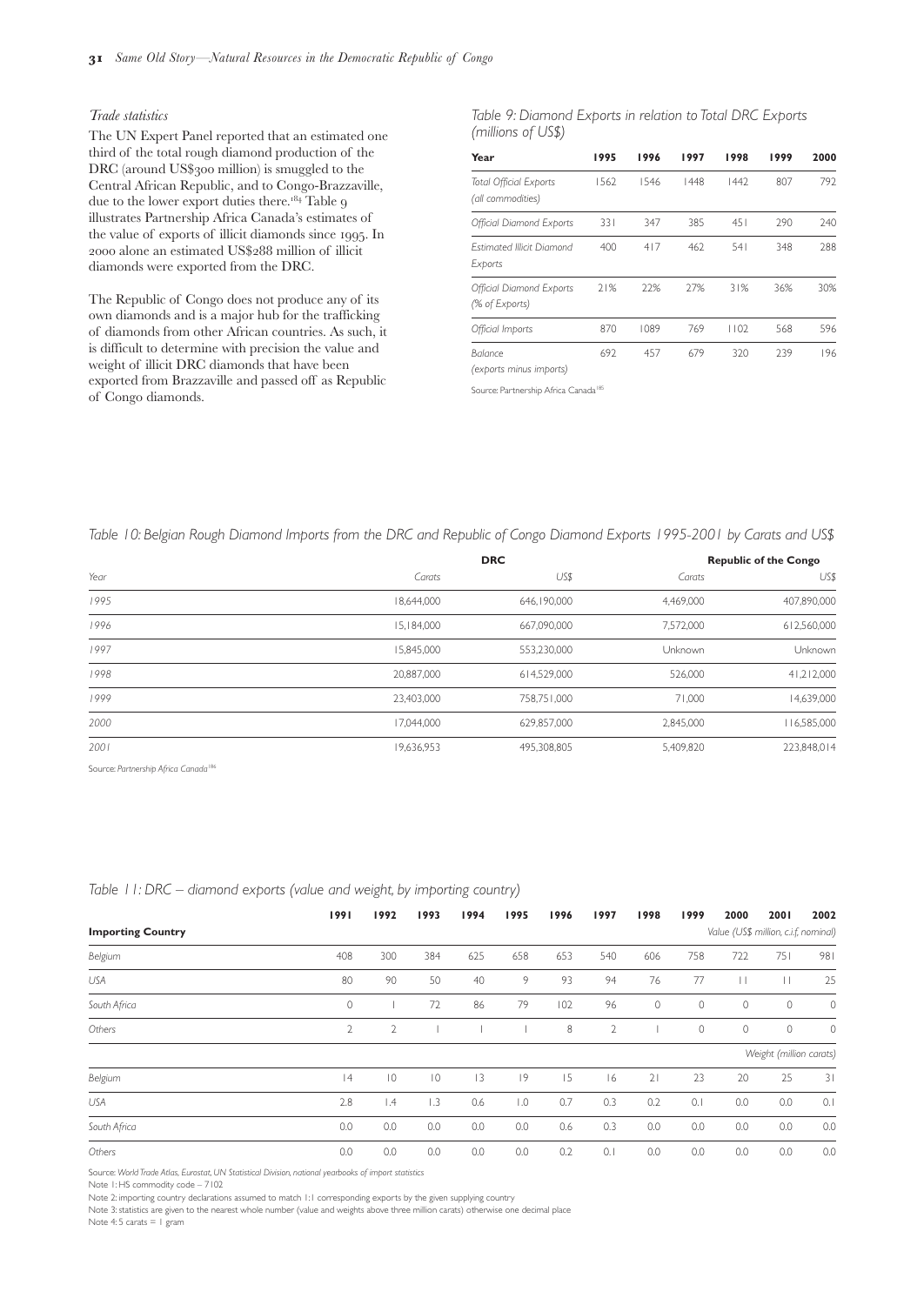*Trade statistics*

The UN Expert Panel reported that an estimated one third of the total rough diamond production of the DRC (around US$300 million) is smuggled to the Central African Republic, and to Congo-Brazzaville, due to the lower export duties there.[184] Table 9 illustrates Partnership Africa Canada's estimates of the value of exports of illicit diamonds since 1995. In 2000 alone an estimated US$288 million of illicit diamonds were exported from the DRC.

The Republic of Congo does not produce any of its own diamonds and is a major hub for the trafficking of diamonds from other African countries. As such, it is difficult to determine with precision the value and weight of illicit DRC diamonds that have been exported from Brazzaville and passed off as Republic of Congo diamonds.

*Table 9: Diamond Exports in relation to Total DRC Exports (millions of US$)*

| Year | 1995 | 1996 | 1997 | 1998 | 1999 | 2000 |
|---|---|---|---|---|---|---|
| *Total Official Exports (all commodities)* | 1562 | 1546 | 1448 | 1442 | 807 | 792 |
| *Official Diamond Exports* | 331 | 347 | 385 | 451 | 290 | 240 |
| *Estimated Illicit Diamond Exports* | 400 | 417 | 462 | 541 | 348 | 288 |
| *Official Diamond Exports (% of Exports)* | 21% | 22% | 27% | 31% | 36% | 30% |
| *Official Imports* | 870 | 1089 | 769 | 1102 | 568 | 596 |
| *Balance (exports minus imports)* | 692 | 457 | 679 | 320 | 239 | 196 |

Source: Partnership Africa Canada[185]

*Table 10: Belgian Rough Diamond Imports from the DRC and Republic of Congo Diamond Exports 1995-2001 by Carats and US$*

| | DRC | | Republic of the Congo | |
|---|---|---|---|---|
| *Year* | *Carats* | *US$* | *Carats* | *US$* |
| *1995* | 18,644,000 | 646,190,000 | 4,469,000 | 407,890,000 |
| *1996* | 15,184,000 | 667,090,000 | 7,572,000 | 612,560,000 |
| *1997* | 15,845,000 | 553,230,000 | Unknown | Unknown |
| *1998* | 20,887,000 | 614,529,000 | 526,000 | 41,212,000 |
| *1999* | 23,403,000 | 758,751,000 | 71,000 | 14,639,000 |
| *2000* | 17,044,000 | 629,857,000 | 2,845,000 | 116,585,000 |
| *2001* | 19,636,953 | 495,308,805 | 5,409,820 | 223,848,014 |

Source: *Partnership Africa Canada*[186]

*Table 11: DRC – diamond exports (value and weight, by importing country)*

| | 1991 | 1992 | 1993 | 1994 | 1995 | 1996 | 1997 | 1998 | 1999 | 2000 | 2001 | 2002 |
|---|---|---|---|---|---|---|---|---|---|---|---|---|
| **Importing Country** | | | | | | | | | | *Value (US$ million, c.i.f, nominal)* | | |
| *Belgium* | 408 | 300 | 384 | 625 | 658 | 653 | 540 | 606 | 758 | 722 | 751 | 981 |
| *USA* | 80 | 90 | 50 | 40 | 9 | 93 | 94 | 76 | 77 | 11 | 11 | 25 |
| *South Africa* | 0 | 1 | 72 | 86 | 79 | 102 | 96 | 0 | 0 | 0 | 0 | 0 |
| *Others* | 2 | 2 | 1 | 1 | 1 | 8 | 2 | 1 | 0 | 0 | 0 | 0 |
| | | | | | | | | | | | *Weight (million carats)* | |
| *Belgium* | 14 | 10 | 10 | 13 | 19 | 15 | 16 | 21 | 23 | 20 | 25 | 31 |
| *USA* | 2.8 | 1.4 | 1.3 | 0.6 | 1.0 | 0.7 | 0.3 | 0.2 | 0.1 | 0.0 | 0.0 | 0.1 |
| *South Africa* | 0.0 | 0.0 | 0.0 | 0.0 | 0.0 | 0.6 | 0.3 | 0.0 | 0.0 | 0.0 | 0.0 | 0.0 |
| *Others* | 0.0 | 0.0 | 0.0 | 0.0 | 0.0 | 0.2 | 0.1 | 0.0 | 0.0 | 0.0 | 0.0 | 0.0 |

Source: *World Trade Atlas, Eurostat, UN Statistical Division, national yearbooks of import statistics*
Note 1: HS commodity code – 7102
Note 2: importing country declarations assumed to match 1:1 corresponding exports by the given supplying country
Note 3: statistics are given to the nearest whole number (value and weights above three million carats) otherwise one decimal place
Note 4: 5 carats = 1 gram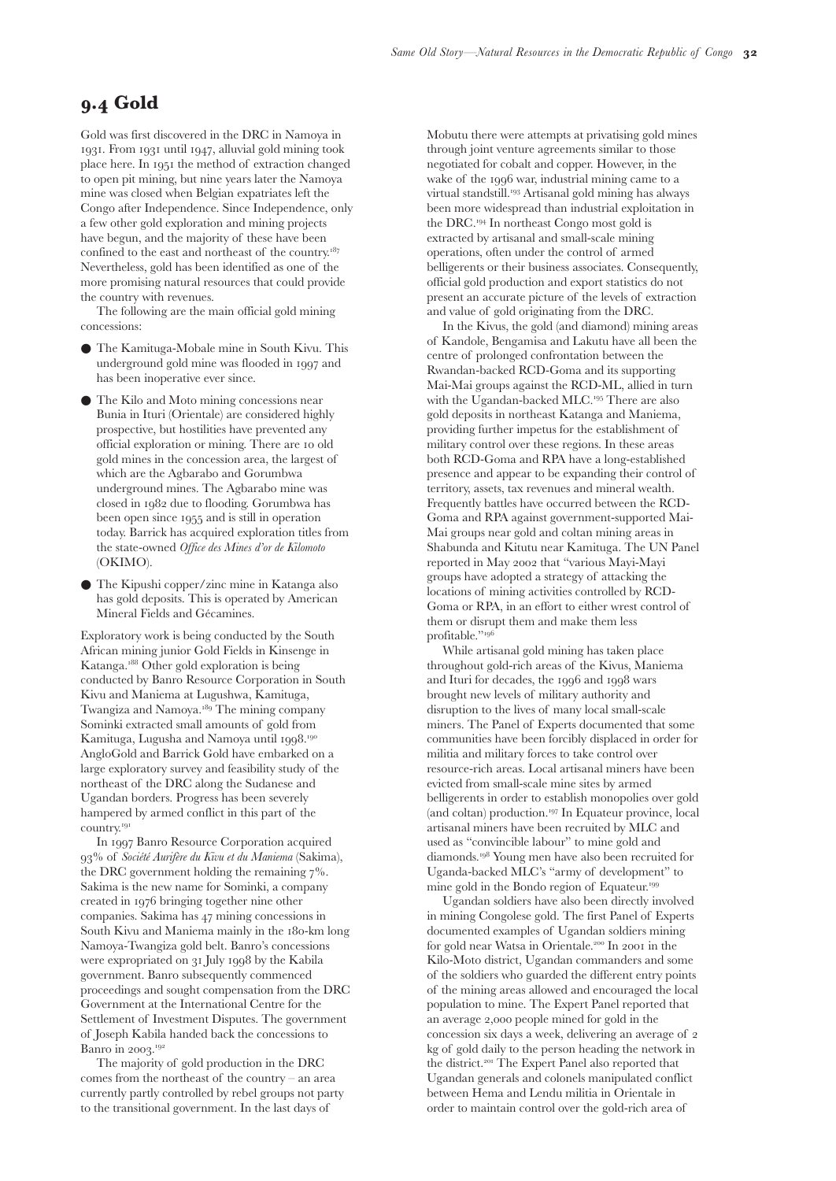## 9.4 Gold

Gold was first discovered in the DRC in Namoya in 1931. From 1931 until 1947, alluvial gold mining took place here. In 1951 the method of extraction changed to open pit mining, but nine years later the Namoya mine was closed when Belgian expatriates left the Congo after Independence. Since Independence, only a few other gold exploration and mining projects have begun, and the majority of these have been confined to the east and northeast of the country.[187] Nevertheless, gold has been identified as one of the more promising natural resources that could provide the country with revenues.

The following are the main official gold mining concessions:

- The Kamituga-Mobale mine in South Kivu. This underground gold mine was flooded in 1997 and has been inoperative ever since.
- The Kilo and Moto mining concessions near Bunia in Ituri (Orientale) are considered highly prospective, but hostilities have prevented any official exploration or mining. There are 10 old gold mines in the concession area, the largest of which are the Agbarabo and Gorumbwa underground mines. The Agbarabo mine was closed in 1982 due to flooding. Gorumbwa has been open since 1955 and is still in operation today. Barrick has acquired exploration titles from the state-owned *Office des Mines d'or de Kilomoto* (OKIMO).
- The Kipushi copper/zinc mine in Katanga also has gold deposits. This is operated by American Mineral Fields and Gécamines.

Exploratory work is being conducted by the South African mining junior Gold Fields in Kinsenge in Katanga.[188] Other gold exploration is being conducted by Banro Resource Corporation in South Kivu and Maniema at Lugushwa, Kamituga, Twangiza and Namoya.[189] The mining company Sominki extracted small amounts of gold from Kamituga, Lugusha and Namoya until 1998.[190] AngloGold and Barrick Gold have embarked on a large exploratory survey and feasibility study of the northeast of the DRC along the Sudanese and Ugandan borders. Progress has been severely hampered by armed conflict in this part of the country.[191]

In 1997 Banro Resource Corporation acquired 93% of *Société Aurifère du Kivu et du Maniema* (Sakima), the DRC government holding the remaining 7%. Sakima is the new name for Sominki, a company created in 1976 bringing together nine other companies. Sakima has 47 mining concessions in South Kivu and Maniema mainly in the 180-km long Namoya-Twangiza gold belt. Banro's concessions were expropriated on 31 July 1998 by the Kabila government. Banro subsequently commenced proceedings and sought compensation from the DRC Government at the International Centre for the Settlement of Investment Disputes. The government of Joseph Kabila handed back the concessions to Banro in 2003.[192]

The majority of gold production in the DRC comes from the northeast of the country – an area currently partly controlled by rebel groups not party to the transitional government. In the last days of Mobutu there were attempts at privatising gold mines through joint venture agreements similar to those negotiated for cobalt and copper. However, in the wake of the 1996 war, industrial mining came to a virtual standstill.[193] Artisanal gold mining has always been more widespread than industrial exploitation in the DRC.[194] In northeast Congo most gold is extracted by artisanal and small-scale mining operations, often under the control of armed belligerents or their business associates. Consequently, official gold production and export statistics do not present an accurate picture of the levels of extraction and value of gold originating from the DRC.

In the Kivus, the gold (and diamond) mining areas of Kandole, Bengamisa and Lakutu have all been the centre of prolonged confrontation between the Rwandan-backed RCD-Goma and its supporting Mai-Mai groups against the RCD-ML, allied in turn with the Ugandan-backed MLC.[195] There are also gold deposits in northeast Katanga and Maniema, providing further impetus for the establishment of military control over these regions. In these areas both RCD-Goma and RPA have a long-established presence and appear to be expanding their control of territory, assets, tax revenues and mineral wealth. Frequently battles have occurred between the RCD-Goma and RPA against government-supported Mai-Mai groups near gold and coltan mining areas in Shabunda and Kitutu near Kamituga. The UN Panel reported in May 2002 that "various Mayi-Mayi groups have adopted a strategy of attacking the locations of mining activities controlled by RCD-Goma or RPA, in an effort to either wrest control of them or disrupt them and make them less profitable."[196]

While artisanal gold mining has taken place throughout gold-rich areas of the Kivus, Maniema and Ituri for decades, the 1996 and 1998 wars brought new levels of military authority and disruption to the lives of many local small-scale miners. The Panel of Experts documented that some communities have been forcibly displaced in order for militia and military forces to take control over resource-rich areas. Local artisanal miners have been evicted from small-scale mine sites by armed belligerents in order to establish monopolies over gold (and coltan) production.[197] In Equateur province, local artisanal miners have been recruited by MLC and used as "convincible labour" to mine gold and diamonds.[198] Young men have also been recruited for Uganda-backed MLC's "army of development" to mine gold in the Bondo region of Equateur.[199]

Ugandan soldiers have also been directly involved in mining Congolese gold. The first Panel of Experts documented examples of Ugandan soldiers mining for gold near Watsa in Orientale.[200] In 2001 in the Kilo-Moto district, Ugandan commanders and some of the soldiers who guarded the different entry points of the mining areas allowed and encouraged the local population to mine. The Expert Panel reported that an average 2,000 people mined for gold in the concession six days a week, delivering an average of 2 kg of gold daily to the person heading the network in the district.[201] The Expert Panel also reported that Ugandan generals and colonels manipulated conflict between Hema and Lendu militia in Orientale in order to maintain control over the gold-rich area of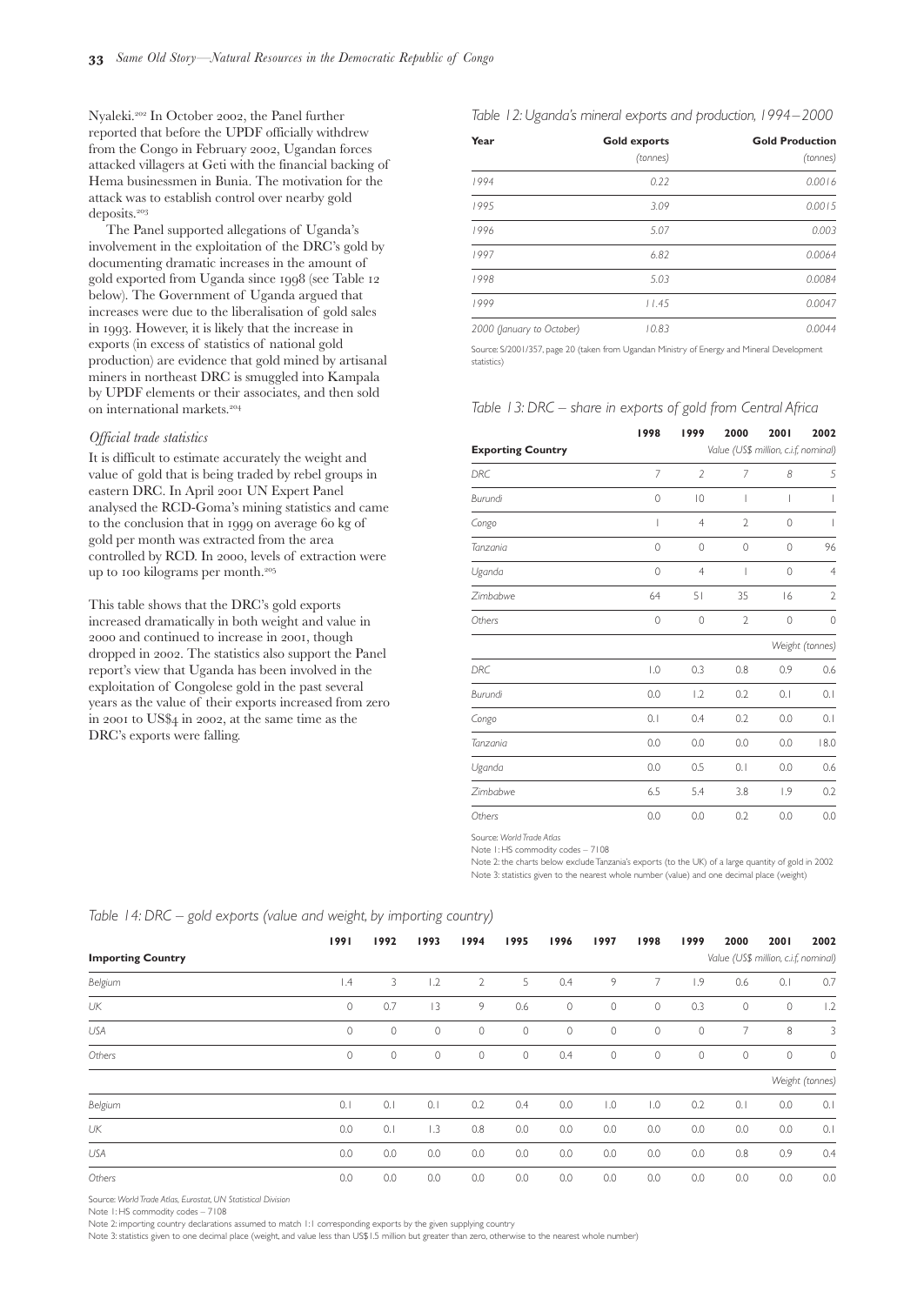Nyaleki.[202] In October 2002, the Panel further reported that before the UPDF officially withdrew from the Congo in February 2002, Ugandan forces attacked villagers at Geti with the financial backing of Hema businessmen in Bunia. The motivation for the attack was to establish control over nearby gold deposits.[203]

The Panel supported allegations of Uganda's involvement in the exploitation of the DRC's gold by documenting dramatic increases in the amount of gold exported from Uganda since 1998 (see Table 12 below). The Government of Uganda argued that increases were due to the liberalisation of gold sales in 1993. However, it is likely that the increase in exports (in excess of statistics of national gold production) are evidence that gold mined by artisanal miners in northeast DRC is smuggled into Kampala by UPDF elements or their associates, and then sold on international markets.[204]

### *Official trade statistics*

It is difficult to estimate accurately the weight and value of gold that is being traded by rebel groups in eastern DRC. In April 2001 UN Expert Panel analysed the RCD-Goma's mining statistics and came to the conclusion that in 1999 on average 60 kg of gold per month was extracted from the area controlled by RCD. In 2000, levels of extraction were up to 100 kilograms per month.[205]

This table shows that the DRC's gold exports increased dramatically in both weight and value in 2000 and continued to increase in 2001, though dropped in 2002. The statistics also support the Panel report's view that Uganda has been involved in the exploitation of Congolese gold in the past several years as the value of their exports increased from zero in 2001 to US$4 in 2002, at the same time as the DRC's exports were falling.

*Table 12: Uganda's mineral exports and production, 1994–2000*

| Year | Gold exports (tonnes) | Gold Production (tonnes) |
|---|---|---|
| 1994 | 0.22 | 0.0016 |
| 1995 | 3.09 | 0.0015 |
| 1996 | 5.07 | 0.003 |
| 1997 | 6.82 | 0.0064 |
| 1998 | 5.03 | 0.0084 |
| 1999 | 11.45 | 0.0047 |
| 2000 (January to October) | 10.83 | 0.0044 |

Source: S/2001/357, page 20 (taken from Ugandan Ministry of Energy and Mineral Development statistics)

*Table 13: DRC – share in exports of gold from Central Africa*

| Exporting Country | 1998 | 1999 | 2000 | 2001 | 2002 |
|---|---|---|---|---|---|
| | Value (US$ million, c.i.f, nominal) | | | | |
| DRC | 7 | 2 | 7 | 8 | 5 |
| Burundi | 0 | 10 | 1 | 1 | 1 |
| Congo | 1 | 4 | 2 | 0 | 1 |
| Tanzania | 0 | 0 | 0 | 0 | 96 |
| Uganda | 0 | 4 | 1 | 0 | 4 |
| Zimbabwe | 64 | 51 | 35 | 16 | 2 |
| Others | 0 | 0 | 2 | 0 | 0 |
| | Weight (tonnes) | | | | |
| DRC | 1.0 | 0.3 | 0.8 | 0.9 | 0.6 |
| Burundi | 0.0 | 1.2 | 0.2 | 0.1 | 0.1 |
| Congo | 0.1 | 0.4 | 0.2 | 0.0 | 0.1 |
| Tanzania | 0.0 | 0.0 | 0.0 | 0.0 | 18.0 |
| Uganda | 0.0 | 0.5 | 0.1 | 0.0 | 0.6 |
| Zimbabwe | 6.5 | 5.4 | 3.8 | 1.9 | 0.2 |
| Others | 0.0 | 0.0 | 0.2 | 0.0 | 0.0 |

Source: *World Trade Atlas*
Note 1: HS commodity codes – 7108
Note 2: the charts below exclude Tanzania's exports (to the UK) of a large quantity of gold in 2002
Note 3: statistics given to the nearest whole number (value) and one decimal place (weight)

*Table 14: DRC – gold exports (value and weight, by importing country)*

| Importing Country | 1991 | 1992 | 1993 | 1994 | 1995 | 1996 | 1997 | 1998 | 1999 | 2000 | 2001 | 2002 |
|---|---|---|---|---|---|---|---|---|---|---|---|---|
| | Value (US$ million, c.i.f, nominal) | | | | | | | | | | | |
| Belgium | 1.4 | 3 | 1.2 | 2 | 5 | 0.4 | 9 | 7 | 1.9 | 0.6 | 0.1 | 0.7 |
| UK | 0 | 0.7 | 13 | 9 | 0.6 | 0 | 0 | 0 | 0.3 | 0 | 0 | 1.2 |
| USA | 0 | 0 | 0 | 0 | 0 | 0 | 0 | 0 | 0 | 7 | 8 | 3 |
| Others | 0 | 0 | 0 | 0 | 0 | 0.4 | 0 | 0 | 0 | 0 | 0 | 0 |
| | Weight (tonnes) | | | | | | | | | | | |
| Belgium | 0.1 | 0.1 | 0.1 | 0.2 | 0.4 | 0.0 | 1.0 | 1.0 | 0.2 | 0.1 | 0.0 | 0.1 |
| UK | 0.0 | 0.1 | 1.3 | 0.8 | 0.0 | 0.0 | 0.0 | 0.0 | 0.0 | 0.0 | 0.0 | 0.1 |
| USA | 0.0 | 0.0 | 0.0 | 0.0 | 0.0 | 0.0 | 0.0 | 0.0 | 0.0 | 0.8 | 0.9 | 0.4 |
| Others | 0.0 | 0.0 | 0.0 | 0.0 | 0.0 | 0.0 | 0.0 | 0.0 | 0.0 | 0.0 | 0.0 | 0.0 |

Source: *World Trade Atlas, Eurostat, UN Statistical Division*
Note 1: HS commodity codes – 7108
Note 2: importing country declarations assumed to match 1:1 corresponding exports by the given supplying country
Note 3: statistics given to one decimal place (weight, and value less than US$1.5 million but greater than zero, otherwise to the nearest whole number)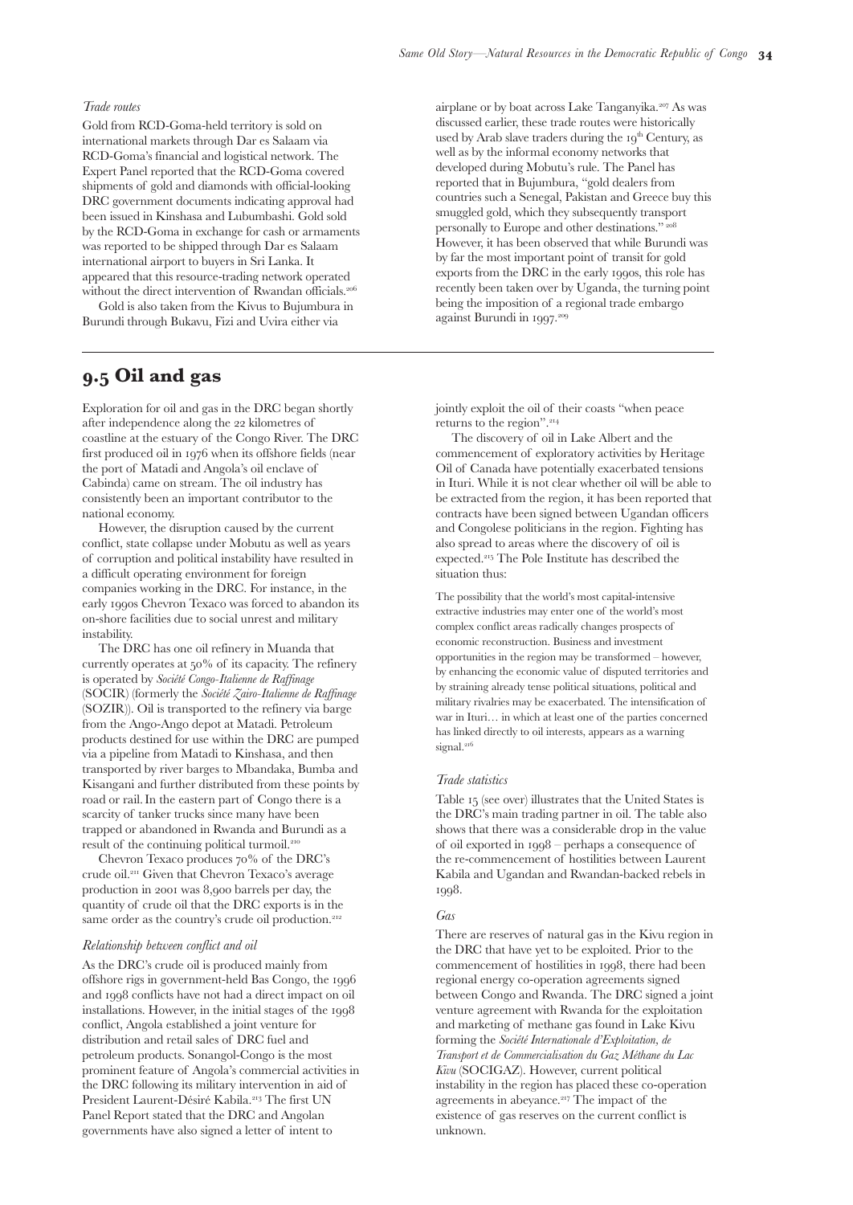*Trade routes*

Gold from RCD-Goma-held territory is sold on international markets through Dar es Salaam via RCD-Goma's financial and logistical network. The Expert Panel reported that the RCD-Goma covered shipments of gold and diamonds with official-looking DRC government documents indicating approval had been issued in Kinshasa and Lubumbashi. Gold sold by the RCD-Goma in exchange for cash or armaments was reported to be shipped through Dar es Salaam international airport to buyers in Sri Lanka. It appeared that this resource-trading network operated without the direct intervention of Rwandan officials.[206]

Gold is also taken from the Kivus to Bujumbura in Burundi through Bukavu, Fizi and Uvira either via airplane or by boat across Lake Tanganyika.[207] As was discussed earlier, these trade routes were historically used by Arab slave traders during the 19th Century, as well as by the informal economy networks that developed during Mobutu's rule. The Panel has reported that in Bujumbura, "gold dealers from countries such a Senegal, Pakistan and Greece buy this smuggled gold, which they subsequently transport personally to Europe and other destinations."[208] However, it has been observed that while Burundi was by far the most important point of transit for gold exports from the DRC in the early 1990s, this role has recently been taken over by Uganda, the turning point being the imposition of a regional trade embargo against Burundi in 1997.[209]

## 9.5 Oil and gas

Exploration for oil and gas in the DRC began shortly after independence along the 22 kilometres of coastline at the estuary of the Congo River. The DRC first produced oil in 1976 when its offshore fields (near the port of Matadi and Angola's oil enclave of Cabinda) came on stream. The oil industry has consistently been an important contributor to the national economy.

However, the disruption caused by the current conflict, state collapse under Mobutu as well as years of corruption and political instability have resulted in a difficult operating environment for foreign companies working in the DRC. For instance, in the early 1990s Chevron Texaco was forced to abandon its on-shore facilities due to social unrest and military instability.

The DRC has one oil refinery in Muanda that currently operates at 50% of its capacity. The refinery is operated by *Société Congo-Italienne de Raffinage* (SOCIR) (formerly the *Société Zairo-Italienne de Raffinage* (SOZIR)). Oil is transported to the refinery via barge from the Ango-Ango depot at Matadi. Petroleum products destined for use within the DRC are pumped via a pipeline from Matadi to Kinshasa, and then transported by river barges to Mbandaka, Bumba and Kisangani and further distributed from these points by road or rail. In the eastern part of Congo there is a scarcity of tanker trucks since many have been trapped or abandoned in Rwanda and Burundi as a result of the continuing political turmoil.[210]

Chevron Texaco produces 70% of the DRC's crude oil.[211] Given that Chevron Texaco's average production in 2001 was 8,900 barrels per day, the quantity of crude oil that the DRC exports is in the same order as the country's crude oil production.[212]

*Relationship between conflict and oil*

As the DRC's crude oil is produced mainly from offshore rigs in government-held Bas Congo, the 1996 and 1998 conflicts have not had a direct impact on oil installations. However, in the initial stages of the 1998 conflict, Angola established a joint venture for distribution and retail sales of DRC fuel and petroleum products. Sonangol-Congo is the most prominent feature of Angola's commercial activities in the DRC following its military intervention in aid of President Laurent-Désiré Kabila.[213] The first UN Panel Report stated that the DRC and Angolan governments have also signed a letter of intent to jointly exploit the oil of their coasts "when peace returns to the region".[214]

The discovery of oil in Lake Albert and the commencement of exploratory activities by Heritage Oil of Canada have potentially exacerbated tensions in Ituri. While it is not clear whether oil will be able to be extracted from the region, it has been reported that contracts have been signed between Ugandan officers and Congolese politicians in the region. Fighting has also spread to areas where the discovery of oil is expected.[215] The Pole Institute has described the situation thus:

> The possibility that the world's most capital-intensive extractive industries may enter one of the world's most complex conflict areas radically changes prospects of economic reconstruction. Business and investment opportunities in the region may be transformed – however, by enhancing the economic value of disputed territories and by straining already tense political situations, political and military rivalries may be exacerbated. The intensification of war in Ituri… in which at least one of the parties concerned has linked directly to oil interests, appears as a warning signal.[216]

*Trade statistics*

Table 15 (see over) illustrates that the United States is the DRC's main trading partner in oil. The table also shows that there was a considerable drop in the value of oil exported in 1998 – perhaps a consequence of the re-commencement of hostilities between Laurent Kabila and Ugandan and Rwandan-backed rebels in 1998.

*Gas*

There are reserves of natural gas in the Kivu region in the DRC that have yet to be exploited. Prior to the commencement of hostilities in 1998, there had been regional energy co-operation agreements signed between Congo and Rwanda. The DRC signed a joint venture agreement with Rwanda for the exploitation and marketing of methane gas found in Lake Kivu forming the *Société Internationale d'Exploitation, de Transport et de Commercialisation du Gaz Méthane du Lac Kivu* (SOCIGAZ). However, current political instability in the region has placed these co-operation agreements in abeyance.[217] The impact of the existence of gas reserves on the current conflict is unknown.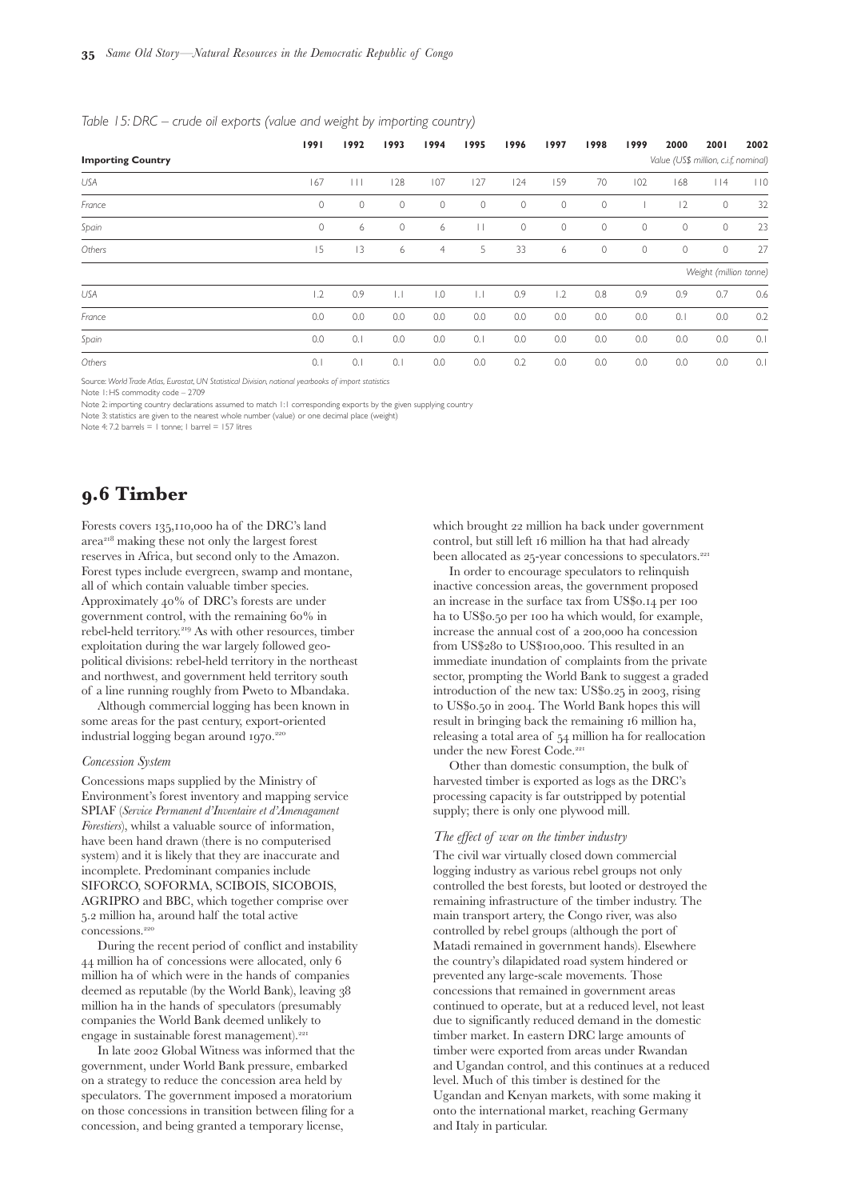*Table 15: DRC – crude oil exports (value and weight by importing country)*

| Importing Country | 1991 | 1992 | 1993 | 1994 | 1995 | 1996 | 1997 | 1998 | 1999 | 2000 | 2001 | 2002 |
|---|---|---|---|---|---|---|---|---|---|---|---|---|
| | | | | | | | | | | Value (US$ million, c.i.f, nominal) | | |
| USA | 167 | 111 | 128 | 107 | 127 | 124 | 159 | 70 | 102 | 168 | 114 | 110 |
| France | 0 | 0 | 0 | 0 | 0 | 0 | 0 | 0 | 1 | 12 | 0 | 32 |
| Spain | 0 | 6 | 0 | 6 | 11 | 0 | 0 | 0 | 0 | 0 | 0 | 23 |
| Others | 15 | 13 | 6 | 4 | 5 | 33 | 6 | 0 | 0 | 0 | 0 | 27 |
| | | | | | | | | | | | Weight (million tonne) | |
| USA | 1.2 | 0.9 | 1.1 | 1.0 | 1.1 | 0.9 | 1.2 | 0.8 | 0.9 | 0.9 | 0.7 | 0.6 |
| France | 0.0 | 0.0 | 0.0 | 0.0 | 0.0 | 0.0 | 0.0 | 0.0 | 0.0 | 0.1 | 0.0 | 0.2 |
| Spain | 0.0 | 0.1 | 0.0 | 0.0 | 0.1 | 0.0 | 0.0 | 0.0 | 0.0 | 0.0 | 0.0 | 0.1 |
| Others | 0.1 | 0.1 | 0.1 | 0.0 | 0.0 | 0.2 | 0.0 | 0.0 | 0.0 | 0.0 | 0.0 | 0.1 |

Source: *World Trade Atlas, Eurostat, UN Statistical Division, national yearbooks of import statistics*
Note 1: HS commodity code – 2709
Note 2: importing country declarations assumed to match 1:1 corresponding exports by the given supplying country
Note 3: statistics are given to the nearest whole number (value) or one decimal place (weight)
Note 4: 7.2 barrels = 1 tonne; 1 barrel = 157 litres

## 9.6 Timber

Forests covers 135,110,000 ha of the DRC's land area[218] making these not only the largest forest reserves in Africa, but second only to the Amazon. Forest types include evergreen, swamp and montane, all of which contain valuable timber species. Approximately 40% of DRC's forests are under government control, with the remaining 60% in rebel-held territory.[219] As with other resources, timber exploitation during the war largely followed geo-political divisions: rebel-held territory in the northeast and northwest, and government held territory south of a line running roughly from Pweto to Mbandaka.

Although commercial logging has been known in some areas for the past century, export-oriented industrial logging began around 1970.[220]

### *Concession System*

Concessions maps supplied by the Ministry of Environment's forest inventory and mapping service SPIAF (*Service Permanent d'Inventaire et d'Amenagament Forestiers*), whilst a valuable source of information, have been hand drawn (there is no computerised system) and it is likely that they are inaccurate and incomplete. Predominant companies include SIFORCO, SOFORMA, SCIBOIS, SICOBOIS, AGRIPRO and BBC, which together comprise over 5.2 million ha, around half the total active concessions.[220]

During the recent period of conflict and instability 44 million ha of concessions were allocated, only 6 million ha of which were in the hands of companies deemed as reputable (by the World Bank), leaving 38 million ha in the hands of speculators (presumably companies the World Bank deemed unlikely to engage in sustainable forest management).[221]

In late 2002 Global Witness was informed that the government, under World Bank pressure, embarked on a strategy to reduce the concession area held by speculators. The government imposed a moratorium on those concessions in transition between filing for a concession, and being granted a temporary license, which brought 22 million ha back under government control, but still left 16 million ha that had already been allocated as 25-year concessions to speculators.[221]

In order to encourage speculators to relinquish inactive concession areas, the government proposed an increase in the surface tax from US$0.14 per 100 ha to US$0.50 per 100 ha which would, for example, increase the annual cost of a 200,000 ha concession from US$280 to US$100,000. This resulted in an immediate inundation of complaints from the private sector, prompting the World Bank to suggest a graded introduction of the new tax: US$0.25 in 2003, rising to US$0.50 in 2004. The World Bank hopes this will result in bringing back the remaining 16 million ha, releasing a total area of 54 million ha for reallocation under the new Forest Code.[221]

Other than domestic consumption, the bulk of harvested timber is exported as logs as the DRC's processing capacity is far outstripped by potential supply; there is only one plywood mill.

### *The effect of war on the timber industry*

The civil war virtually closed down commercial logging industry as various rebel groups not only controlled the best forests, but looted or destroyed the remaining infrastructure of the timber industry. The main transport artery, the Congo river, was also controlled by rebel groups (although the port of Matadi remained in government hands). Elsewhere the country's dilapidated road system hindered or prevented any large-scale movements. Those concessions that remained in government areas continued to operate, but at a reduced level, not least due to significantly reduced demand in the domestic timber market. In eastern DRC large amounts of timber were exported from areas under Rwandan and Ugandan control, and this continues at a reduced level. Much of this timber is destined for the Ugandan and Kenyan markets, with some making it onto the international market, reaching Germany and Italy in particular.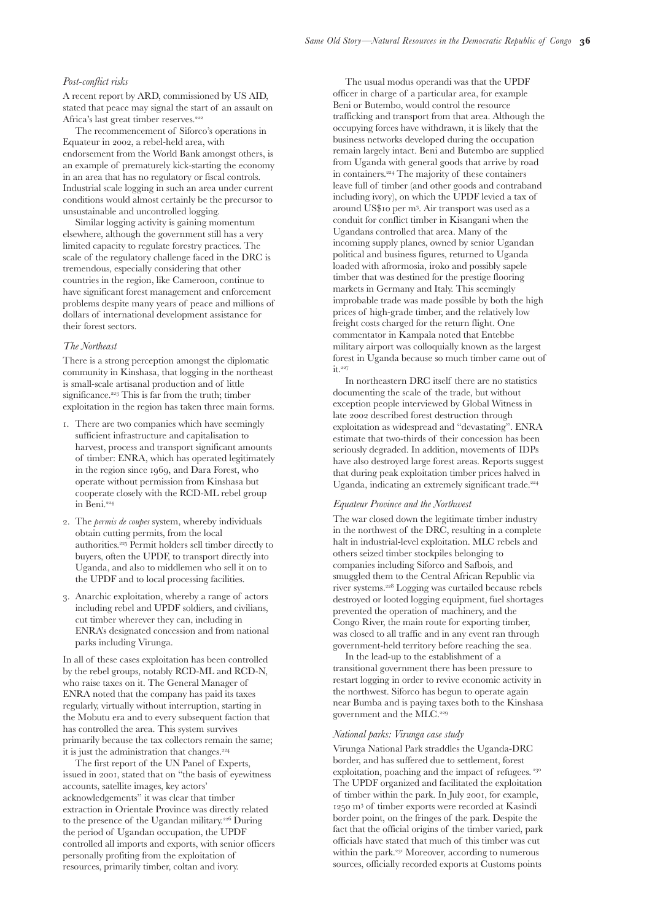*Post-conflict risks*

A recent report by ARD, commissioned by US AID, stated that peace may signal the start of an assault on Africa's last great timber reserves.[222]

The recommencement of Siforco's operations in Equateur in 2002, a rebel-held area, with endorsement from the World Bank amongst others, is an example of prematurely kick-starting the economy in an area that has no regulatory or fiscal controls. Industrial scale logging in such an area under current conditions would almost certainly be the precursor to unsustainable and uncontrolled logging.

Similar logging activity is gaining momentum elsewhere, although the government still has a very limited capacity to regulate forestry practices. The scale of the regulatory challenge faced in the DRC is tremendous, especially considering that other countries in the region, like Cameroon, continue to have significant forest management and enforcement problems despite many years of peace and millions of dollars of international development assistance for their forest sectors.

*The Northeast*

There is a strong perception amongst the diplomatic community in Kinshasa, that logging in the northeast is small-scale artisanal production and of little significance.[223] This is far from the truth; timber exploitation in the region has taken three main forms.

1. There are two companies which have seemingly sufficient infrastructure and capitalisation to harvest, process and transport significant amounts of timber: ENRA, which has operated legitimately in the region since 1969, and Dara Forest, who operate without permission from Kinshasa but cooperate closely with the RCD-ML rebel group in Beni.[224]
2. The *permis de coupes* system, whereby individuals obtain cutting permits, from the local authorities.[225] Permit holders sell timber directly to buyers, often the UPDF, to transport directly into Uganda, and also to middlemen who sell it on to the UPDF and to local processing facilities.
3. Anarchic exploitation, whereby a range of actors including rebel and UPDF soldiers, and civilians, cut timber wherever they can, including in ENRA's designated concession and from national parks including Virunga.

In all of these cases exploitation has been controlled by the rebel groups, notably RCD-ML and RCD-N, who raise taxes on it. The General Manager of ENRA noted that the company has paid its taxes regularly, virtually without interruption, starting in the Mobutu era and to every subsequent faction that has controlled the area. This system survives primarily because the tax collectors remain the same; it is just the administration that changes.[224]

The first report of the UN Panel of Experts, issued in 2001, stated that on "the basis of eyewitness accounts, satellite images, key actors' acknowledgements" it was clear that timber extraction in Orientale Province was directly related to the presence of the Ugandan military.[226] During the period of Ugandan occupation, the UPDF controlled all imports and exports, with senior officers personally profiting from the exploitation of resources, primarily timber, coltan and ivory.

The usual modus operandi was that the UPDF officer in charge of a particular area, for example Beni or Butembo, would control the resource trafficking and transport from that area. Although the occupying forces have withdrawn, it is likely that the business networks developed during the occupation remain largely intact. Beni and Butembo are supplied from Uganda with general goods that arrive by road in containers.[224] The majority of these containers leave full of timber (and other goods and contraband including ivory), on which the UPDF levied a tax of around US$10 per m³. Air transport was used as a conduit for conflict timber in Kisangani when the Ugandans controlled that area. Many of the incoming supply planes, owned by senior Ugandan political and business figures, returned to Uganda loaded with afrormosia, iroko and possibly sapele timber that was destined for the prestige flooring markets in Germany and Italy. This seemingly improbable trade was made possible by both the high prices of high-grade timber, and the relatively low freight costs charged for the return flight. One commentator in Kampala noted that Entebbe military airport was colloquially known as the largest forest in Uganda because so much timber came out of it.[227]

In northeastern DRC itself there are no statistics documenting the scale of the trade, but without exception people interviewed by Global Witness in late 2002 described forest destruction through exploitation as widespread and "devastating". ENRA estimate that two-thirds of their concession has been seriously degraded. In addition, movements of IDPs have also destroyed large forest areas. Reports suggest that during peak exploitation timber prices halved in Uganda, indicating an extremely significant trade.[224]

*Equateur Province and the Northwest*

The war closed down the legitimate timber industry in the northwest of the DRC, resulting in a complete halt in industrial-level exploitation. MLC rebels and others seized timber stockpiles belonging to companies including Siforco and Safbois, and smuggled them to the Central African Republic via river systems.[228] Logging was curtailed because rebels destroyed or looted logging equipment, fuel shortages prevented the operation of machinery, and the Congo River, the main route for exporting timber, was closed to all traffic and in any event ran through government-held territory before reaching the sea.

In the lead-up to the establishment of a transitional government there has been pressure to restart logging in order to revive economic activity in the northwest. Siforco has begun to operate again near Bumba and is paying taxes both to the Kinshasa government and the MLC.[229]

*National parks: Virunga case study*

Virunga National Park straddles the Uganda-DRC border, and has suffered due to settlement, forest exploitation, poaching and the impact of refugees.[230] The UPDF organized and facilitated the exploitation of timber within the park. In July 2001, for example, 1250 m³ of timber exports were recorded at Kasindi border point, on the fringes of the park. Despite the fact that the official origins of the timber varied, park officials have stated that much of this timber was cut within the park.[231] Moreover, according to numerous sources, officially recorded exports at Customs points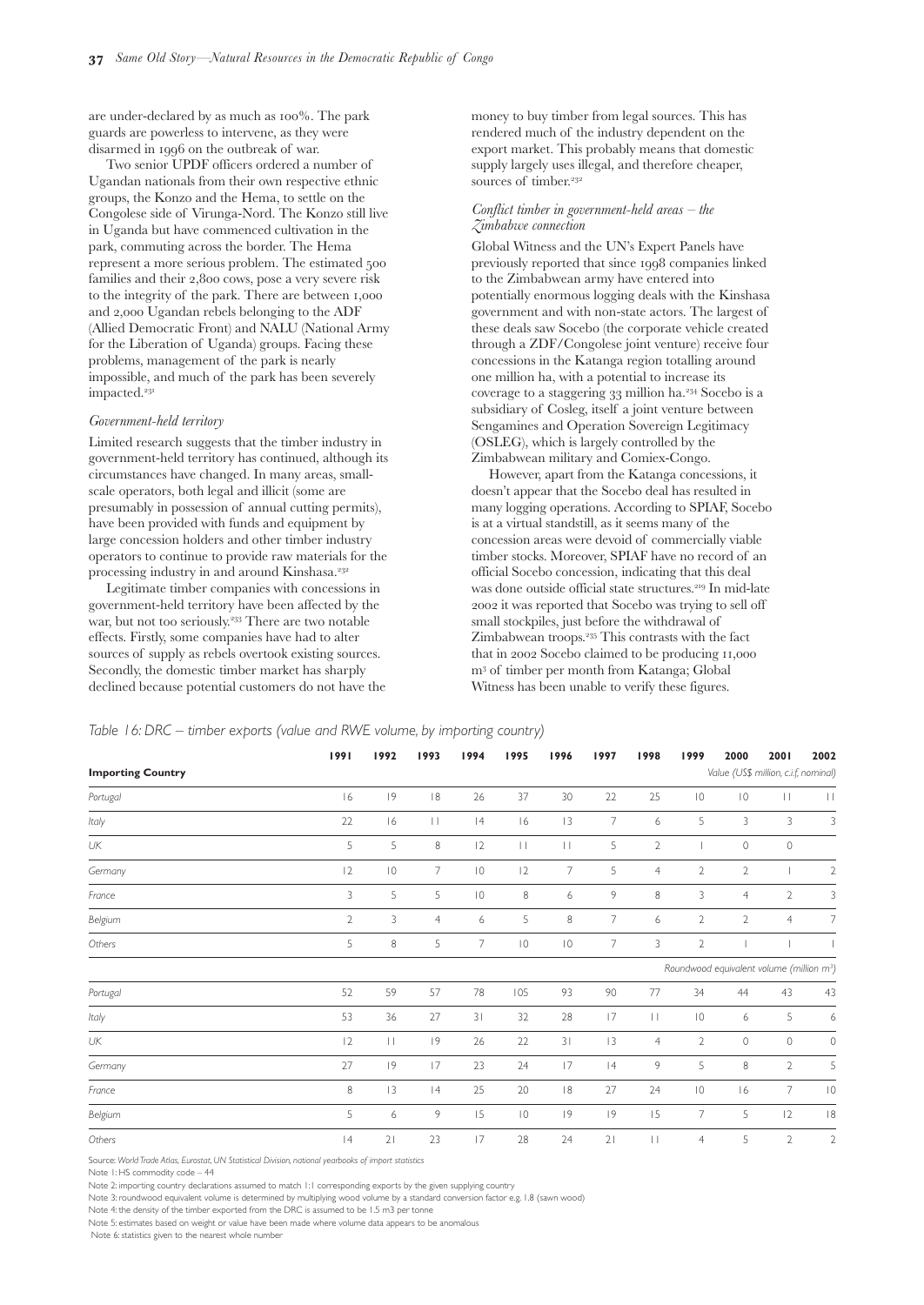are under-declared by as much as 100%. The park guards are powerless to intervene, as they were disarmed in 1996 on the outbreak of war.

Two senior UPDF officers ordered a number of Ugandan nationals from their own respective ethnic groups, the Konzo and the Hema, to settle on the Congolese side of Virunga-Nord. The Konzo still live in Uganda but have commenced cultivation in the park, commuting across the border. The Hema represent a more serious problem. The estimated 500 families and their 2,800 cows, pose a very severe risk to the integrity of the park. There are between 1,000 and 2,000 Ugandan rebels belonging to the ADF (Allied Democratic Front) and NALU (National Army for the Liberation of Uganda) groups. Facing these problems, management of the park is nearly impossible, and much of the park has been severely impacted.[231]

### *Government-held territory*

Limited research suggests that the timber industry in government-held territory has continued, although its circumstances have changed. In many areas, small-scale operators, both legal and illicit (some are presumably in possession of annual cutting permits), have been provided with funds and equipment by large concession holders and other timber industry operators to continue to provide raw materials for the processing industry in and around Kinshasa.[232]

Legitimate timber companies with concessions in government-held territory have been affected by the war, but not too seriously.[233] There are two notable effects. Firstly, some companies have had to alter sources of supply as rebels overtook existing sources. Secondly, the domestic timber market has sharply declined because potential customers do not have the money to buy timber from legal sources. This has rendered much of the industry dependent on the export market. This probably means that domestic supply largely uses illegal, and therefore cheaper, sources of timber.[232]

### *Conflict timber in government-held areas – the Zimbabwe connection*

Global Witness and the UN's Expert Panels have previously reported that since 1998 companies linked to the Zimbabwean army have entered into potentially enormous logging deals with the Kinshasa government and with non-state actors. The largest of these deals saw Socebo (the corporate vehicle created through a ZDF/Congolese joint venture) receive four concessions in the Katanga region totalling around one million ha, with a potential to increase its coverage to a staggering 33 million ha.[234] Socebo is a subsidiary of Cosleg, itself a joint venture between Sengamines and Operation Sovereign Legitimacy (OSLEG), which is largely controlled by the Zimbabwean military and Comiex-Congo.

However, apart from the Katanga concessions, it doesn't appear that the Socebo deal has resulted in many logging operations. According to SPIAF, Socebo is at a virtual standstill, as it seems many of the concession areas were devoid of commercially viable timber stocks. Moreover, SPIAF have no record of an official Socebo concession, indicating that this deal was done outside official state structures.[219] In mid-late 2002 it was reported that Socebo was trying to sell off small stockpiles, just before the withdrawal of Zimbabwean troops.[235] This contrasts with the fact that in 2002 Socebo claimed to be producing 11,000 m³ of timber per month from Katanga; Global Witness has been unable to verify these figures.

*Table 16: DRC – timber exports (value and RWE volume, by importing country)*

| Importing Country | 1991 | 1992 | 1993 | 1994 | 1995 | 1996 | 1997 | 1998 | 1999 | 2000 | 2001 | 2002 |
|---|---|---|---|---|---|---|---|---|---|---|---|---|
| | *Value (US$ million, c.i.f, nominal)* | | | | | | | | | | | |
| Portugal | 16 | 19 | 18 | 26 | 37 | 30 | 22 | 25 | 10 | 10 | 11 | 11 |
| Italy | 22 | 16 | 11 | 14 | 16 | 13 | 7 | 6 | 5 | 3 | 3 | 3 |
| UK | 5 | 5 | 8 | 12 | 11 | 11 | 5 | 2 | 1 | 0 | 0 | |
| Germany | 12 | 10 | 7 | 10 | 12 | 7 | 5 | 4 | 2 | 2 | 1 | 2 |
| France | 3 | 5 | 5 | 10 | 8 | 6 | 9 | 8 | 3 | 4 | 2 | 3 |
| Belgium | 2 | 3 | 4 | 6 | 5 | 8 | 7 | 6 | 2 | 2 | 4 | 7 |
| Others | 5 | 8 | 5 | 7 | 10 | 10 | 7 | 3 | 2 | 1 | 1 | 1 |
| | *Roundwood equivalent volume (million m³)* | | | | | | | | | | | |
| Portugal | 52 | 59 | 57 | 78 | 105 | 93 | 90 | 77 | 34 | 44 | 43 | 43 |
| Italy | 53 | 36 | 27 | 31 | 32 | 28 | 17 | 11 | 10 | 6 | 5 | 6 |
| UK | 12 | 11 | 19 | 26 | 22 | 31 | 13 | 4 | 2 | 0 | 0 | 0 |
| Germany | 27 | 19 | 17 | 23 | 24 | 17 | 14 | 9 | 5 | 8 | 2 | 5 |
| France | 8 | 13 | 14 | 25 | 20 | 18 | 27 | 24 | 10 | 16 | 7 | 10 |
| Belgium | 5 | 6 | 9 | 15 | 10 | 19 | 19 | 15 | 7 | 5 | 12 | 18 |
| Others | 14 | 21 | 23 | 17 | 28 | 24 | 21 | 11 | 4 | 5 | 2 | 2 |

Source: *World Trade Atlas, Eurostat, UN Statistical Division, national yearbooks of import statistics*

Note 1: HS commodity code – 44

Note 2: importing country declarations assumed to match 1:1 corresponding exports by the given supplying country

Note 3: roundwood equivalent volume is determined by multiplying wood volume by a standard conversion factor e.g. 1.8 (sawn wood)

Note 4: the density of the timber exported from the DRC is assumed to be 1.5 m3 per tonne

Note 5: estimates based on weight or value have been made where volume data appears to be anomalous

Note 6: statistics given to the nearest whole number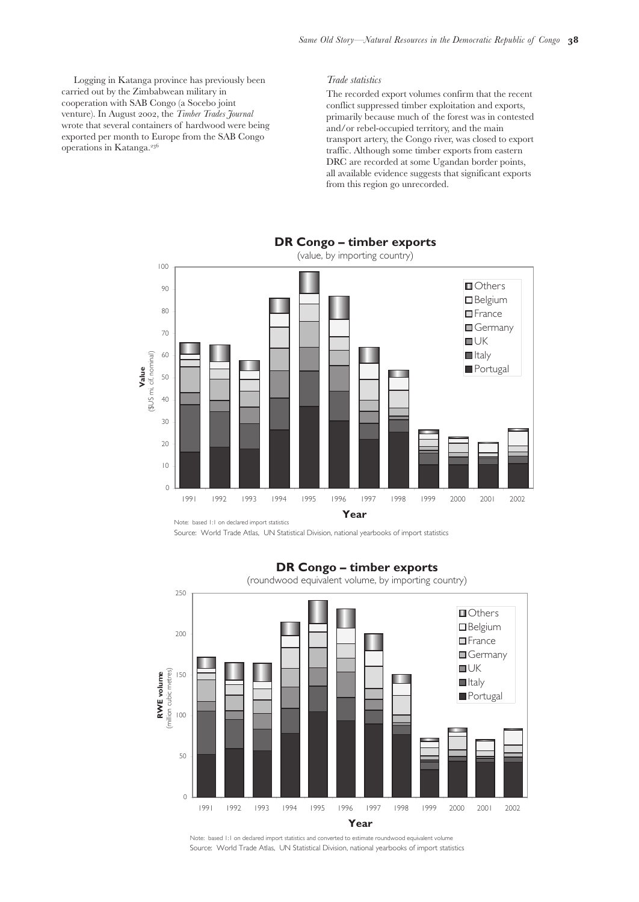Logging in Katanga province has previously been carried out by the Zimbabwean military in cooperation with SAB Congo (a Socebo joint venture). In August 2002, the *Timber Trades Journal* wrote that several containers of hardwood were being exported per month to Europe from the SAB Congo operations in Katanga.[236]

*Trade statistics*

The recorded export volumes confirm that the recent conflict suppressed timber exploitation and exports, primarily because much of the forest was in contested and/or rebel-occupied territory, and the main transport artery, the Congo river, was closed to export traffic. Although some timber exports from eastern DRC are recorded at some Ugandan border points, all available evidence suggests that significant exports from this region go unrecorded.

**DR Congo – timber exports**

(value, by importing country)

Note: based 1:1 on declared import statistics

Source: World Trade Atlas, UN Statistical Division, national yearbooks of import statistics

**DR Congo – timber exports**

(roundwood equivalent volume, by importing country)

Note: based 1:1 on declared import statistics and converted to estimate roundwood equivalent volume

Source: World Trade Atlas, UN Statistical Division, national yearbooks of import statistics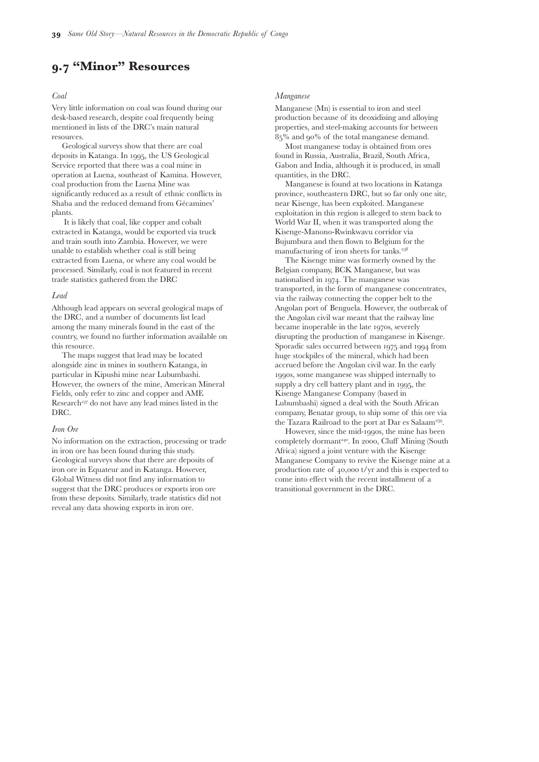## 9.7 "Minor" Resources

### *Coal*

Very little information on coal was found during our desk-based research, despite coal frequently being mentioned in lists of the DRC's main natural resources.

Geological surveys show that there are coal deposits in Katanga. In 1995, the US Geological Service reported that there was a coal mine in operation at Luena, southeast of Kamina. However, coal production from the Luena Mine was significantly reduced as a result of ethnic conflicts in Shaba and the reduced demand from Gécamines' plants.

It is likely that coal, like copper and cobalt extracted in Katanga, would be exported via truck and train south into Zambia. However, we were unable to establish whether coal is still being extracted from Luena, or where any coal would be processed. Similarly, coal is not featured in recent trade statistics gathered from the DRC

### *Lead*

Although lead appears on several geological maps of the DRC, and a number of documents list lead among the many minerals found in the east of the country, we found no further information available on this resource.

The maps suggest that lead may be located alongside zinc in mines in southern Katanga, in particular in Kipushi mine near Lubumbashi. However, the owners of the mine, American Mineral Fields, only refer to zinc and copper and AME Research[237] do not have any lead mines listed in the DRC.

### *Iron Ore*

No information on the extraction, processing or trade in iron ore has been found during this study. Geological surveys show that there are deposits of iron ore in Equateur and in Katanga. However, Global Witness did not find any information to suggest that the DRC produces or exports iron ore from these deposits. Similarly, trade statistics did not reveal any data showing exports in iron ore.

### *Manganese*

Manganese (Mn) is essential to iron and steel production because of its deoxidising and alloying properties, and steel-making accounts for between 85% and 90% of the total manganese demand.

Most manganese today is obtained from ores found in Russia, Australia, Brazil, South Africa, Gabon and India, although it is produced, in small quantities, in the DRC.

Manganese is found at two locations in Katanga province, southeastern DRC, but so far only one site, near Kisenge, has been exploited. Manganese exploitation in this region is alleged to stem back to World War II, when it was transported along the Kisenge-Manono-Rwinkwavu corridor via Bujumbura and then flown to Belgium for the manufacturing of iron sheets for tanks.[238]

The Kisenge mine was formerly owned by the Belgian company, BCK Manganese, but was nationalised in 1974. The manganese was transported, in the form of manganese concentrates, via the railway connecting the copper belt to the Angolan port of Benguela. However, the outbreak of the Angolan civil war meant that the railway line became inoperable in the late 1970s, severely disrupting the production of manganese in Kisenge. Sporadic sales occurred between 1975 and 1994 from huge stockpiles of the mineral, which had been accrued before the Angolan civil war. In the early 1990s, some manganese was shipped internally to supply a dry cell battery plant and in 1995, the Kisenge Manganese Company (based in Lubumbashi) signed a deal with the South African company, Benatar group, to ship some of this ore via the Tazara Railroad to the port at Dar es Salaam[239].

However, since the mid-1990s, the mine has been completely dormant[240]. In 2000, Cluff Mining (South Africa) signed a joint venture with the Kisenge Manganese Company to revive the Kisenge mine at a production rate of 40,000 t/yr and this is expected to come into effect with the recent installment of a transitional government in the DRC.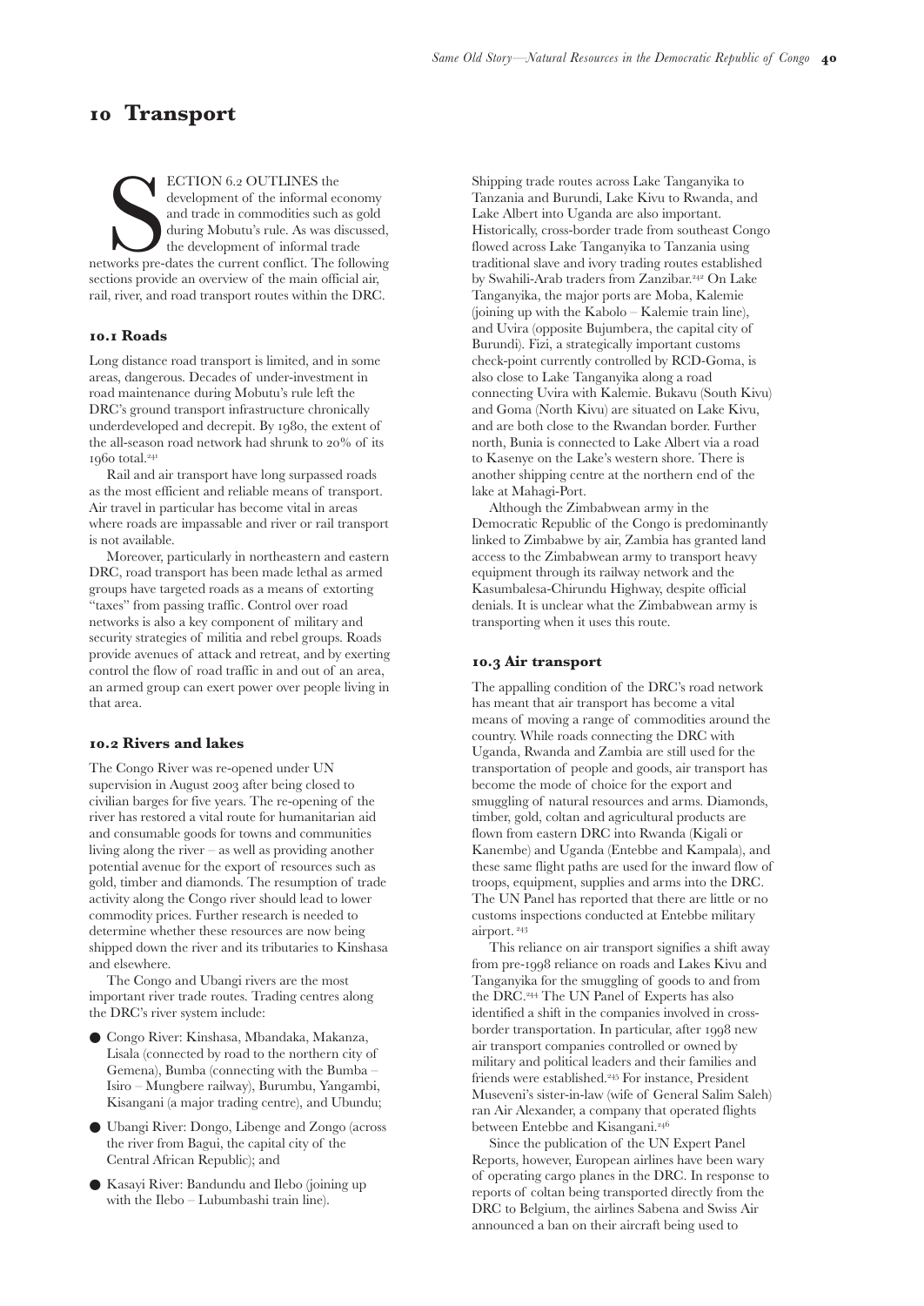# 10 Transport

SECTION 6.2 OUTLINES the development of the informal economy and trade in commodities such as gold during Mobutu's rule. As was discussed, the development of informal trade networks pre-dates the current conflict. The following sections provide an overview of the main official air, rail, river, and road transport routes within the DRC.

## 10.1 Roads

Long distance road transport is limited, and in some areas, dangerous. Decades of under-investment in road maintenance during Mobutu's rule left the DRC's ground transport infrastructure chronically underdeveloped and decrepit. By 1980, the extent of the all-season road network had shrunk to 20% of its 1960 total.[241]

Rail and air transport have long surpassed roads as the most efficient and reliable means of transport. Air travel in particular has become vital in areas where roads are impassable and river or rail transport is not available.

Moreover, particularly in northeastern and eastern DRC, road transport has been made lethal as armed groups have targeted roads as a means of extorting "taxes" from passing traffic. Control over road networks is also a key component of military and security strategies of militia and rebel groups. Roads provide avenues of attack and retreat, and by exerting control the flow of road traffic in and out of an area, an armed group can exert power over people living in that area.

## 10.2 Rivers and lakes

The Congo River was re-opened under UN supervision in August 2003 after being closed to civilian barges for five years. The re-opening of the river has restored a vital route for humanitarian aid and consumable goods for towns and communities living along the river – as well as providing another potential avenue for the export of resources such as gold, timber and diamonds. The resumption of trade activity along the Congo river should lead to lower commodity prices. Further research is needed to determine whether these resources are now being shipped down the river and its tributaries to Kinshasa and elsewhere.

The Congo and Ubangi rivers are the most important river trade routes. Trading centres along the DRC's river system include:

- Congo River: Kinshasa, Mbandaka, Makanza, Lisala (connected by road to the northern city of Gemena), Bumba (connecting with the Bumba – Isiro – Mungbere railway), Burumbu, Yangambi, Kisangani (a major trading centre), and Ubundu;
- Ubangi River: Dongo, Libenge and Zongo (across the river from Bagui, the capital city of the Central African Republic); and
- Kasayi River: Bandundu and Ilebo (joining up with the Ilebo – Lubumbashi train line).

Shipping trade routes across Lake Tanganyika to Tanzania and Burundi, Lake Kivu to Rwanda, and Lake Albert into Uganda are also important. Historically, cross-border trade from southeast Congo flowed across Lake Tanganyika to Tanzania using traditional slave and ivory trading routes established by Swahili-Arab traders from Zanzibar.[242] On Lake Tanganyika, the major ports are Moba, Kalemie (joining up with the Kabolo – Kalemie train line), and Uvira (opposite Bujumbera, the capital city of Burundi). Fizi, a strategically important customs check-point currently controlled by RCD-Goma, is also close to Lake Tanganyika along a road connecting Uvira with Kalemie. Bukavu (South Kivu) and Goma (North Kivu) are situated on Lake Kivu, and are both close to the Rwandan border. Further north, Bunia is connected to Lake Albert via a road to Kasenye on the Lake's western shore. There is another shipping centre at the northern end of the lake at Mahagi-Port.

Although the Zimbabwean army in the Democratic Republic of the Congo is predominantly linked to Zimbabwe by air, Zambia has granted land access to the Zimbabwean army to transport heavy equipment through its railway network and the Kasumbalesa-Chirundu Highway, despite official denials. It is unclear what the Zimbabwean army is transporting when it uses this route.

## 10.3 Air transport

The appalling condition of the DRC's road network has meant that air transport has become a vital means of moving a range of commodities around the country. While roads connecting the DRC with Uganda, Rwanda and Zambia are still used for the transportation of people and goods, air transport has become the mode of choice for the export and smuggling of natural resources and arms. Diamonds, timber, gold, coltan and agricultural products are flown from eastern DRC into Rwanda (Kigali or Kanembe) and Uganda (Entebbe and Kampala), and these same flight paths are used for the inward flow of troops, equipment, supplies and arms into the DRC. The UN Panel has reported that there are little or no customs inspections conducted at Entebbe military airport.[243]

This reliance on air transport signifies a shift away from pre-1998 reliance on roads and Lakes Kivu and Tanganyika for the smuggling of goods to and from the DRC.[244] The UN Panel of Experts has also identified a shift in the companies involved in cross-border transportation. In particular, after 1998 new air transport companies controlled or owned by military and political leaders and their families and friends were established.[245] For instance, President Museveni's sister-in-law (wife of General Salim Saleh) ran Air Alexander, a company that operated flights between Entebbe and Kisangani.[246]

Since the publication of the UN Expert Panel Reports, however, European airlines have been wary of operating cargo planes in the DRC. In response to reports of coltan being transported directly from the DRC to Belgium, the airlines Sabena and Swiss Air announced a ban on their aircraft being used to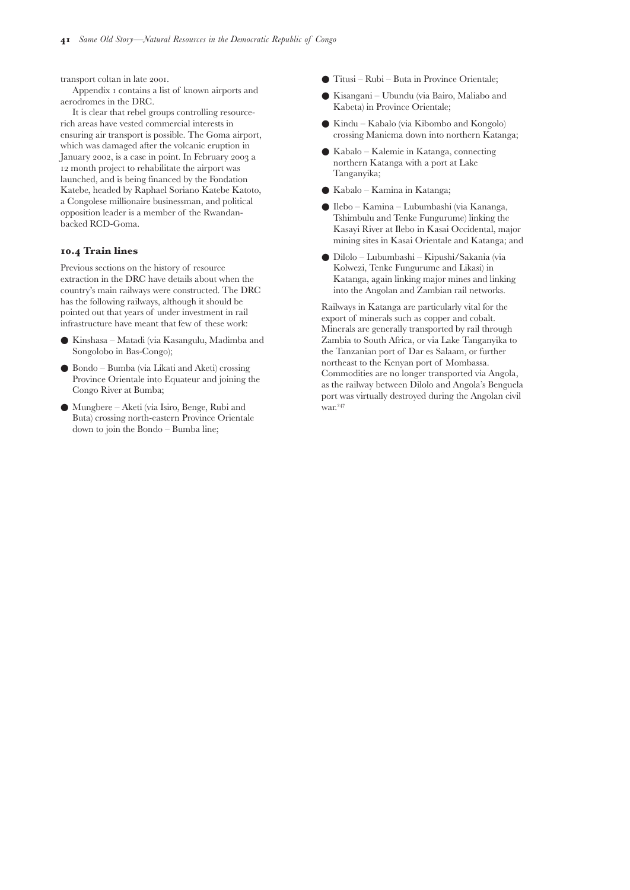transport coltan in late 2001.

Appendix 1 contains a list of known airports and aerodromes in the DRC.

It is clear that rebel groups controlling resource-rich areas have vested commercial interests in ensuring air transport is possible. The Goma airport, which was damaged after the volcanic eruption in January 2002, is a case in point. In February 2003 a 12 month project to rehabilitate the airport was launched, and is being financed by the Fondation Katebe, headed by Raphael Soriano Katebe Katoto, a Congolese millionaire businessman, and political opposition leader is a member of the Rwandan-backed RCD-Goma.

## 10.4 Train lines

Previous sections on the history of resource extraction in the DRC have details about when the country's main railways were constructed. The DRC has the following railways, although it should be pointed out that years of under investment in rail infrastructure have meant that few of these work:

- Kinshasa – Matadi (via Kasangulu, Madimba and Songolobo in Bas-Congo);
- Bondo – Bumba (via Likati and Aketi) crossing Province Orientale into Equateur and joining the Congo River at Bumba;
- Mungbere – Aketi (via Isiro, Benge, Rubi and Buta) crossing north-eastern Province Orientale down to join the Bondo – Bumba line;
- Titusi – Rubi – Buta in Province Orientale;
- Kisangani – Ubundu (via Bairo, Maliabo and Kabeta) in Province Orientale;
- Kindu – Kabalo (via Kibombo and Kongolo) crossing Maniema down into northern Katanga;
- Kabalo – Kalemie in Katanga, connecting northern Katanga with a port at Lake Tanganyika;
- Kabalo – Kamina in Katanga;
- Ilebo – Kamina – Lubumbashi (via Kananga, Tshimbulu and Tenke Fungurume) linking the Kasayi River at Ilebo in Kasai Occidental, major mining sites in Kasai Orientale and Katanga; and
- Dilolo – Lubumbashi – Kipushi/Sakania (via Kolwezi, Tenke Fungurume and Likasi) in Katanga, again linking major mines and linking into the Angolan and Zambian rail networks.

Railways in Katanga are particularly vital for the export of minerals such as copper and cobalt. Minerals are generally transported by rail through Zambia to South Africa, or via Lake Tanganyika to the Tanzanian port of Dar es Salaam, or further northeast to the Kenyan port of Mombassa. Commodities are no longer transported via Angola, as the railway between Dilolo and Angola's Benguela port was virtually destroyed during the Angolan civil war.[247]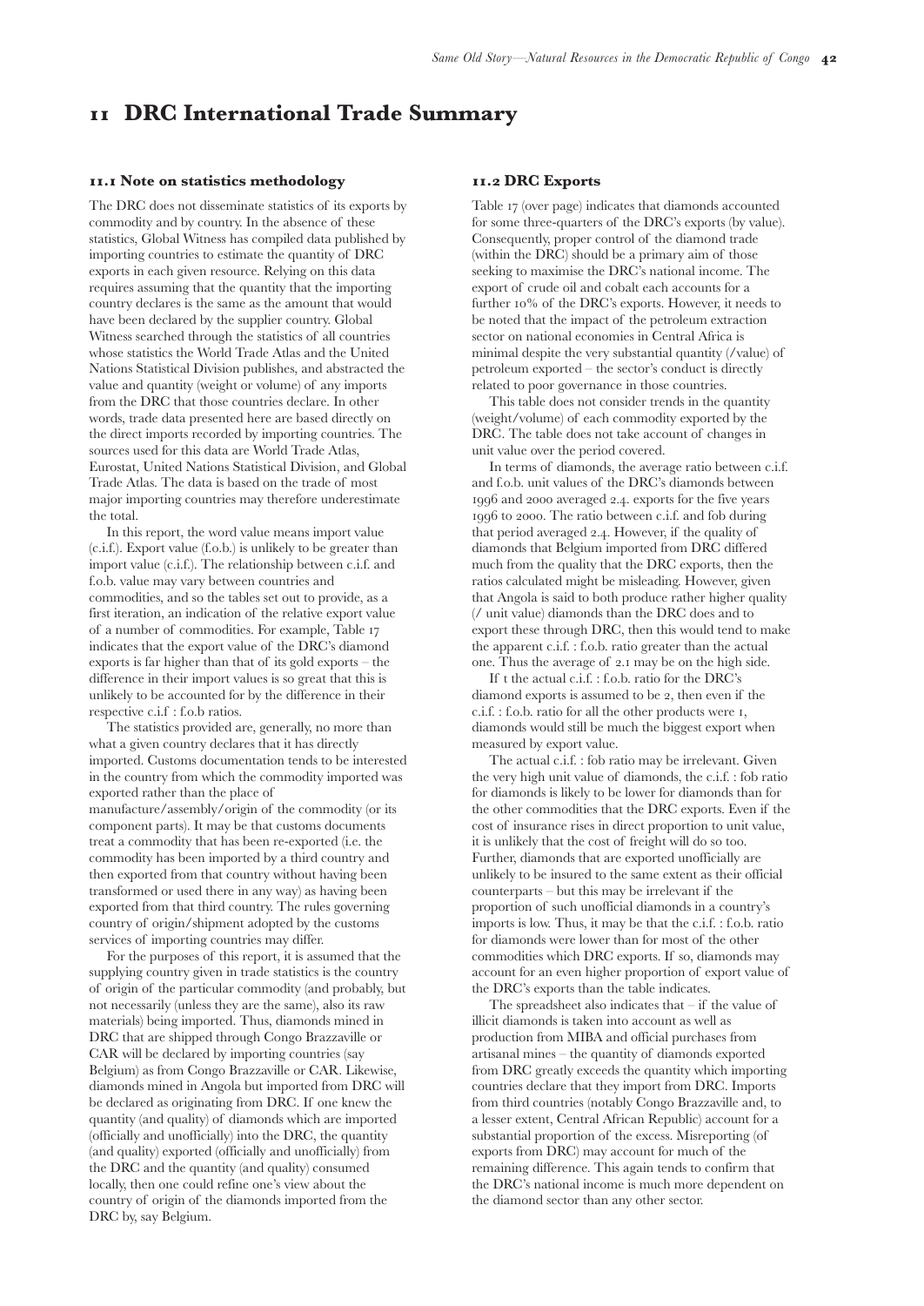# 11 DRC International Trade Summary

## 11.1 Note on statistics methodology

The DRC does not disseminate statistics of its exports by commodity and by country. In the absence of these statistics, Global Witness has compiled data published by importing countries to estimate the quantity of DRC exports in each given resource. Relying on this data requires assuming that the quantity that the importing country declares is the same as the amount that would have been declared by the supplier country. Global Witness searched through the statistics of all countries whose statistics the World Trade Atlas and the United Nations Statistical Division publishes, and abstracted the value and quantity (weight or volume) of any imports from the DRC that those countries declare. In other words, trade data presented here are based directly on the direct imports recorded by importing countries. The sources used for this data are World Trade Atlas, Eurostat, United Nations Statistical Division, and Global Trade Atlas. The data is based on the trade of most major importing countries may therefore underestimate the total.

In this report, the word value means import value (c.i.f.). Export value (f.o.b.) is unlikely to be greater than import value (c.i.f.). The relationship between c.i.f. and f.o.b. value may vary between countries and commodities, and so the tables set out to provide, as a first iteration, an indication of the relative export value of a number of commodities. For example, Table 17 indicates that the export value of the DRC's diamond exports is far higher than that of its gold exports – the difference in their import values is so great that this is unlikely to be accounted for by the difference in their respective c.i.f : f.o.b ratios.

The statistics provided are, generally, no more than what a given country declares that it has directly imported. Customs documentation tends to be interested in the country from which the commodity imported was exported rather than the place of manufacture/assembly/origin of the commodity (or its component parts). It may be that customs documents treat a commodity that has been re-exported (i.e. the commodity has been imported by a third country and then exported from that country without having been transformed or used there in any way) as having been exported from that third country. The rules governing country of origin/shipment adopted by the customs services of importing countries may differ.

For the purposes of this report, it is assumed that the supplying country given in trade statistics is the country of origin of the particular commodity (and probably, but not necessarily (unless they are the same), also its raw materials) being imported. Thus, diamonds mined in DRC that are shipped through Congo Brazzaville or CAR will be declared by importing countries (say Belgium) as from Congo Brazzaville or CAR. Likewise, diamonds mined in Angola but imported from DRC will be declared as originating from DRC. If one knew the quantity (and quality) of diamonds which are imported (officially and unofficially) into the DRC, the quantity (and quality) exported (officially and unofficially) from the DRC and the quantity (and quality) consumed locally, then one could refine one's view about the country of origin of the diamonds imported from the DRC by, say Belgium.

## 11.2 DRC Exports

Table 17 (over page) indicates that diamonds accounted for some three-quarters of the DRC's exports (by value). Consequently, proper control of the diamond trade (within the DRC) should be a primary aim of those seeking to maximise the DRC's national income. The export of crude oil and cobalt each accounts for a further 10% of the DRC's exports. However, it needs to be noted that the impact of the petroleum extraction sector on national economies in Central Africa is minimal despite the very substantial quantity (/value) of petroleum exported – the sector's conduct is directly related to poor governance in those countries.

This table does not consider trends in the quantity (weight/volume) of each commodity exported by the DRC. The table does not take account of changes in unit value over the period covered.

In terms of diamonds, the average ratio between c.i.f. and f.o.b. unit values of the DRC's diamonds between 1996 and 2000 averaged 2.4. exports for the five years 1996 to 2000. The ratio between c.i.f. and fob during that period averaged 2.4. However, if the quality of diamonds that Belgium imported from DRC differed much from the quality that the DRC exports, then the ratios calculated might be misleading. However, given that Angola is said to both produce rather higher quality (/ unit value) diamonds than the DRC does and to export these through DRC, then this would tend to make the apparent c.i.f. : f.o.b. ratio greater than the actual one. Thus the average of 2.1 may be on the high side.

If t the actual c.i.f. : f.o.b. ratio for the DRC's diamond exports is assumed to be 2, then even if the c.i.f. : f.o.b. ratio for all the other products were 1, diamonds would still be much the biggest export when measured by export value.

The actual c.i.f. : fob ratio may be irrelevant. Given the very high unit value of diamonds, the c.i.f. : fob ratio for diamonds is likely to be lower for diamonds than for the other commodities that the DRC exports. Even if the cost of insurance rises in direct proportion to unit value, it is unlikely that the cost of freight will do so too. Further, diamonds that are exported unofficially are unlikely to be insured to the same extent as their official counterparts – but this may be irrelevant if the proportion of such unofficial diamonds in a country's imports is low. Thus, it may be that the c.i.f. : f.o.b. ratio for diamonds were lower than for most of the other commodities which DRC exports. If so, diamonds may account for an even higher proportion of export value of the DRC's exports than the table indicates.

The spreadsheet also indicates that – if the value of illicit diamonds is taken into account as well as production from MIBA and official purchases from artisanal mines – the quantity of diamonds exported from DRC greatly exceeds the quantity which importing countries declare that they import from DRC. Imports from third countries (notably Congo Brazzaville and, to a lesser extent, Central African Republic) account for a substantial proportion of the excess. Misreporting (of exports from DRC) may account for much of the remaining difference. This again tends to confirm that the DRC's national income is much more dependent on the diamond sector than any other sector.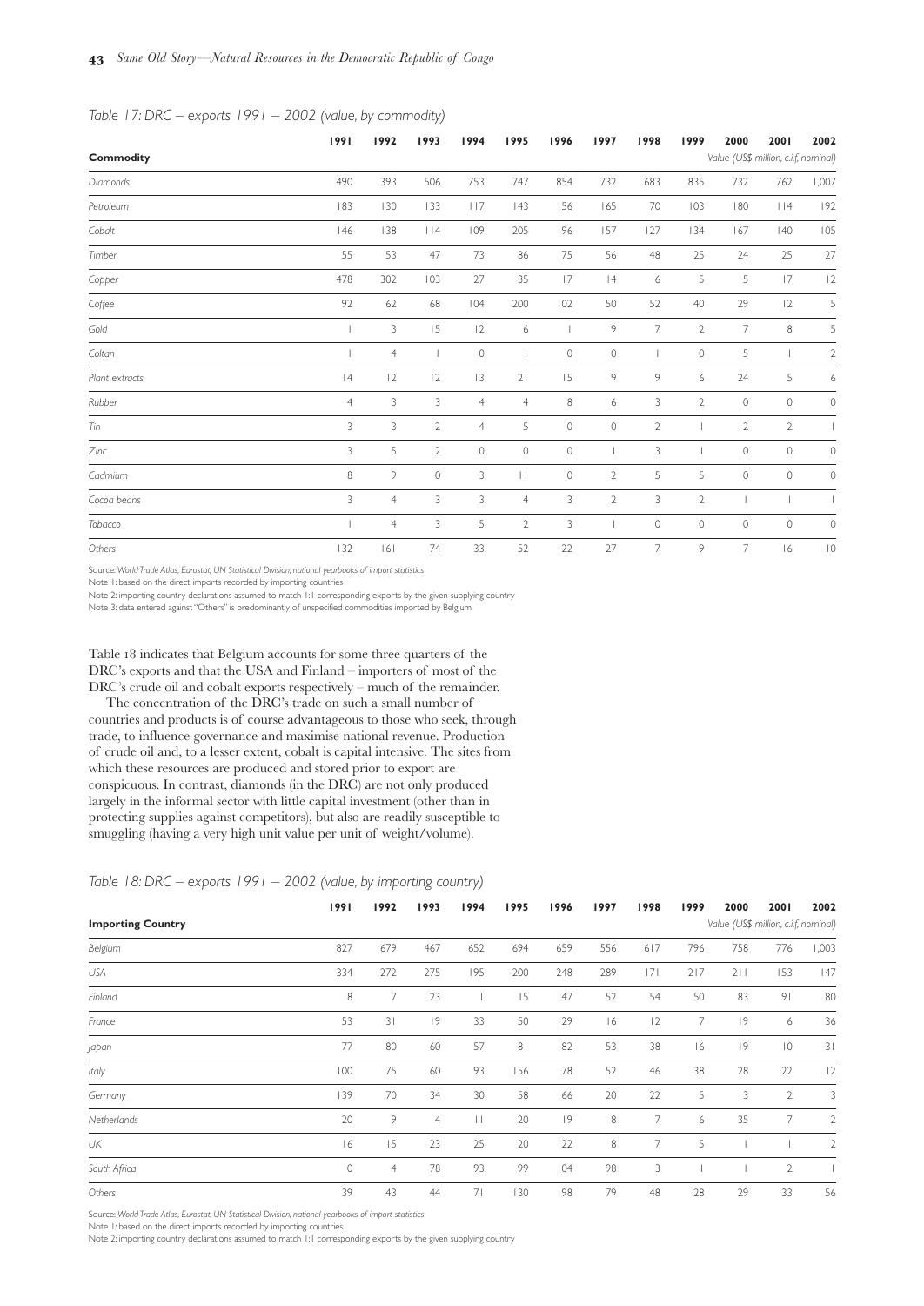*Table 17: DRC – exports 1991 – 2002 (value, by commodity)*

| Commodity | 1991 | 1992 | 1993 | 1994 | 1995 | 1996 | 1997 | 1998 | 1999 | 2000 | 2001 | 2002 |
|---|---|---|---|---|---|---|---|---|---|---|---|---|
| | | | | | | | | | | Value (US$ million, c.i.f, nominal) | | |
| Diamonds | 490 | 393 | 506 | 753 | 747 | 854 | 732 | 683 | 835 | 732 | 762 | 1,007 |
| Petroleum | 183 | 130 | 133 | 117 | 143 | 156 | 165 | 70 | 103 | 180 | 114 | 192 |
| Cobalt | 146 | 138 | 114 | 109 | 205 | 196 | 157 | 127 | 134 | 167 | 140 | 105 |
| Timber | 55 | 53 | 47 | 73 | 86 | 75 | 56 | 48 | 25 | 24 | 25 | 27 |
| Copper | 478 | 302 | 103 | 27 | 35 | 17 | 14 | 6 | 5 | 5 | 17 | 12 |
| Coffee | 92 | 62 | 68 | 104 | 200 | 102 | 50 | 52 | 40 | 29 | 12 | 5 |
| Gold | 1 | 3 | 15 | 12 | 6 | 1 | 9 | 7 | 2 | 7 | 8 | 5 |
| Coltan | 1 | 4 | 1 | 0 | 1 | 0 | 0 | 1 | 0 | 5 | 1 | 2 |
| Plant extracts | 14 | 12 | 12 | 13 | 21 | 15 | 9 | 9 | 6 | 24 | 5 | 6 |
| Rubber | 4 | 3 | 3 | 4 | 4 | 8 | 6 | 3 | 2 | 0 | 0 | 0 |
| Tin | 3 | 3 | 2 | 4 | 5 | 0 | 0 | 2 | 1 | 2 | 2 | 1 |
| Zinc | 3 | 5 | 2 | 0 | 0 | 0 | 1 | 3 | 1 | 0 | 0 | 0 |
| Cadmium | 8 | 9 | 0 | 3 | 11 | 0 | 2 | 5 | 5 | 0 | 0 | 0 |
| Cocoa beans | 3 | 4 | 3 | 3 | 4 | 3 | 2 | 3 | 2 | 1 | 1 | 1 |
| Tobacco | 1 | 4 | 3 | 5 | 2 | 3 | 1 | 0 | 0 | 0 | 0 | 0 |
| Others | 132 | 161 | 74 | 33 | 52 | 22 | 27 | 7 | 9 | 7 | 16 | 10 |

Source: *World Trade Atlas, Eurostat, UN Statistical Division, national yearbooks of import statistics*

Note 1: based on the direct imports recorded by importing countries

Note 2: importing country declarations assumed to match 1:1 corresponding exports by the given supplying country

Note 3: data entered against "Others" is predominantly of unspecified commodities imported by Belgium

Table 18 indicates that Belgium accounts for some three quarters of the DRC's exports and that the USA and Finland – importers of most of the DRC's crude oil and cobalt exports respectively – much of the remainder.

The concentration of the DRC's trade on such a small number of countries and products is of course advantageous to those who seek, through trade, to influence governance and maximise national revenue. Production of crude oil and, to a lesser extent, cobalt is capital intensive. The sites from which these resources are produced and stored prior to export are conspicuous. In contrast, diamonds (in the DRC) are not only produced largely in the informal sector with little capital investment (other than in protecting supplies against competitors), but also are readily susceptible to smuggling (having a very high unit value per unit of weight/volume).

*Table 18: DRC – exports 1991 – 2002 (value, by importing country)*

| Importing Country | 1991 | 1992 | 1993 | 1994 | 1995 | 1996 | 1997 | 1998 | 1999 | 2000 | 2001 | 2002 |
|---|---|---|---|---|---|---|---|---|---|---|---|---|
| | | | | | | | | | | Value (US$ million, c.i.f, nominal) | | |
| Belgium | 827 | 679 | 467 | 652 | 694 | 659 | 556 | 617 | 796 | 758 | 776 | 1,003 |
| USA | 334 | 272 | 275 | 195 | 200 | 248 | 289 | 171 | 217 | 211 | 153 | 147 |
| Finland | 8 | 7 | 23 | 1 | 15 | 47 | 52 | 54 | 50 | 83 | 91 | 80 |
| France | 53 | 31 | 19 | 33 | 50 | 29 | 16 | 12 | 7 | 19 | 6 | 36 |
| Japan | 77 | 80 | 60 | 57 | 81 | 82 | 53 | 38 | 16 | 19 | 10 | 31 |
| Italy | 100 | 75 | 60 | 93 | 156 | 78 | 52 | 46 | 38 | 28 | 22 | 12 |
| Germany | 139 | 70 | 34 | 30 | 58 | 66 | 20 | 22 | 5 | 3 | 2 | 3 |
| Netherlands | 20 | 9 | 4 | 11 | 20 | 19 | 8 | 7 | 6 | 35 | 7 | 2 |
| UK | 16 | 15 | 23 | 25 | 20 | 22 | 8 | 7 | 5 | 1 | 1 | 2 |
| South Africa | 0 | 4 | 78 | 93 | 99 | 104 | 98 | 3 | 1 | 1 | 2 | 1 |
| Others | 39 | 43 | 44 | 71 | 130 | 98 | 79 | 48 | 28 | 29 | 33 | 56 |

Source: *World Trade Atlas, Eurostat, UN Statistical Division, national yearbooks of import statistics*

Note 1: based on the direct imports recorded by importing countries

Note 2: importing country declarations assumed to match 1:1 corresponding exports by the given supplying country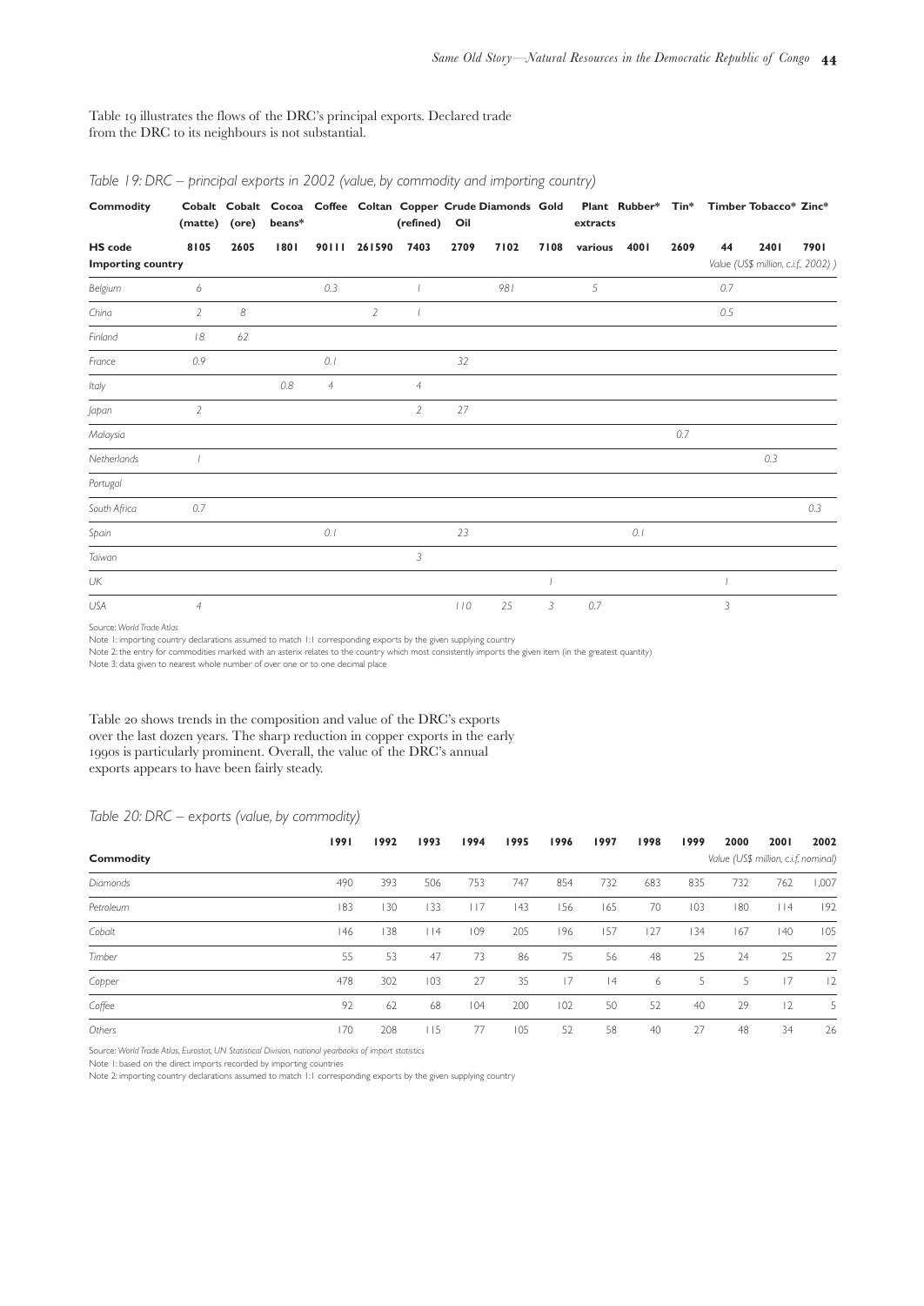Table 19 illustrates the flows of the DRC's principal exports. Declared trade from the DRC to its neighbours is not substantial.

*Table 19: DRC – principal exports in 2002 (value, by commodity and importing country)*

| Commodity | Cobalt (matte) | Cobalt (ore) | Cocoa beans* | Coffee | Coltan | Copper (refined) | Crude Oil | Diamonds | Gold | Plant extracts | Rubber* | Tin* | Timber | Tobacco* | Zinc* |
|---|---|---|---|---|---|---|---|---|---|---|---|---|---|---|---|
| **HS code** | **8105** | **2605** | **1801** | **90111** | **261590** | **7403** | **2709** | **7102** | **7108** | **various** | **4001** | **2609** | **44** | **2401** | **7901** |
| **Importing country** | | | | | | | | | | | | | *Value (US$ million, c.i.f., 2002)* | | |
| *Belgium* | 6 | | | 0.3 | | 1 | | 981 | | 5 | | | 0.7 | | |
| *China* | 2 | 8 | | | 2 | 1 | | | | | | | 0.5 | | |
| *Finland* | 18 | 62 | | | | | | | | | | | | | |
| *France* | 0.9 | | | 0.1 | | | 32 | | | | | | | | |
| *Italy* | | | 0.8 | 4 | | 4 | | | | | | | | | |
| *Japan* | 2 | | | | | 2 | 27 | | | | | | | | |
| *Malaysia* | | | | | | | | | | | | 0.7 | | | |
| *Netherlands* | 1 | | | | | | | | | | | | | 0.3 | |
| *Portugal* | | | | | | | | | | | | | | | |
| *South Africa* | 0.7 | | | | | | | | | | | | | | 0.3 |
| *Spain* | | | | 0.1 | | | 23 | | | | 0.1 | | | | |
| *Taiwan* | | | | | | 3 | | | | | | | | | |
| *UK* | | | | | | | | | 1 | | | | 1 | | |
| *USA* | 4 | | | | | | 110 | 25 | 3 | 0.7 | | | 3 | | |

Source: *World Trade Atlas*

Note 1: importing country declarations assumed to match 1:1 corresponding exports by the given supplying country

Note 2: the entry for commodities marked with an asterix relates to the country which most consistently imports the given item (in the greatest quantity)

Note 3: data given to nearest whole number of over one or to one decimal place

Table 20 shows trends in the composition and value of the DRC's exports over the last dozen years. The sharp reduction in copper exports in the early 1990s is particularly prominent. Overall, the value of the DRC's annual exports appears to have been fairly steady.

*Table 20: DRC – exports (value, by commodity)*

| Commodity | 1991 | 1992 | 1993 | 1994 | 1995 | 1996 | 1997 | 1998 | 1999 | 2000 | 2001 | 2002 |
|---|---|---|---|---|---|---|---|---|---|---|---|---|
| | | | | | | | | | | *Value (US$ million, c.i.f., nominal)* | | |
| *Diamonds* | 490 | 393 | 506 | 753 | 747 | 854 | 732 | 683 | 835 | 732 | 762 | 1,007 |
| *Petroleum* | 183 | 130 | 133 | 117 | 143 | 156 | 165 | 70 | 103 | 180 | 114 | 192 |
| *Cobalt* | 146 | 138 | 114 | 109 | 205 | 196 | 157 | 127 | 134 | 167 | 140 | 105 |
| *Timber* | 55 | 53 | 47 | 73 | 86 | 75 | 56 | 48 | 25 | 24 | 25 | 27 |
| *Copper* | 478 | 302 | 103 | 27 | 35 | 17 | 14 | 6 | 5 | 5 | 17 | 12 |
| *Coffee* | 92 | 62 | 68 | 104 | 200 | 102 | 50 | 52 | 40 | 29 | 12 | 5 |
| *Others* | 170 | 208 | 115 | 77 | 105 | 52 | 58 | 40 | 27 | 48 | 34 | 26 |

Source: *World Trade Atlas, Eurostat, UN Statistical Division, national yearbooks of import statistics*

Note 1: based on the direct imports recorded by importing countries

Note 2: importing country declarations assumed to match 1:1 corresponding exports by the given supplying country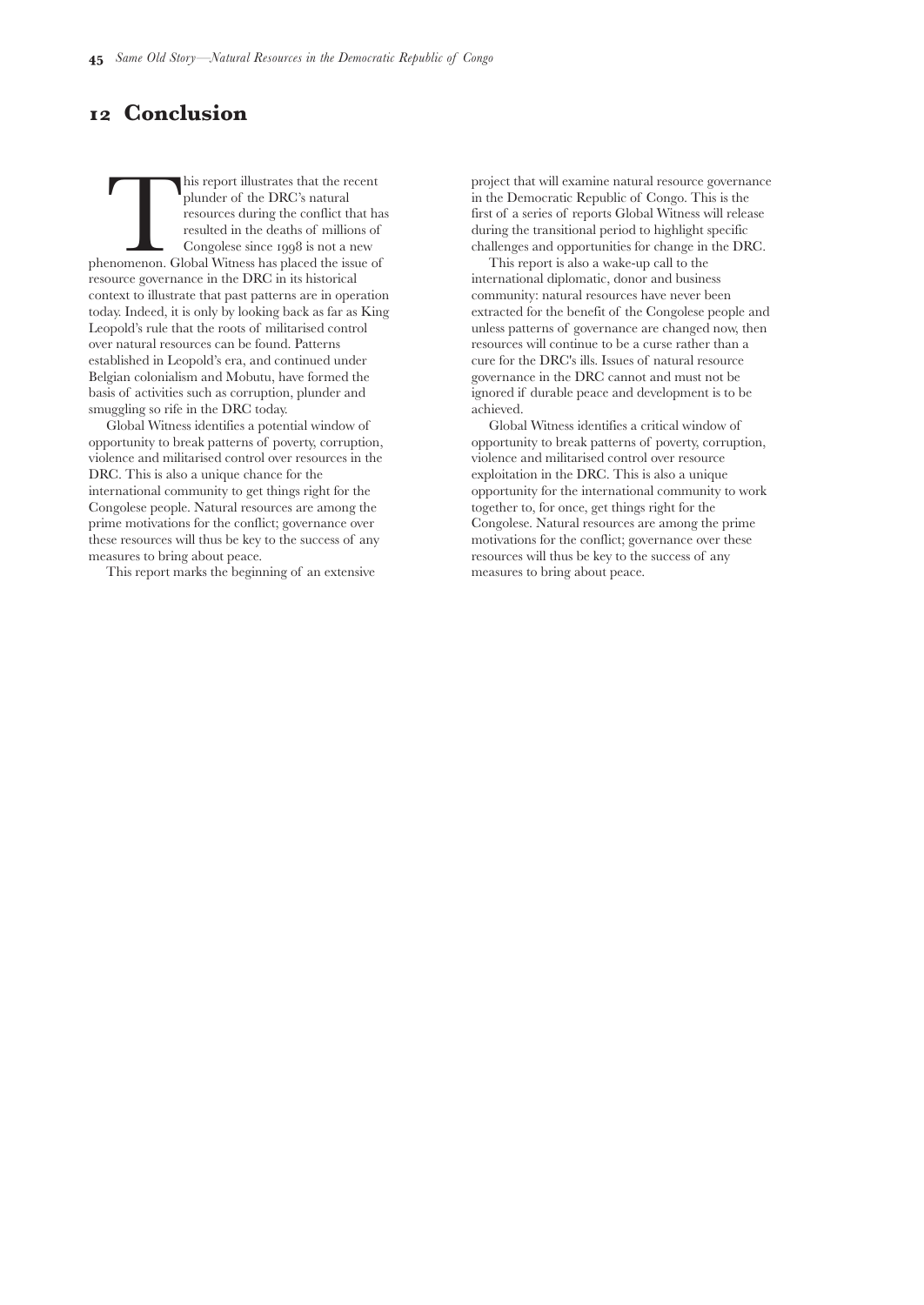## 12 Conclusion

This report illustrates that the recent plunder of the DRC's natural resources during the conflict that has resulted in the deaths of millions of Congolese since 1998 is not a new phenomenon. Global Witness has placed the issue of resource governance in the DRC in its historical context to illustrate that past patterns are in operation today. Indeed, it is only by looking back as far as King Leopold's rule that the roots of militarised control over natural resources can be found. Patterns established in Leopold's era, and continued under Belgian colonialism and Mobutu, have formed the basis of activities such as corruption, plunder and smuggling so rife in the DRC today.

Global Witness identifies a potential window of opportunity to break patterns of poverty, corruption, violence and militarised control over resources in the DRC. This is also a unique chance for the international community to get things right for the Congolese people. Natural resources are among the prime motivations for the conflict; governance over these resources will thus be key to the success of any measures to bring about peace.

This report marks the beginning of an extensive project that will examine natural resource governance in the Democratic Republic of Congo. This is the first of a series of reports Global Witness will release during the transitional period to highlight specific challenges and opportunities for change in the DRC.

This report is also a wake-up call to the international diplomatic, donor and business community: natural resources have never been extracted for the benefit of the Congolese people and unless patterns of governance are changed now, then resources will continue to be a curse rather than a cure for the DRC's ills. Issues of natural resource governance in the DRC cannot and must not be ignored if durable peace and development is to be achieved.

Global Witness identifies a critical window of opportunity to break patterns of poverty, corruption, violence and militarised control over resource exploitation in the DRC. This is also a unique opportunity for the international community to work together to, for once, get things right for the Congolese. Natural resources are among the prime motivations for the conflict; governance over these resources will thus be key to the success of any measures to bring about peace.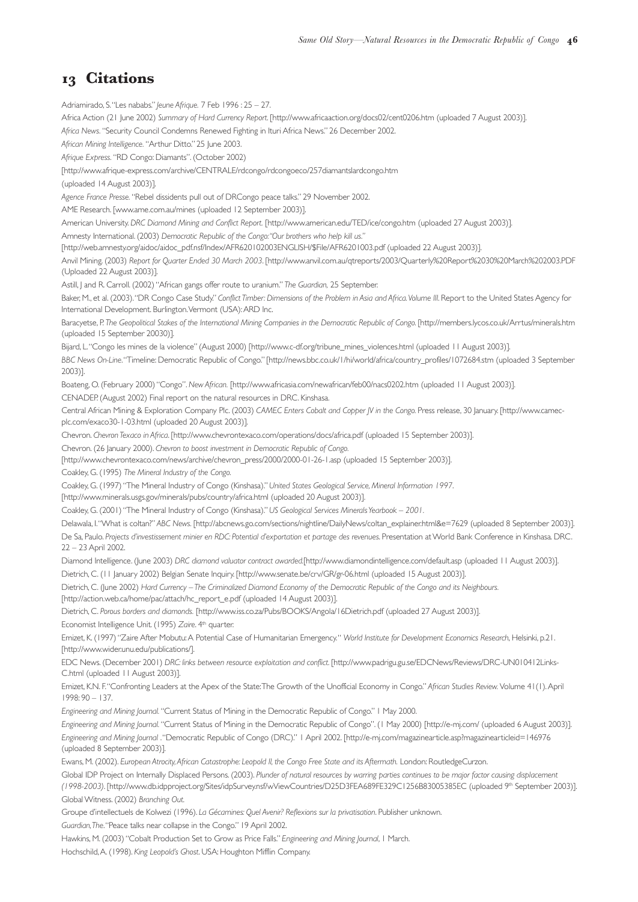# 13 Citations

Adriamirado, S. "Les nababs." *Jeune Afrique.* 7 Feb 1996 : 25 – 27.

Africa Action (21 June 2002) *Summary of Hard Currency Report*. [http://www.africaaction.org/docs02/cent0206.htm (uploaded 7 August 2003)].

*Africa News*. "Security Council Condemns Renewed Fighting in Ituri Africa News." 26 December 2002.

*African Mining Intelligence*. "Arthur Ditto." 25 June 2003.

*Afrique Express*. "RD Congo: Diamants". (October 2002)

[http://www.afrique-express.com/archive/CENTRALE/rdcongo/rdcongoeco/257diamantslardcongo.htm

(uploaded 14 August 2003)].

*Agence France Presse*. "Rebel dissidents pull out of DRCongo peace talks." 29 November 2002.

AME Research. [www.ame.com.au/mines (uploaded 12 September 2003)].

American University. *DRC Diamond Mining and Conflict Report.* [http://www.american.edu/TED/ice/congo.htm (uploaded 27 August 2003)].

Amnesty International. (2003) *Democratic Republic of the Congo: "Our brothers who help kill us."*

[http://web.amnesty.org/aidoc/aidoc_pdf.nsf/Index/AFR620102003ENGLISH/$File/AFR6201003.pdf (uploaded 22 August 2003)].

Anvil Mining. (2003) *Report for Quarter Ended 30 March 2003*. [http://www.anvil.com.au/qtreports/2003/Quarterly%20Report%2030%20March%202003.PDF (Uploaded 22 August 2003)].

Astill, J and R. Carroll. (2002) "African gangs offer route to uranium." *The Guardian*, 25 September.

Baker, M., et al. (2003). "DR Congo Case Study." *Conflict Timber: Dimensions of the Problem in Asia and Africa. Volume III*. Report to the United States Agency for International Development. Burlington. Vermont (USA): ARD Inc.

Baracyetse, P. *The Geopolitical Stakes of the International Mining Companies in the Democratic Republic of Congo*. [http://members.lycos.co.uk/Arrtus/minerals.htm (uploaded 15 September 20030)].

Bijard, L. "Congo les mines de la violence" (August 2000) [http://www.c-df.org/tribune_mines_violences.html (uploaded 11 August 2003)].

*BBC News On-Line*. "Timeline: Democratic Republic of Congo." [http://news.bbc.co.uk/1/hi/world/africa/country_profiles/1072684.stm (uploaded 3 September 2003)].

Boateng, O. (February 2000) "Congo". *New African*. [http://www.africasia.com/newafrican/feb00/nacs0202.htm (uploaded 11 August 2003)].

CENADEP. (August 2002) Final report on the natural resources in DRC. Kinshasa.

Central African Mining & Exploration Company Plc. (2003) *CAMEC Enters Cobalt and Copper JV in the Congo*. Press release, 30 January. [http://www.camec-plc.com/exaco30-1-03.html (uploaded 20 August 2003)].

Chevron. *Chevron Texaco in Africa*. [http://www.chevrontexaco.com/operations/docs/africa.pdf (uploaded 15 September 2003)].

Chevron. (26 January 2000). *Chevron to boost investment in Democratic Republic of Congo*.

[http://www.chevrontexaco.com/news/archive/chevron_press/2000/2000-01-26-1.asp (uploaded 15 September 2003)].

Coakley, G. (1995) *The Mineral Industry of the Congo.*

Coakley, G. (1997) "The Mineral Industry of Congo (Kinshasa)." *United States Geological Service, Mineral Information 1997*.

[http://www.minerals.usgs.gov/minerals/pubs/country/africa.html (uploaded 20 August 2003)].

Coakley, G. (2001) "The Mineral Industry of Congo (Kinshasa)." *US Geological Services Minerals Yearbook – 2001*.

Delawala, I. "What is coltan?" *ABC News*. [http://abcnews.go.com/sections/nightline/DailyNews/coltan_explainer.html&e=7629 (uploaded 8 September 2003)].

De Sa, Paulo. *Projects d'investissement minier en RDC: Potential d'exportation et partage des revenues*. Presentation at World Bank Conference in Kinshasa. DRC. 22 – 23 April 2002.

Diamond Intelligence. (June 2003) *DRC diamond valuator contract awarded*.[http://www.diamondintelligence.com/default.asp (uploaded 11 August 2003)].

Dietrich, C. (11 January 2002) Belgian Senate Inquiry. [http://www.senate.be/crv/GR/gr-06.html (uploaded 15 August 2003)].

Dietrich, C. (June 2002) *Hard Currency – The Criminalized Diamond Economy of the Democratic Republic of the Congo and its Neighbours*.

[http://action.web.ca/home/pac/attach/hc_report_e.pdf (uploaded 14 August 2003)].

Dietrich, C. *Porous borders and diamonds*. [http://www.iss.co.za/Pubs/BOOKS/Angola/16Dietrich.pdf (uploaded 27 August 2003)].

Economist Intelligence Unit. (1995) *Zaire*. 4th quarter.

Emizet, K. (1997) "Zaire After Mobutu: A Potential Case of Humanitarian Emergency." *World Institute for Development Economics Research*, Helsinki, p.21. [http://www.wider.unu.edu/publications/].

EDC News. (December 2001) *DRC: links between resource exploitation and conflict*. [http://www.padrigu.gu.se/EDCNews/Reviews/DRC-UN010412Links-C.html (uploaded 11 August 2003)].

Emizet, K.N. F. "Confronting Leaders at the Apex of the State: The Growth of the Unofficial Economy in Congo." *African Studies Review*. Volume 41(1). April 1998: 90 – 137.

*Engineering and Mining Journal*. "Current Status of Mining in the Democratic Republic of Congo." 1 May 2000.

*Engineering and Mining Journal*. "Current Status of Mining in the Democratic Republic of Congo". (1 May 2000) [http://e-mj.com/ (uploaded 6 August 2003)].

*Engineering and Mining Journal* . "Democratic Republic of Congo (DRC)." 1 April 2002. [http://e-mj.com/magazinearticle.asp?magazinearticleid=146976 (uploaded 8 September 2003)].

Ewans, M. (2002). *European Atrocity, African Catastrophe: Leopold II, the Congo Free State and its Aftermath*. London: RoutledgeCurzon.

Global IDP Project on Internally Displaced Persons. (2003). *Plunder of natural resources by warring parties continues to be major factor causing displacement (1998-2003)*. [http://www.db.idpproject.org/Sites/idpSurvey.nsf/wViewCountries/D25D3FEA689FE329C1256B83005385EC (uploaded 9th September 2003)].

Global Witness. (2002) *Branching Out*.

Groupe d'intellectuels de Kolwezi (1996). *La Gécamines: Quel Avenir? Reflexions sur la privatisation*. Publisher unknown.

*Guardian, The*. "Peace talks near collapse in the Congo." 19 April 2002.

Hawkins, M. (2003) "Cobalt Production Set to Grow as Price Falls." *Engineering and Mining Journal*, 1 March.

Hochschild, A. (1998). *King Leopold's Ghost*. USA: Houghton Mifflin Company.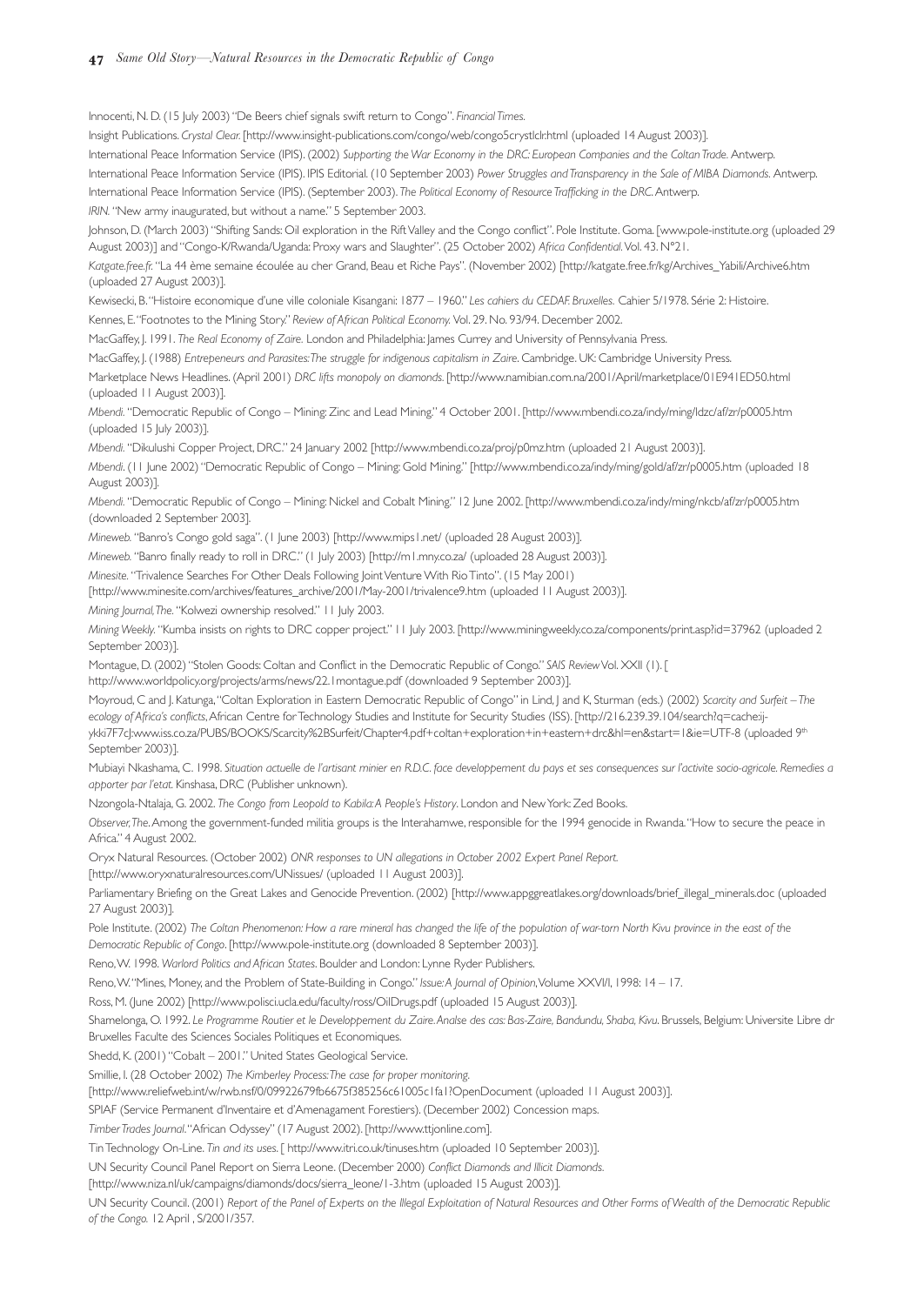Innocenti, N. D. (15 July 2003) "De Beers chief signals swift return to Congo". *Financial Times.*

Insight Publications. *Crystal Clear.* [http://www.insight-publications.com/congo/web/congo5crystlclr.html (uploaded 14 August 2003)].

International Peace Information Service (IPIS). (2002) *Supporting the War Economy in the DRC: European Companies and the Coltan Trade.* Antwerp.

International Peace Information Service (IPIS). IPIS Editorial. (10 September 2003) *Power Struggles and Transparency in the Sale of MIBA Diamonds.* Antwerp.

International Peace Information Service (IPIS). (September 2003). *The Political Economy of Resource Trafficking in the DRC.* Antwerp.

*IRIN.* "New army inaugurated, but without a name." 5 September 2003.

Johnson, D. (March 2003) "Shifting Sands: Oil exploration in the Rift Valley and the Congo conflict". Pole Institute. Goma. [www.pole-institute.org (uploaded 29 August 2003)] and "Congo-K/Rwanda/Uganda: Proxy wars and Slaughter". (25 October 2002) *Africa Confidential.* Vol. 43. N°21.

*Katgate.free.fr.* "La 44 ème semaine écoulée au cher Grand, Beau et Riche Pays". (November 2002) [http://katgate.free.fr/kg/Archives_Yabili/Archive6.htm (uploaded 27 August 2003)].

Kewisecki, B. "Histoire economique d'une ville coloniale Kisangani: 1877 – 1960." *Les cahiers du CEDAF. Bruxelles.* Cahier 5/1978. Série 2: Histoire.

Kennes, E. "Footnotes to the Mining Story." *Review of African Political Economy.* Vol. 29. No. 93/94. December 2002.

MacGaffey, J. 1991. *The Real Economy of Zaire.* London and Philadelphia: James Currey and University of Pennsylvania Press.

MacGaffey, J. (1988) *Entrepeneurs and Parasites: The struggle for indigenous capitalism in Zaire.* Cambridge. UK: Cambridge University Press.

Marketplace News Headlines. (April 2001) *DRC lifts monopoly on diamonds.* [http://www.namibian.com.na/2001/April/marketplace/01E941ED50.html (uploaded 11 August 2003)].

*Mbendi.* "Democratic Republic of Congo – Mining: Zinc and Lead Mining." 4 October 2001. [http://www.mbendi.co.za/indy/ming/ldzc/af/zr/p0005.htm (uploaded 15 July 2003)].

*Mbendi.* "Dikulushi Copper Project, DRC." 24 January 2002 [http://www.mbendi.co.za/proj/p0mz.htm (uploaded 21 August 2003)].

*Mbendi.* (11 June 2002) "Democratic Republic of Congo – Mining: Gold Mining." [http://www.mbendi.co.za/indy/ming/gold/af/zr/p0005.htm (uploaded 18 August 2003)].

*Mbendi.* "Democratic Republic of Congo – Mining: Nickel and Cobalt Mining." 12 June 2002. [http://www.mbendi.co.za/indy/ming/nkcb/af/zr/p0005.htm (downloaded 2 September 2003].

*Mineweb.* "Banro's Congo gold saga". (1 June 2003) [http://www.mips1.net/ (uploaded 28 August 2003)].

*Mineweb.* "Banro finally ready to roll in DRC." (1 July 2003) [http://m1.mny.co.za/ (uploaded 28 August 2003)].

*Minesite.* "Trivalence Searches For Other Deals Following Joint Venture With Rio Tinto". (15 May 2001) [http://www.minesite.com/archives/features_archive/2001/May-2001/trivalence9.htm (uploaded 11 August 2003)].

*Mining Journal, The.* "Kolwezi ownership resolved." 11 July 2003.

*Mining Weekly.* "Kumba insists on rights to DRC copper project." 11 July 2003. [http://www.miningweekly.co.za/components/print.asp?id=37962 (uploaded 2 September 2003)].

Montague, D. (2002) "Stolen Goods: Coltan and Conflict in the Democratic Republic of Congo." *SAIS Review* Vol. XXII (1). [ http://www.worldpolicy.org/projects/arms/news/22.1montague.pdf (downloaded 9 September 2003)].

Moyroud, C and J. Katunga, "Coltan Exploration in Eastern Democratic Republic of Congo" in Lind, J and K, Sturman (eds.) (2002) *Scarcity and Surfeit – The ecology of Africa's conflicts*, African Centre for Technology Studies and Institute for Security Studies (ISS). [http://216.239.39.104/search?q=cache:ij-ykki7F7cJ:www.iss.co.za/PUBS/BOOKS/Scarcity%2BSurfeit/Chapter4.pdf+coltan+exploration+in+eastern+drc&hl=en&start=1&ie=UTF-8 (uploaded 9th September 2003)].

Mubiayi Nkashama, C. 1998. *Situation actuelle de l'artisant minier en R.D.C. face developpement du pays et ses consequences sur l'activite socio-agricole. Remedies a apporter par l'etat.* Kinshasa, DRC (Publisher unknown).

Nzongola-Ntalaja, G. 2002. *The Congo from Leopold to Kabila: A People's History*. London and New York: Zed Books.

*Observer, The.* Among the government-funded militia groups is the Interahamwe, responsible for the 1994 genocide in Rwanda. "How to secure the peace in Africa." 4 August 2002.

Oryx Natural Resources. (October 2002) *ONR responses to UN allegations in October 2002 Expert Panel Report.* [http://www.oryxnaturalresources.com/UNissues/ (uploaded 11 August 2003)].

Parliamentary Briefing on the Great Lakes and Genocide Prevention. (2002) [http://www.appggreatlakes.org/downloads/brief_illegal_minerals.doc (uploaded 27 August 2003)].

Pole Institute. (2002) *The Coltan Phenomenon: How a rare mineral has changed the life of the population of war-torn North Kivu province in the east of the Democratic Republic of Congo*. [http://www.pole-institute.org (downloaded 8 September 2003)].

Reno, W. 1998. *Warlord Politics and African States*. Boulder and London: Lynne Ryder Publishers.

Reno, W. "Mines, Money, and the Problem of State-Building in Congo." *Issue: A Journal of Opinion*, Volume XXVI/I, 1998: 14 – 17.

Ross, M. (June 2002) [http://www.polisci.ucla.edu/faculty/ross/OilDrugs.pdf (uploaded 15 August 2003)].

Shamelonga, O. 1992. *Le Programme Routier et le Developpement du Zaire. Analse des cas: Bas-Zaire, Bandundu, Shaba, Kivu.* Brussels, Belgium: Universite Libre dr Bruxelles Faculte des Sciences Sociales Politiques et Economiques.

Shedd, K. (2001) "Cobalt – 2001." United States Geological Service.

Smillie, I. (28 October 2002) *The Kimberley Process: The case for proper monitoring.* [http://www.reliefweb.int/w/rwb.nsf/0/09922679fb6675f385256c61005c1fa1?OpenDocument (uploaded 11 August 2003)].

SPIAF (Service Permanent d'Inventaire et d'Amenagament Forestiers). (December 2002) Concession maps.

*Timber Trades Journal.* "African Odyssey" (17 August 2002). [http://www.ttjonline.com].

Tin Technology On-Line. *Tin and its uses.* [ http://www.itri.co.uk/tinuses.htm (uploaded 10 September 2003)].

UN Security Council Panel Report on Sierra Leone. (December 2000) *Conflict Diamonds and Illicit Diamonds.* [http://www.niza.nl/uk/campaigns/diamonds/docs/sierra_leone/1-3.htm (uploaded 15 August 2003)].

UN Security Council. (2001) *Report of the Panel of Experts on the Illegal Exploitation of Natural Resources and Other Forms of Wealth of the Democratic Republic of the Congo.* 12 April , S/2001/357.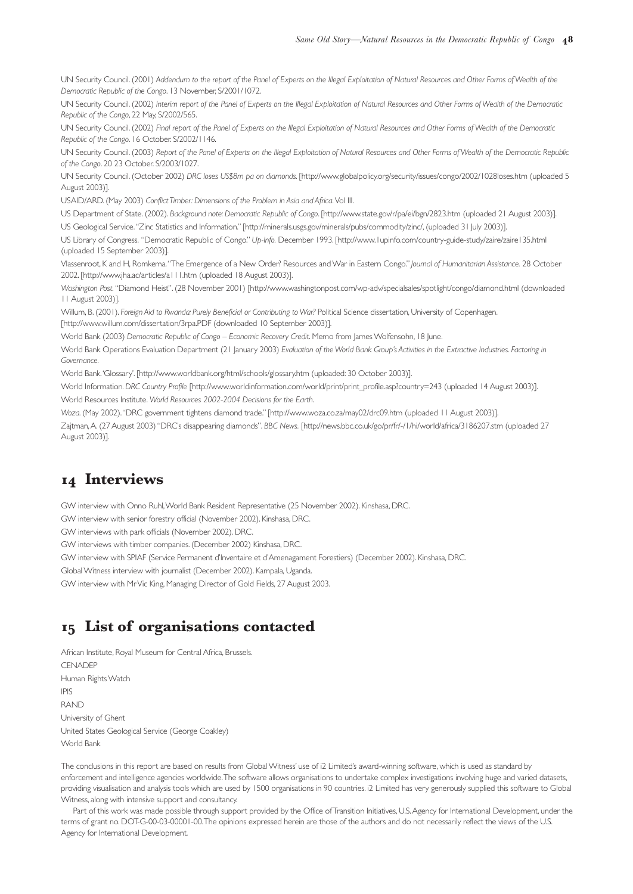UN Security Council. (2001) *Addendum to the report of the Panel of Experts on the Illegal Exploitation of Natural Resources and Other Forms of Wealth of the Democratic Republic of the Congo*. 13 November, S/2001/1072.

UN Security Council. (2002) *Interim report of the Panel of Experts on the Illegal Exploitation of Natural Resources and Other Forms of Wealth of the Democratic Republic of the Congo*, 22 May, S/2002/565.

UN Security Council. (2002) *Final report of the Panel of Experts on the Illegal Exploitation of Natural Resources and Other Forms of Wealth of the Democratic Republic of the Congo*. 16 October. S/2002/1146.

UN Security Council. (2003) *Report of the Panel of Experts on the Illegal Exploitation of Natural Resources and Other Forms of Wealth of the Democratic Republic of the Congo*. 20 23 October. S/2003/1027.

UN Security Council. (October 2002) *DRC loses US$8m pa on diamonds*. [http://www.globalpolicy.org/security/issues/congo/2002/1028loses.htm (uploaded 5 August 2003)].

USAID/ARD. (May 2003) *Conflict Timber: Dimensions of the Problem in Asia and Africa*. Vol III.

US Department of State. (2002). *Background note: Democratic Republic of Congo*. [http://www.state.gov/r/pa/ei/bgn/2823.htm (uploaded 21 August 2003)].

US Geological Service. "Zinc Statistics and Information." [http://minerals.usgs.gov/minerals/pubs/commodity/zinc/, (uploaded 31 July 2003)].

US Library of Congress. "Democratic Republic of Congo." *Up-Info*. December 1993. [http://www.1upinfo.com/country-guide-study/zaire/zaire135.html (uploaded 15 September 2003)].

Vlassenroot, K and H, Romkema. "The Emergence of a New Order? Resources and War in Eastern Congo." *Journal of Humanitarian Assistance*. 28 October 2002. [http://www.jha.ac/articles/a111.htm (uploaded 18 August 2003)].

*Washington Post*. "Diamond Heist". (28 November 2001) [http://www.washingtonpost.com/wp-adv/specialsales/spotlight/congo/diamond.html (downloaded 11 August 2003)].

Willum, B. (2001). *Foreign Aid to Rwanda: Purely Beneficial or Contributing to War?* Political Science dissertation, University of Copenhagen. [http://www.willum.com/dissertation/3rpa.PDF (downloaded 10 September 2003)].

World Bank (2003) *Democratic Republic of Congo – Economic Recovery Credit*. Memo from James Wolfensohn, 18 June.

World Bank Operations Evaluation Department (21 January 2003) *Evaluation of the World Bank Group's Activities in the Extractive Industries. Factoring in Governance*.

World Bank. 'Glossary'. [http://www.worldbank.org/html/schools/glossary.htm (uploaded: 30 October 2003)].

World Information. *DRC Country Profile* [http://www.worldinformation.com/world/print/print_profile.asp?country=243 (uploaded 14 August 2003)].

World Resources Institute. *World Resources 2002-2004 Decisions for the Earth*.

*Woza*. (May 2002). "DRC government tightens diamond trade." [http://www.woza.co.za/may02/drc09.htm (uploaded 11 August 2003)].

Zajtman, A. (27 August 2003) "DRC's disappearing diamonds". *BBC News*. [http://news.bbc.co.uk/go/pr/fr/-/1/hi/world/africa/3186207.stm (uploaded 27 August 2003)].

## 14 Interviews

GW interview with Onno Ruhl, World Bank Resident Representative (25 November 2002). Kinshasa, DRC.

GW interview with senior forestry official (November 2002). Kinshasa, DRC.

GW interviews with park officials (November 2002). DRC.

GW interviews with timber companies. (December 2002) Kinshasa, DRC.

GW interview with SPIAF (Service Permanent d'Inventaire et d'Amenagament Forestiers) (December 2002). Kinshasa, DRC.

Global Witness interview with journalist (December 2002). Kampala, Uganda.

GW interview with Mr Vic King, Managing Director of Gold Fields, 27 August 2003.

## 15 List of organisations contacted

African Institute, Royal Museum for Central Africa, Brussels.  
CENADEP  
Human Rights Watch  
IPIS  
RAND  
University of Ghent  
United States Geological Service (George Coakley)  
World Bank

The conclusions in this report are based on results from Global Witness' use of i2 Limited's award-winning software, which is used as standard by enforcement and intelligence agencies worldwide. The software allows organisations to undertake complex investigations involving huge and varied datasets, providing visualisation and analysis tools which are used by 1500 organisations in 90 countries. i2 Limited has very generously supplied this software to Global Witness, along with intensive support and consultancy.

Part of this work was made possible through support provided by the Office of Transition Initiatives, U.S. Agency for International Development, under the terms of grant no. DOT-G-00-03-00001-00. The opinions expressed herein are those of the authors and do not necessarily reflect the views of the U.S. Agency for International Development.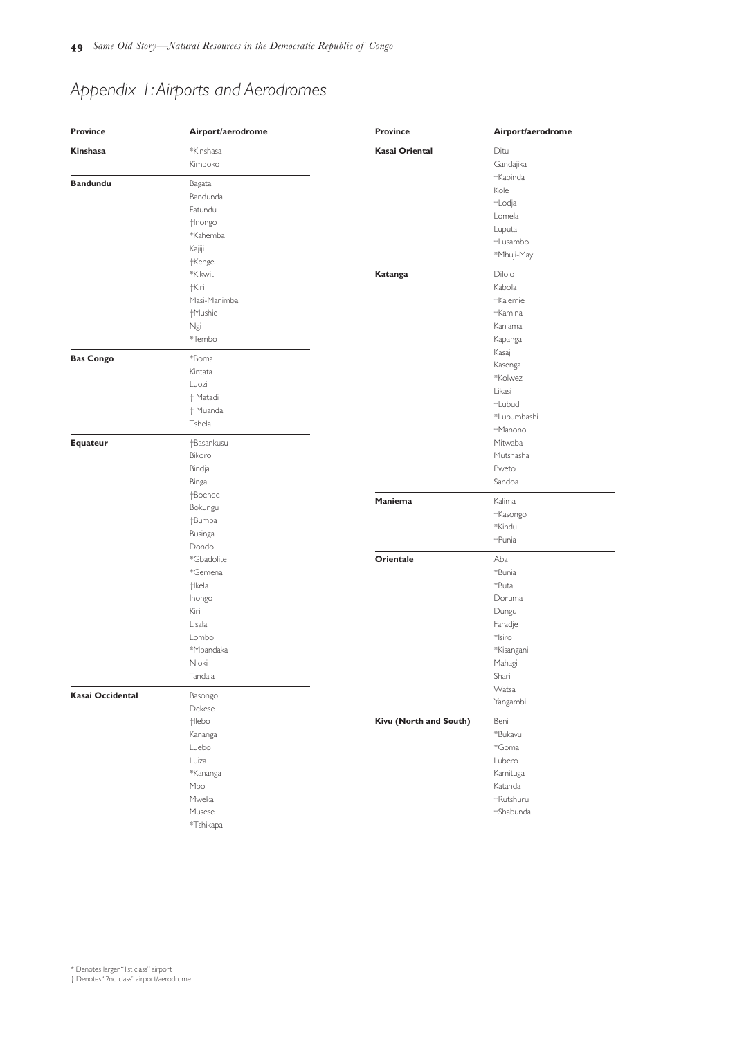# Appendix 1: Airports and Aerodromes

| Province | Airport/aerodrome |
|---|---|
| **Kinshasa** | *Kinshasa |
| | Kimpoko |
| **Bandundu** | Bagata |
| | Bandunda |
| | Fatundu |
| | †Inongo |
| | *Kahemba |
| | Kajiji |
| | †Kenge |
| | *Kikwit |
| | †Kiri |
| | Masi-Manimba |
| | †Mushie |
| | Ngi |
| | *Tembo |
| **Bas Congo** | *Boma |
| | Kintata |
| | Luozi |
| | † Matadi |
| | † Muanda |
| | Tshela |
| **Equateur** | †Basankusu |
| | Bikoro |
| | Bindja |
| | Binga |
| | †Boende |
| | Bokungu |
| | †Bumba |
| | Businga |
| | Dondo |
| | *Gbadolite |
| | *Gemena |
| | †Ikela |
| | Inongo |
| | Kiri |
| | Lisala |
| | Lombo |
| | *Mbandaka |
| | Nioki |
| | Tandala |
| **Kasai Occidental** | Basongo |
| | Dekese |
| | †Ilebo |
| | Kananga |
| | Luebo |
| | Luiza |
| | *Kananga |
| | Mboi |
| | Mweka |
| | Musese |
| | *Tshikapa |
| **Kasai Oriental** | Ditu |
| | Gandajika |
| | †Kabinda |
| | Kole |
| | †Lodja |
| | Lomela |
| | Luputa |
| | †Lusambo |
| | *Mbuji-Mayi |
| **Katanga** | Dilolo |
| | Kabola |
| | †Kalemie |
| | †Kamina |
| | Kaniama |
| | Kapanga |
| | Kasaji |
| | Kasenga |
| | *Kolwezi |
| | Likasi |
| | †Lubudi |
| | *Lubumbashi |
| | †Manono |
| | Mitwaba |
| | Mutshasha |
| | Pweto |
| | Sandoa |
| **Maniema** | Kalima |
| | †Kasongo |
| | *Kindu |
| | †Punia |
| **Orientale** | Aba |
| | *Bunia |
| | *Buta |
| | Doruma |
| | Dungu |
| | Faradje |
| | *Isiro |
| | *Kisangani |
| | Mahagi |
| | Shari |
| | Watsa |
| | Yangambi |
| **Kivu (North and South)** | Beni |
| | *Bukavu |
| | *Goma |
| | Lubero |
| | Kamituga |
| | Katanda |
| | †Rutshuru |
| | †Shabunda |

\* Denotes larger "1st class" airport
† Denotes "2nd class" airport/aerodrome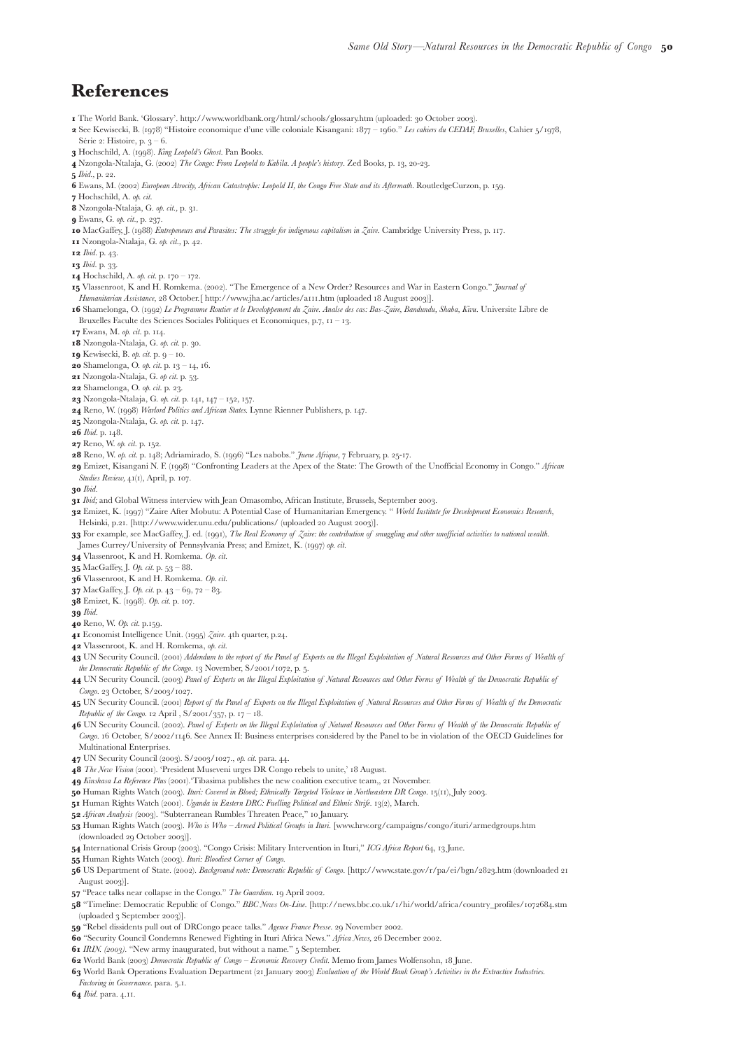# References

**1** The World Bank. 'Glossary'. http://www.worldbank.org/html/schools/glossary.htm (uploaded: 30 October 2003).

**2** See Kewisecki, B. (1978) "Histoire economique d'une ville coloniale Kisangani: 1877 – 1960." *Les cahiers du CEDAF, Bruxelles*, Cahier 5/1978, Série 2: Histoire, p. 3 – 6.

**3** Hochschild, A. (1998). *King Leopold's Ghost*. Pan Books.

**4** Nzongola-Ntalaja, G. (2002) *The Congo: From Leopold to Kabila. A people's history*. Zed Books, p. 13, 20-23.

**5** *Ibid.*, p. 22.

**6** Ewans, M. (2002) *European Atrocity, African Catastrophe: Leopold II, the Congo Free State and its Aftermath*. RoutledgeCurzon, p. 159.

**7** Hochschild, A. *op. cit.*

**8** Nzongola-Ntalaja, G. *op. cit.*, p. 31.

**9** Ewans, G. *op. cit.*, p. 237.

**10** MacGaffey, J. (1988) *Entrepeneurs and Parasites: The struggle for indigenous capitalism in Zaire*. Cambridge University Press, p. 117.

**11** Nzongola-Ntalaja, G. *op. cit.*, p. 42.

**12** *Ibid*. p. 43.

**13** *Ibid*. p. 33.

**14** Hochschild, A. *op. cit*. p. 170 – 172.

**15** Vlassenroot, K and H. Romkema. (2002). "The Emergence of a New Order? Resources and War in Eastern Congo." *Journal of Humanitarian Assistance*, 28 October.[ http://www.jha.ac/articles/a111.htm (uploaded 18 August 2003)].

**16** Shamelonga, O. (1992) *Le Programme Routier et le Developpement du Zaire. Analse des cas: Bas-Zaire, Bandundu, Shaba, Kivu*. Universite Libre de Bruxelles Faculte des Sciences Sociales Politiques et Economiques, p.7, 11 – 13.

**17** Ewans, M. *op. cit*. p. 114.

**18** Nzongola-Ntalaja, G. *op. cit*. p. 30.

**19** Kewisecki, B. *op. cit*. p. 9 – 10.

**20** Shamelonga, O. *op. cit*. p. 13 – 14, 16.

**21** Nzongola-Ntalaja, G. *op cit*. p. 53.

**22** Shamelonga, O. *op. cit*. p. 23.

**23** Nzongola-Ntalaja, G. *op. cit*. p. 141, 147 – 152, 157.

**24** Reno, W. (1998) *Warlord Politics and African States*. Lynne Rienner Publishers, p. 147.

**25** Nzongola-Ntalaja, G. *op. cit*. p. 147.

**26** *Ibid*. p. 148.

**27** Reno, W. *op. cit*. p. 152.

**28** Reno, W. *op. cit*. p. 148; Adriamirado, S. (1996) "Les nabobs." *Juene Afrique*, 7 February, p. 25-17.

**29** Emizet, Kisangani N. F. (1998) "Confronting Leaders at the Apex of the State: The Growth of the Unofficial Economy in Congo." *African Studies Review*, 41(1), April, p. 107.

**30** *Ibid*.

**31** *Ibid;* and Global Witness interview with Jean Omasombo, African Institute, Brussels, September 2003.

**32** Emizet, K. (1997) "Zaire After Mobutu: A Potential Case of Humanitarian Emergency. " *World Institute for Development Economics Research*, Helsinki, p.21. [http://www.wider.unu.edu/publications/ (uploaded 20 August 2003)].

**33** For example, see MacGaffey, J. ed. (1991), *The Real Economy of Zaire: the contribution of smuggling and other unofficial activities to national wealth*. James Currey/University of Pennsylvania Press; and Emizet, K. (1997) *op. cit*.

**34** Vlassenroot, K and H. Romkema. *Op. cit*.

**35** MacGaffey, J. *Op. cit*. p. 53 – 88.

**36** Vlassenroot, K and H. Romkema. *Op. cit*.

**37** MacGaffey, J. *Op. cit*. p. 43 – 69, 72 – 83.

**38** Emizet, K. (1998). *Op. cit*. p. 107.

**39** *Ibid*.

**40** Reno, W. *Op. cit*. p.159.

**41** Economist Intelligence Unit. (1995) *Zaire*. 4th quarter, p.24.

**42** Vlassenroot, K. and H. Romkema, *op. cit*.

**43** UN Security Council. (2001) *Addendum to the report of the Panel of Experts on the Illegal Exploitation of Natural Resources and Other Forms of Wealth of the Democratic Republic of the Congo*. 13 November, S/2001/1072, p. 5.

**44** UN Security Council. (2003) *Panel of Experts on the Illegal Exploitation of Natural Resources and Other Forms of Wealth of the Democratic Republic of Congo*. 23 October, S/2003/1027.

**45** UN Security Council. (2001) *Report of the Panel of Experts on the Illegal Exploitation of Natural Resources and Other Forms of Wealth of the Democratic Republic of the Congo*. 12 April , S/2001/357, p. 17 – 18.

**46** UN Security Council. (2002). *Panel of Experts on the Illegal Exploitation of Natural Resources and Other Forms of Wealth of the Democratic Republic of Congo*. 16 October, S/2002/1146. See Annex II: Business enterprises considered by the Panel to be in violation of the OECD Guidelines for Multinational Enterprises.

**47** UN Security Council (2003). S/2003/1027., *op. cit*. para. 44.

**48** *The New Vision* (2001). 'President Museveni urges DR Congo rebels to unite,' 18 August.

**49** *Kinshasa La Reference Plus* (2001).'Tibasima publishes the new coalition executive team,, 21 November.

**50** Human Rights Watch (2003). *Ituri: Covered in Blood; Ethnically Targeted Violence in Northeastern DR Congo*. 15(11), July 2003.

**51** Human Rights Watch (2001). *Uganda in Eastern DRC: Fuelling Political and Ethnic Strife*. 13(2), March.

**52** *African Analysis (*2003). "Subterranean Rumbles Threaten Peace," 10 January.

**53** Human Rights Watch (2003). *Who is Who – Armed Political Groups in Ituri*. [www.hrw.org/campaigns/congo/ituri/armedgroups.htm (downloaded 29 October 2003)].

**54** International Crisis Group (2003). "Congo Crisis: Military Intervention in Ituri," *ICG Africa Report* 64, 13 June.

**55** Human Rights Watch (2003). *Ituri: Bloodiest Corner of Congo*.

**56** US Department of State. (2002). *Background note: Democratic Republic of Congo*. [http://www.state.gov/r/pa/ei/bgn/2823.htm (downloaded 21 August 2003)].

**57** "Peace talks near collapse in the Congo." *The Guardian*. 19 April 2002.

**58** "Timeline: Democratic Republic of Congo." *BBC News On-Line*. [http://news.bbc.co.uk/1/hi/world/africa/country_profiles/1072684.stm (uploaded 3 September 2003)].

**59** "Rebel dissidents pull out of DRCongo peace talks." *Agence France Presse*. 29 November 2002.

**60** "Security Council Condemns Renewed Fighting in Ituri Africa News." *Africa News,* 26 December 2002.

**61** *IRIN. (2003).* "New army inaugurated, but without a name." 5 September.

**62** World Bank (2003) *Democratic Republic of Congo – Economic Recovery Credit*. Memo from James Wolfensohn, 18 June.

**63** World Bank Operations Evaluation Department (21 January 2003) *Evaluation of the World Bank Group's Activities in the Extractive Industries. Factoring in Governance*. para. 5.1.

**64** *Ibid*. para. 4.11.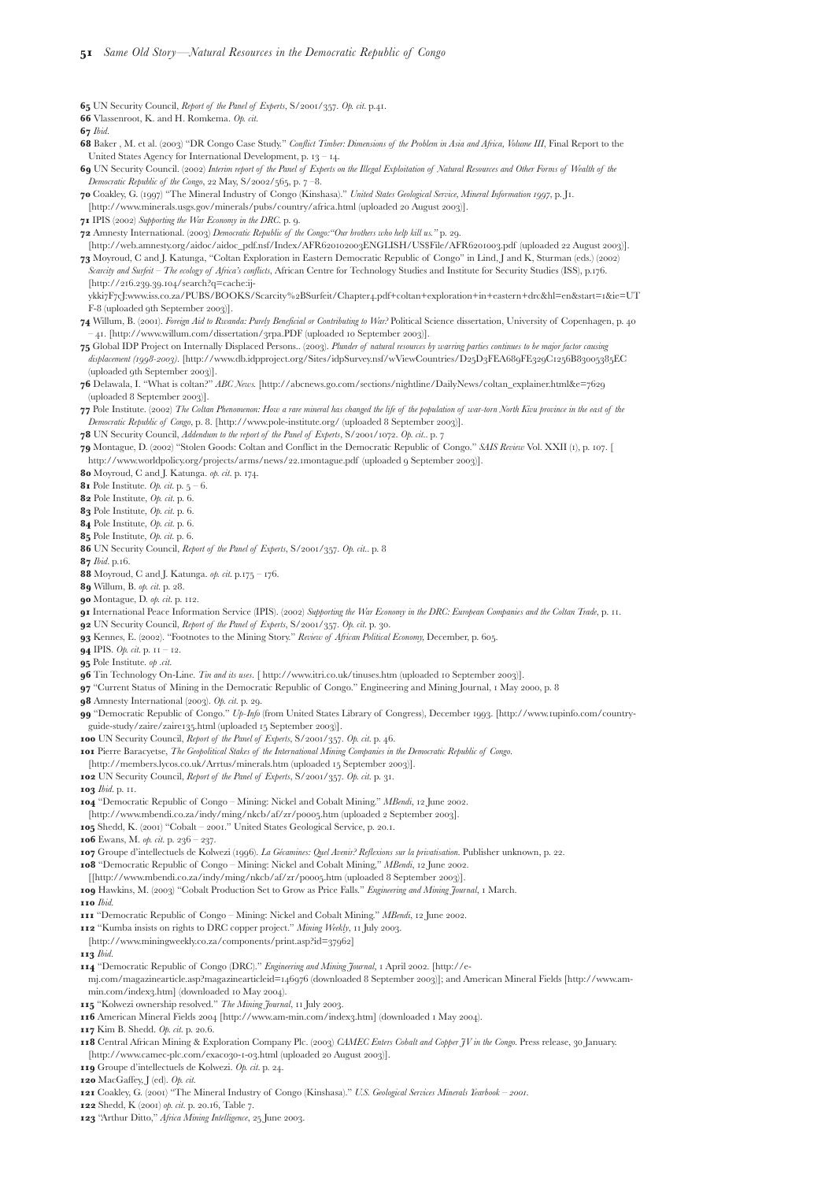**65** UN Security Council, *Report of the Panel of Experts*, S/2001/357. *Op. cit.* p.41.

**66** Vlassenroot, K. and H. Romkema. *Op. cit.*

**67** *Ibid.*

**68** Baker , M. et al. (2003) "DR Congo Case Study." *Conflict Timber: Dimensions of the Problem in Asia and Africa, Volume III*, Final Report to the United States Agency for International Development, p. 13 – 14.

**69** UN Security Council. (2002) *Interim report of the Panel of Experts on the Illegal Exploitation of Natural Resources and Other Forms of Wealth of the Democratic Republic of the Congo*, 22 May, S/2002/565, p. 7 –8.

**70** Coakley, G. (1997) "The Mineral Industry of Congo (Kinshasa)." *United States Geological Service, Mineral Information 1997*, p. J1. [http://www.minerals.usgs.gov/minerals/pubs/country/africa.html (uploaded 20 August 2003)].

**71** IPIS (2002) *Supporting the War Economy in the DRC*. p. 9.

**72** Amnesty International. (2003) *Democratic Republic of the Congo:"Our brothers who help kill us."* p. 29. [http://web.amnesty.org/aidoc/aidoc_pdf.nsf/Index/AFR620102003ENGLISH/US$File/AFR6201003.pdf (uploaded 22 August 2003)].

**73** Moyroud, C and J. Katunga, "Coltan Exploration in Eastern Democratic Republic of Congo" in Lind, J and K, Sturman (eds.) (2002) *Scarcity and Surfeit – The ecology of Africa's conflicts*, African Centre for Technology Studies and Institute for Security Studies (ISS), p.176. [http://216.239.39.104/search?q=cache:ij-ykki7F7cJ:www.iss.co.za/PUBS/BOOKS/Scarcity%2BSurfeit/Chapter4.pdf+coltan+exploration+in+eastern+drc&hl=en&start=1&ie=UTF-8 (uploaded 9th September 2003)].

**74** Willum, B. (2001). *Foreign Aid to Rwanda: Purely Beneficial or Contributing to War?* Political Science dissertation, University of Copenhagen, p. 40 – 41. [http://www.willum.com/dissertation/3rpa.PDF (uploaded 10 September 2003)].

**75** Global IDP Project on Internally Displaced Persons.. (2003). *Plunder of natural resources by warring parties continues to be major factor causing displacement (1998-2003)*. [http://www.db.idpproject.org/Sites/idpSurvey.nsf/wViewCountries/D25D3FEA689FE329C1256B83005385EC (uploaded 9th September 2003)].

**76** Delawala, I. "What is coltan?" *ABC News*. [http://abcnews.go.com/sections/nightline/DailyNews/coltan_explainer.html&e=7629 (uploaded 8 September 2003)].

**77** Pole Institute. (2002) *The Coltan Phenomenon: How a rare mineral has changed the life of the population of war-torn North Kivu province in the east of the Democratic Republic of Congo*, p. 8. [http://www.pole-institute.org/ (uploaded 8 September 2003)].

**78** UN Security Council, *Addendum to the report of the Panel of Experts*, S/2001/1072. *Op. cit.*. p. 7

**79** Montague, D. (2002) "Stolen Goods: Coltan and Conflict in the Democratic Republic of Congo." *SAIS Review* Vol. XXII (1), p. 107. [ http://www.worldpolicy.org/projects/arms/news/22.1montague.pdf (uploaded 9 September 2003)].

**80** Moyroud, C and J. Katunga. *op. cit*. p. 174.

**81** Pole Institute. *Op. cit.* p. 5 – 6.

**82** Pole Institute, *Op. cit.* p. 6.

**83** Pole Institute, *Op. cit.* p. 6.

**84** Pole Institute, *Op. cit.* p. 6.

**85** Pole Institute, *Op. cit.* p. 6.

**86** UN Security Council, *Report of the Panel of Experts*, S/2001/357. *Op. cit.*. p. 8

**87** *Ibid*. p.16.

**88** Moyroud, C and J. Katunga. *op. cit.* p.175 – 176.

**89** Willum, B. *op. cit.* p. 28.

**90** Montague, D. *op. cit.* p. 112.

**91** International Peace Information Service (IPIS). (2002) *Supporting the War Economy in the DRC: European Companies and the Coltan Trade*, p. 11.

**92** UN Security Council, *Report of the Panel of Experts*, S/2001/357. *Op. cit.* p. 30.

**93** Kennes, E. (2002). "Footnotes to the Mining Story." *Review of African Political Economy,* December, p. 605.

**94** IPIS. *Op. cit.* p. 11 – 12.

**95** Pole Institute. *op .cit.*

**96** Tin Technology On-Line. *Tin and its uses*. [ http://www.itri.co.uk/tinuses.htm (uploaded 10 September 2003)].

**97** "Current Status of Mining in the Democratic Republic of Congo." Engineering and Mining Journal, 1 May 2000, p. 8

**98** Amnesty International (2003). *Op. cit.* p. 29.

**99** "Democratic Republic of Congo." *Up-Info* (from United States Library of Congress), December 1993. [http://www.1upinfo.com/country-guide-study/zaire/zaire135.html (uploaded 15 September 2003)].

**100** UN Security Council, *Report of the Panel of Experts*, S/2001/357. *Op. cit.* p. 46.

**101** Pierre Baracyetse, *The Geopolitical Stakes of the International Mining Companies in the Democratic Republic of Congo*. [http://members.lycos.co.uk/Arrtus/minerals.htm (uploaded 15 September 2003)].

**102** UN Security Council, *Report of the Panel of Experts*, S/2001/357. *Op. cit.* p. 31.

**103** *Ibid*. p. 11.

**104** "Democratic Republic of Congo – Mining: Nickel and Cobalt Mining." *MBendi*, 12 June 2002. [http://www.mbendi.co.za/indy/ming/nkcb/af/zr/p0005.htm (uploaded 2 September 2003].

**105** Shedd, K. (2001) "Cobalt – 2001." United States Geological Service, p. 20.1.

**106** Ewans, M. *op. cit.* p. 236 – 237.

**107** Groupe d'intellectuels de Kolwezi (1996). *La Gécamines: Quel Avenir? Reflexions sur la privatisation*. Publisher unknown, p. 22.

**108** "Democratic Republic of Congo – Mining: Nickel and Cobalt Mining," *MBendi*, 12 June 2002. [[http://www.mbendi.co.za/indy/ming/nkcb/af/zr/p0005.htm (uploaded 8 September 2003)].

**109** Hawkins, M. (2003) "Cobalt Production Set to Grow as Price Falls." *Engineering and Mining Journal*, 1 March.

**110** *Ibid.*

**111** "Democratic Republic of Congo – Mining: Nickel and Cobalt Mining." *MBendi*, 12 June 2002.

**112** "Kumba insists on rights to DRC copper project." *Mining Weekly*, 11 July 2003. [http://www.miningweekly.co.za/components/print.asp?id=37962]

**113** *Ibid.*

**114** "Democratic Republic of Congo (DRC)." *Engineering and Mining Journal*, 1 April 2002. [http://e-mj.com/magazinearticle.asp?magazinearticleid=146976 (downloaded 8 September 2003)]; and American Mineral Fields [http://www.am-min.com/index3.htm] (downloaded 10 May 2004).

**115** "Kolwezi ownership resolved." *The Mining Journal*, 11 July 2003.

**116** American Mineral Fields 2004 [http://www.am-min.com/index3.htm] (downloaded 1 May 2004).

**117** Kim B. Shedd. *Op. cit.* p. 20.6.

**118** Central African Mining & Exploration Company Plc. (2003) *CAMEC Enters Cobalt and Copper JV in the Congo*. Press release, 30 January. [http://www.camec-plc.com/exac030-1-03.html (uploaded 20 August 2003)].

**119** Groupe d'intellectuels de Kolwezi. *Op. cit.* p. 24.

**120** MacGaffey, J (ed). *Op. cit.*

**121** Coakley, G. (2001) "The Mineral Industry of Congo (Kinshasa)." *U.S. Geological Services Minerals Yearbook – 2001.*

**122** Shedd, K (2001) *op. cit.* p. 20.16, Table 7.

**123** "Arthur Ditto," *Africa Mining Intelligence*, 25 June 2003.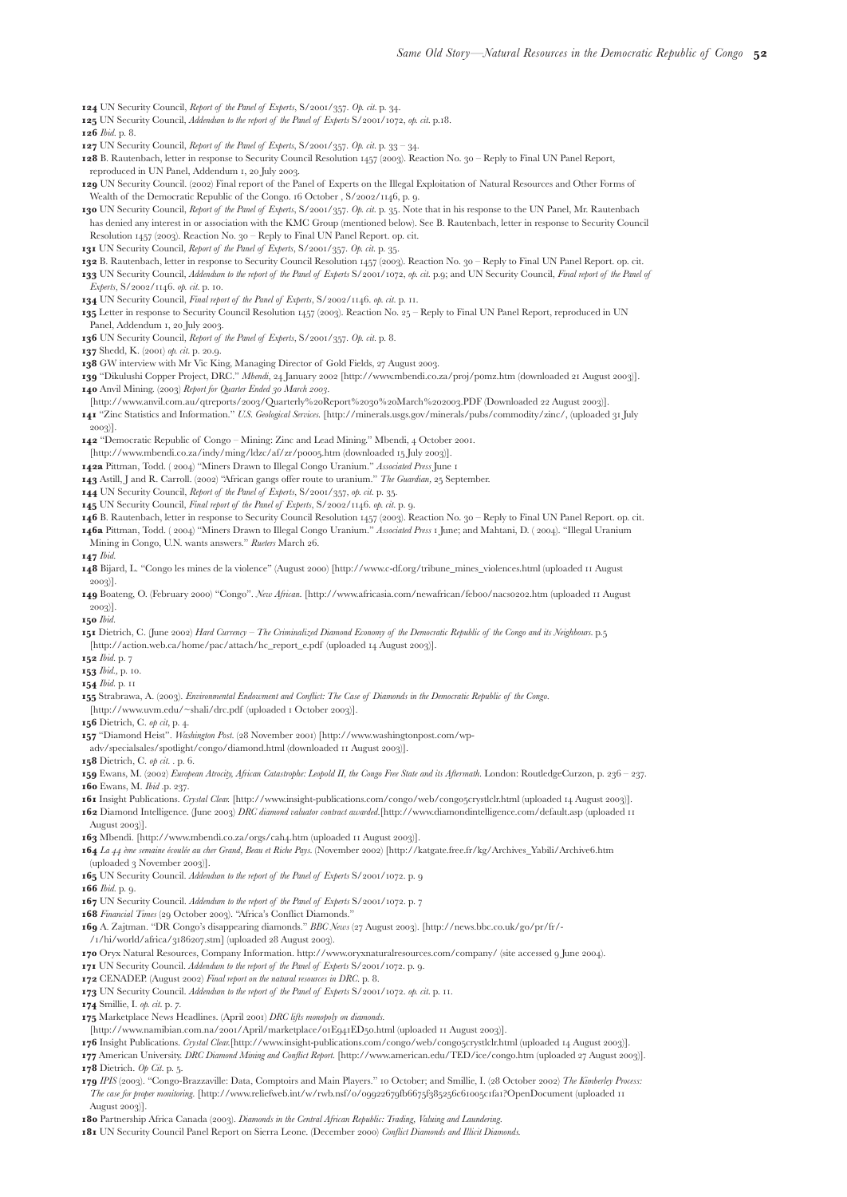**124** UN Security Council, *Report of the Panel of Experts*, S/2001/357. *Op. cit.* p. 34.

**125** UN Security Council, *Addendum to the report of the Panel of Experts* S/2001/1072, *op. cit.* p.18.

**126** *Ibid.* p. 8.

**127** UN Security Council, *Report of the Panel of Experts*, S/2001/357. *Op. cit.* p. 33 – 34.

**128** B. Rautenbach, letter in response to Security Council Resolution 1457 (2003). Reaction No. 30 – Reply to Final UN Panel Report, reproduced in UN Panel, Addendum 1, 20 July 2003.

**129** UN Security Council. (2002) Final report of the Panel of Experts on the Illegal Exploitation of Natural Resources and Other Forms of Wealth of the Democratic Republic of the Congo. 16 October , S/2002/1146, p. 9.

**130** UN Security Council, *Report of the Panel of Experts*, S/2001/357. *Op. cit.* p. 35. Note that in his response to the UN Panel, Mr. Rautenbach has denied any interest in or association with the KMC Group (mentioned below). See B. Rautenbach, letter in response to Security Council Resolution 1457 (2003). Reaction No. 30 – Reply to Final UN Panel Report. op. cit.

**131** UN Security Council, *Report of the Panel of Experts*, S/2001/357. *Op. cit.* p. 35.

**132** B. Rautenbach, letter in response to Security Council Resolution 1457 (2003). Reaction No. 30 – Reply to Final UN Panel Report. op. cit.

**133** UN Security Council, *Addendum to the report of the Panel of Experts* S/2001/1072, *op. cit.* p.9; and UN Security Council, *Final report of the Panel of Experts*, S/2002/1146. *op. cit.* p. 10.

**134** UN Security Council, *Final report of the Panel of Experts*, S/2002/1146. *op. cit.* p. 11.

**135** Letter in response to Security Council Resolution 1457 (2003). Reaction No. 25 – Reply to Final UN Panel Report, reproduced in UN Panel, Addendum 1, 20 July 2003.

**136** UN Security Council, *Report of the Panel of Experts*, S/2001/357. *Op. cit.* p. 8.

**137** Shedd, K. (2001) *op. cit.* p. 20.9.

**138** GW interview with Mr Vic King, Managing Director of Gold Fields, 27 August 2003.

**139** "Dikulushi Copper Project, DRC." *Mbendi*, 24 January 2002 [http://www.mbendi.co.za/proj/pomz.htm (downloaded 21 August 2003)].

**140** Anvil Mining. (2003) *Report for Quarter Ended 30 March 2003*. [http://www.anvil.com.au/qtreports/2003/Quarterly%20Report%2030%20March%202003.PDF (Downloaded 22 August 2003)].

**141** "Zinc Statistics and Information." *U.S. Geological Services.* [http://minerals.usgs.gov/minerals/pubs/commodity/zinc/, (uploaded 31 July 2003)].

**142** "Democratic Republic of Congo – Mining: Zinc and Lead Mining." Mbendi, 4 October 2001. [http://www.mbendi.co.za/indy/ming/ldzc/af/zr/p0005.htm (downloaded 15 July 2003)].

**142a** Pittman, Todd. ( 2004) "Miners Drawn to Illegal Congo Uranium." *Associated Press* June 1

**143** Astill, J and R. Carroll. (2002) "African gangs offer route to uranium." *The Guardian*, 25 September.

**144** UN Security Council, *Report of the Panel of Experts*, S/2001/357, *op. cit.* p. 35.

**145** UN Security Council, *Final report of the Panel of Experts*, S/2002/1146. *op. cit.* p. 9.

**146** B. Rautenbach, letter in response to Security Council Resolution 1457 (2003). Reaction No. 30 – Reply to Final UN Panel Report. op. cit.

**146a** Pittman, Todd. ( 2004) "Miners Drawn to Illegal Congo Uranium." *Associated Press* 1 June; and Mahtani, D. ( 2004). "Illegal Uranium Mining in Congo, U.N. wants answers." *Rueters* March 26.

**147** *Ibid.*

**148** Bijard, L. "Congo les mines de la violence" (August 2000) [http://www.c-df.org/tribune_mines_violences.html (uploaded 11 August 2003)].

**149** Boateng, O. (February 2000) "Congo". *New African.* [http://www.africasia.com/newafrican/feb00/nacs0202.htm (uploaded 11 August 2003)].

**150** *Ibid.*

**151** Dietrich, C. (June 2002) *Hard Currency – The Criminalized Diamond Economy of the Democratic Republic of the Congo and its Neighbours.* p.5 [http://action.web.ca/home/pac/attach/hc_report_e.pdf (uploaded 14 August 2003)].

**152** *Ibid.* p. 7

**153** *Ibid.*, p. 10.

**154** *Ibid.* p. 11

**155** Strabrawa, A. (2003). *Environmental Endowment and Conflict: The Case of Diamonds in the Democratic Republic of the Congo.* [http://www.uvm.edu/~shali/drc.pdf (uploaded 1 October 2003)].

**156** Dietrich, C. *op cit*, p. 4.

**157** "Diamond Heist". *Washington Post.* (28 November 2001) [http://www.washingtonpost.com/wp-adv/specialsales/spotlight/congo/diamond.html (downloaded 11 August 2003)].

**158** Dietrich, C. *op cit.* . p. 6.

**159** Ewans, M. (2002) *European Atrocity, African Catastrophe: Leopold II, the Congo Free State and its Aftermath.* London: RoutledgeCurzon, p. 236 – 237.

**160** Ewans, M. *Ibid* .p. 237.

**161** Insight Publications. *Crystal Clear.* [http://www.insight-publications.com/congo/web/congo5crystlclr.html (uploaded 14 August 2003)].

**162** Diamond Intelligence. (June 2003) *DRC diamond valuator contract awarded.*[http://www.diamondintelligence.com/default.asp (uploaded 11 August 2003)].

**163** Mbendi. [http://www.mbendi.co.za/orgs/cah4.htm (uploaded 11 August 2003)].

**164** *La 44 ème semaine écoulée au cher Grand, Beau et Riche Pays.* (November 2002) [http://katgate.free.fr/kg/Archives_Yabili/Archive6.htm (uploaded 3 November 2003)].

**165** UN Security Council. *Addendum to the report of the Panel of Experts* S/2001/1072. p. 9

**166** *Ibid.* p. 9.

**167** UN Security Council. *Addendum to the report of the Panel of Experts* S/2001/1072. p. 7

**168** *Financial Times* (29 October 2003). "Africa's Conflict Diamonds."

**169** A. Zajtman. "DR Congo's disappearing diamonds." *BBC News* (27 August 2003). [http://news.bbc.co.uk/go/pr/fr/-/1/hi/world/africa/3186207.stm] (uploaded 28 August 2003).

**170** Oryx Natural Resources, Company Information. http://www.oryxnaturalresources.com/company/ (site accessed 9 June 2004).

**171** UN Security Council. *Addendum to the report of the Panel of Experts* S/2001/1072. p. 9.

**172** CENADEP. (August 2002) *Final report on the natural resources in DRC.* p. 8.

**173** UN Security Council. *Addendum to the report of the Panel of Experts* S/2001/1072. *op. cit.* p. 11.

**174** Smillie, I. *op. cit.* p. 7.

**175** Marketplace News Headlines. (April 2001) *DRC lifts monopoly on diamonds.* [http://www.namibian.com.na/2001/April/marketplace/01E941ED50.html (uploaded 11 August 2003)].

**176** Insight Publications. *Crystal Clear.*[http://www.insight-publications.com/congo/web/congo5crystlclr.html (uploaded 14 August 2003)].

**177** American University. *DRC Diamond Mining and Conflict Report.* [http://www.american.edu/TED/ice/congo.htm (uploaded 27 August 2003)].

**178** Dietrich. *Op Cit*. p. 5.

**179** *IPIS* (2003). "Congo-Brazzaville: Data, Comptoirs and Main Players." 10 October; and Smillie, I. (28 October 2002) *The Kimberley Process: The case for proper monitoring.* [http://www.reliefweb.int/w/rwb.nsf/0/09922679fb6675f38525 6c61005c1fa1?OpenDocument (uploaded 11 August 2003)].

**180** Partnership Africa Canada (2003). *Diamonds in the Central African Republic: Trading, Valuing and Laundering.*

**181** UN Security Council Panel Report on Sierra Leone. (December 2000) *Conflict Diamonds and Illicit Diamonds.*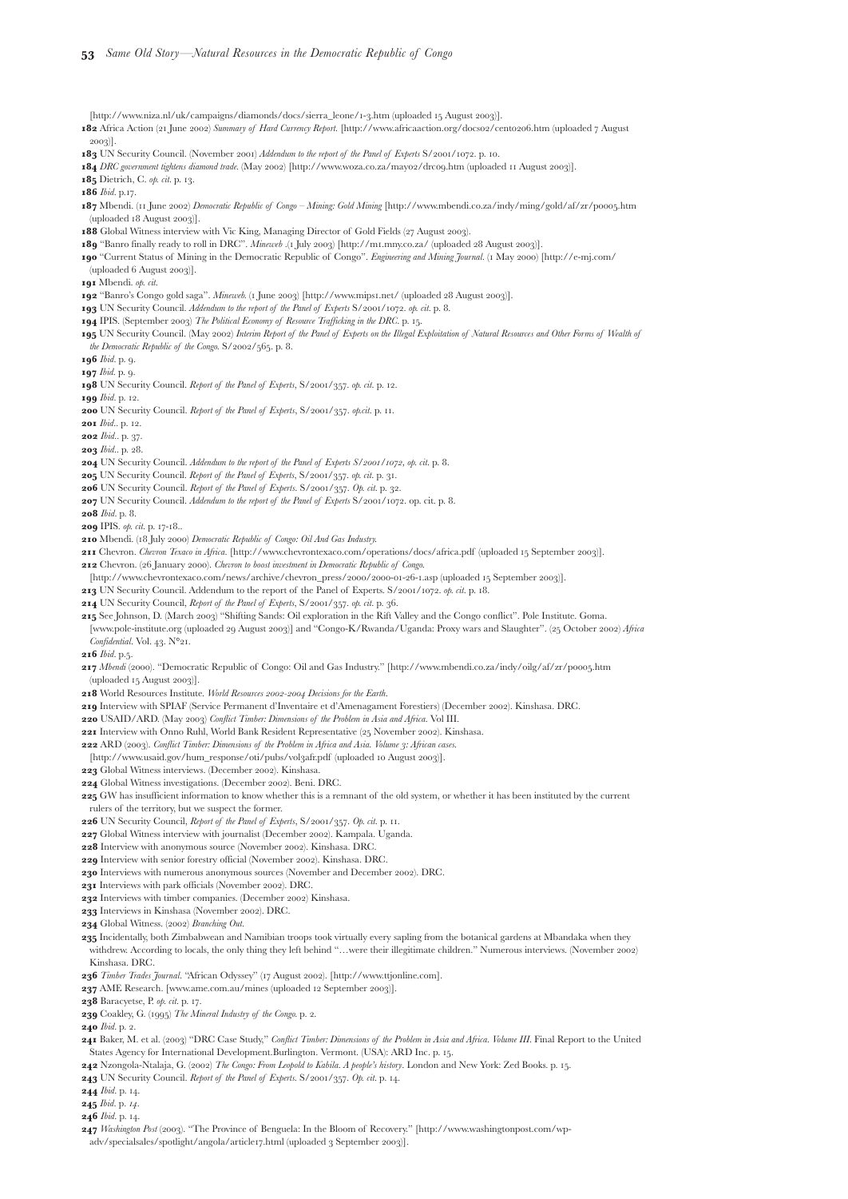[http://www.niza.nl/uk/campaigns/diamonds/docs/sierra_leone/1-3.htm (uploaded 15 August 2003)].

**182** Africa Action (21 June 2002) *Summary of Hard Currency Report.* [http://www.africaaction.org/docs02/cent0206.htm (uploaded 7 August 2003)].

**183** UN Security Council. (November 2001) *Addendum to the report of the Panel of Experts* S/2001/1072. p. 10.

**184** *DRC government tightens diamond trade.* (May 2002) [http://www.woza.co.za/may02/drc09.htm (uploaded 11 August 2003)].

**185** Dietrich, C. *op. cit.* p. 13.

**186** *Ibid.* p.17.

**187** Mbendi. (11 June 2002) *Democratic Republic of Congo – Mining: Gold Mining* [http://www.mbendi.co.za/indy/ming/gold/af/zr/p0005.htm (uploaded 18 August 2003)].

**188** Global Witness interview with Vic King, Managing Director of Gold Fields (27 August 2003).

**189** "Banro finally ready to roll in DRC". *Mineweb* .(1 July 2003) [http://m1.mny.co.za/ (uploaded 28 August 2003)].

**190** "Current Status of Mining in the Democratic Republic of Congo". *Engineering and Mining Journal.* (1 May 2000) [http://e-mj.com/ (uploaded 6 August 2003)].

**191** Mbendi. *op. cit.*

**192** "Banro's Congo gold saga". *Mineweb.* (1 June 2003) [http://www.mips1.net/ (uploaded 28 August 2003)].

**193** UN Security Council. *Addendum to the report of the Panel of Experts* S/2001/1072. *op. cit.* p. 8.

**194** IPIS. (September 2003) *The Political Economy of Resource Trafficking in the DRC.* p. 15.

**195** UN Security Council. (May 2002) *Interim Report of the Panel of Experts on the Illegal Exploitation of Natural Resources and Other Forms of Wealth of the Democratic Republic of the Congo.* S/2002/565. p. 8.

**196** *Ibid.* p. 9.

**197** *Ibid.* p. 9.

**198** UN Security Council. *Report of the Panel of Experts*, S/2001/357. *op. cit.* p. 12.

**199** *Ibid.* p. 12.

**200** UN Security Council. *Report of the Panel of Experts*, S/2001/357. *op.cit.* p. 11.

**201** *Ibid..* p. 12.

**202** *Ibid..* p. 37.

**203** *Ibid..* p. 28.

**204** UN Security Council. *Addendum to the report of the Panel of Experts S/2001/1072, op. cit.* p. 8.

**205** UN Security Council. *Report of the Panel of Experts*, S/2001/357. *op. cit.* p. 31.

**206** UN Security Council. *Report of the Panel of Experts.* S/2001/357. *Op. cit.* p. 32.

**207** UN Security Council. *Addendum to the report of the Panel of Experts* S/2001/1072. op. cit. p. 8.

**208** *Ibid.* p. 8.

**209** IPIS. *op. cit.* p. 17-18..

**210** Mbendi. (18 July 2000) *Democratic Republic of Congo: Oil And Gas Industry.*

**211** Chevron. *Chevron Texaco in Africa.* [http://www.chevrontexaco.com/operations/docs/africa.pdf (uploaded 15 September 2003)].

**212** Chevron. (26 January 2000). *Chevron to boost investment in Democratic Republic of Congo.* [http://www.chevrontexaco.com/news/archive/chevron_press/2000/2000-01-26-1.asp (uploaded 15 September 2003)].

**213** UN Security Council. Addendum to the report of the Panel of Experts. S/2001/1072. *op. cit.* p. 18.

**214** UN Security Council, *Report of the Panel of Experts*, S/2001/357. *op. cit.* p. 36.

**215** See Johnson, D. (March 2003) "Shifting Sands: Oil exploration in the Rift Valley and the Congo conflict". Pole Institute. Goma. [www.pole-institute.org (uploaded 29 August 2003)] and "Congo-K/Rwanda/Uganda: Proxy wars and Slaughter". (25 October 2002) *Africa Confidential.* Vol. 43. N°21.

**216** *Ibid.* p.5.

**217** *Mbendi* (2000). "Democratic Republic of Congo: Oil and Gas Industry." [http://www.mbendi.co.za/indy/oilg/af/zr/p0005.htm (uploaded 15 August 2003)].

**218** World Resources Institute. *World Resources 2002-2004 Decisions for the Earth.*

**219** Interview with SPIAF (Service Permanent d'Inventaire et d'Amenagament Forestiers) (December 2002). Kinshasa. DRC.

**220** USAID/ARD. (May 2003) *Conflict Timber: Dimensions of the Problem in Asia and Africa.* Vol III.

**221** Interview with Onno Ruhl, World Bank Resident Representative (25 November 2002). Kinshasa.

**222** ARD (2003). *Conflict Timber: Dimensions of the Problem in Africa and Asia. Volume 3: African cases.* [http://www.usaid.gov/hum_response/oti/pubs/vol3afr.pdf (uploaded 10 August 2003)].

**223** Global Witness interviews. (December 2002). Kinshasa.

**224** Global Witness investigations. (December 2002). Beni. DRC.

**225** GW has insufficient information to know whether this is a remnant of the old system, or whether it has been instituted by the current rulers of the territory, but we suspect the former.

**226** UN Security Council, *Report of the Panel of Experts*, S/2001/357. *Op. cit.* p. 11.

**227** Global Witness interview with journalist (December 2002). Kampala. Uganda.

**228** Interview with anonymous source (November 2002). Kinshasa. DRC.

**229** Interview with senior forestry official (November 2002). Kinshasa. DRC.

**230** Interviews with numerous anonymous sources (November and December 2002). DRC.

**231** Interviews with park officials (November 2002). DRC.

**232** Interviews with timber companies. (December 2002) Kinshasa.

**233** Interviews in Kinshasa (November 2002). DRC.

**234** Global Witness. (2002) *Branching Out.*

**235** Incidentally, both Zimbabwean and Namibian troops took virtually every sapling from the botanical gardens at Mbandaka when they withdrew. According to locals, the only thing they left behind "…were their illegitimate children." Numerous interviews. (November 2002) Kinshasa. DRC.

**236** *Timber Trades Journal.* "African Odyssey" (17 August 2002). [http://www.ttjonline.com].

**237** AME Research. [www.ame.com.au/mines (uploaded 12 September 2003)].

**238** Baracyetse, P. *op. cit.* p. 17.

**239** Coakley, G. (1995) *The Mineral Industry of the Congo.* p. 2.

**240** *Ibid.* p. 2.

**241** Baker, M. et al. (2003) "DRC Case Study," *Conflict Timber: Dimensions of the Problem in Asia and Africa. Volume III.* Final Report to the United States Agency for International Development.Burlington. Vermont. (USA): ARD Inc. p. 15.

**242** Nzongola-Ntalaja, G. (2002) *The Congo: From Leopold to Kabila. A people's history.* London and New York: Zed Books. p. 15.

**243** UN Security Council. *Report of the Panel of Experts.* S/2001/357. *Op. cit.* p. 14.

**244** *Ibid.* p. 14.

**245** *Ibid.* p. *14*.

**246** *Ibid.* p. 14.

**247** *Washington Post* (2003). "The Province of Benguela: In the Bloom of Recovery." [http://www.washingtonpost.com/wp-adv/specialsales/spotlight/angola/article17.html (uploaded 3 September 2003)].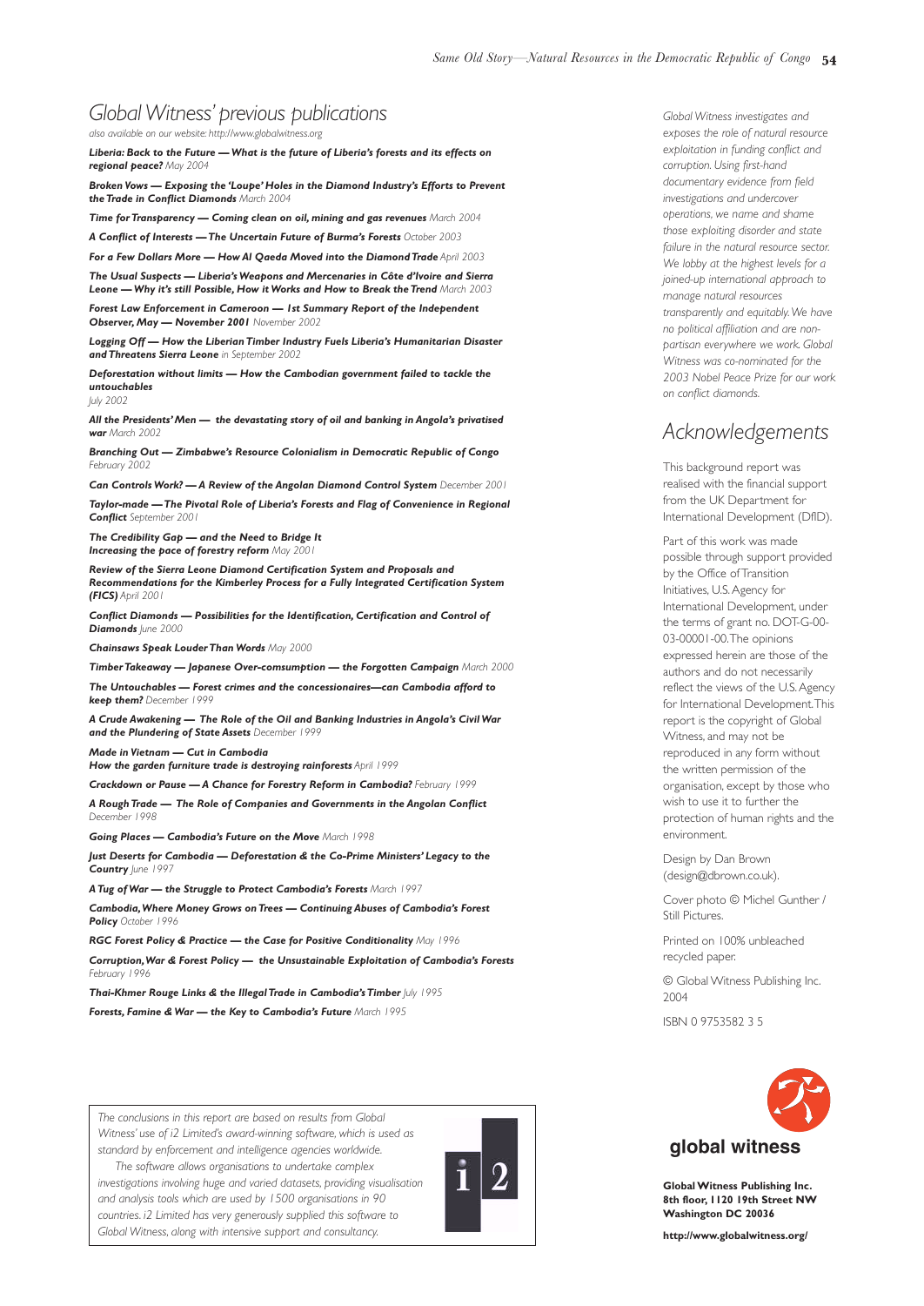# Global Witness' previous publications

*also available on our website: http://www.globalwitness.org*

***Liberia: Back to the Future — What is the future of Liberia's forests and its effects on regional peace?*** *May 2004*

***Broken Vows — Exposing the 'Loupe' Holes in the Diamond Industry's Efforts to Prevent the Trade in Conflict Diamonds*** *March 2004*

***Time for Transparency — Coming clean on oil, mining and gas revenues*** *March 2004*

***A Conflict of Interests — The Uncertain Future of Burma's Forests*** *October 2003*

***For a Few Dollars More — How Al Qaeda Moved into the Diamond Trade*** *April 2003*

***The Usual Suspects — Liberia's Weapons and Mercenaries in Côte d'Ivoire and Sierra Leone — Why it's still Possible, How it Works and How to Break the Trend*** *March 2003*

***Forest Law Enforcement in Cameroon — 1st Summary Report of the Independent Observer, May — November 2001*** *November 2002*

***Logging Off — How the Liberian Timber Industry Fuels Liberia's Humanitarian Disaster and Threatens Sierra Leone*** *in September 2002*

***Deforestation without limits — How the Cambodian government failed to tackle the untouchables*** *July 2002*

***All the Presidents' Men — the devastating story of oil and banking in Angola's privatised war*** *March 2002*

***Branching Out — Zimbabwe's Resource Colonialism in Democratic Republic of Congo*** *February 2002*

***Can Controls Work? — A Review of the Angolan Diamond Control System*** *December 2001*

***Taylor-made — The Pivotal Role of Liberia's Forests and Flag of Convenience in Regional Conflict*** *September 2001*

***The Credibility Gap — and the Need to Bridge It Increasing the pace of forestry reform*** *May 2001*

***Review of the Sierra Leone Diamond Certification System and Proposals and Recommendations for the Kimberley Process for a Fully Integrated Certification System (FICS)*** *April 2001*

***Conflict Diamonds — Possibilities for the Identification, Certification and Control of Diamonds*** *June 2000*

***Chainsaws Speak Louder Than Words*** *May 2000*

***Timber Takeaway — Japanese Over-comsumption — the Forgotten Campaign*** *March 2000*

***The Untouchables — Forest crimes and the concessionaires—can Cambodia afford to keep them?*** *December 1999*

***A Crude Awakening — The Role of the Oil and Banking Industries in Angola's Civil War and the Plundering of State Assets*** *December 1999*

***Made in Vietnam — Cut in Cambodia How the garden furniture trade is destroying rainforests*** *April 1999*

***Crackdown or Pause — A Chance for Forestry Reform in Cambodia?*** *February 1999*

***A Rough Trade — The Role of Companies and Governments in the Angolan Conflict*** *December 1998*

***Going Places — Cambodia's Future on the Move*** *March 1998*

***Just Deserts for Cambodia — Deforestation & the Co-Prime Ministers' Legacy to the Country*** *June 1997*

***A Tug of War — the Struggle to Protect Cambodia's Forests*** *March 1997*

***Cambodia, Where Money Grows on Trees — Continuing Abuses of Cambodia's Forest Policy*** *October 1996*

***RGC Forest Policy & Practice — the Case for Positive Conditionality*** *May 1996*

***Corruption, War & Forest Policy — the Unsustainable Exploitation of Cambodia's Forests*** *February 1996*

***Thai-Khmer Rouge Links & the Illegal Trade in Cambodia's Timber*** *July 1995*

***Forests, Famine & War — the Key to Cambodia's Future*** *March 1995*

*The conclusions in this report are based on results from Global Witness' use of i2 Limited's award-winning software, which is used as standard by enforcement and intelligence agencies worldwide.*

*The software allows organisations to undertake complex investigations involving huge and varied datasets, providing visualisation and analysis tools which are used by 1500 organisations in 90 countries. i2 Limited has very generously supplied this software to Global Witness, along with intensive support and consultancy.*

*Global Witness investigates and exposes the role of natural resource exploitation in funding conflict and corruption. Using first-hand documentary evidence from field investigations and undercover operations, we name and shame those exploiting disorder and state failure in the natural resource sector. We lobby at the highest levels for a joined-up international approach to manage natural resources transparently and equitably. We have no political affiliation and are non-partisan everywhere we work. Global Witness was co-nominated for the 2003 Nobel Peace Prize for our work on conflict diamonds.*

# Acknowledgements

This background report was realised with the financial support from the UK Department for International Development (DfID).

Part of this work was made possible through support provided by the Office of Transition Initiatives, U.S. Agency for International Development, under the terms of grant no. DOT-G-00-03-00001-00. The opinions expressed herein are those of the authors and do not necessarily reflect the views of the U.S. Agency for International Development. This report is the copyright of Global Witness, and may not be reproduced in any form without the written permission of the organisation, except by those who wish to use it to further the protection of human rights and the environment.

Design by Dan Brown (design@dbrown.co.uk).

Cover photo © Michel Gunther / Still Pictures.

Printed on 100% unbleached recycled paper.

© Global Witness Publishing Inc. 2004

ISBN 0 9753582 3 5

**global witness**

**Global Witness Publishing Inc.**
**8th floor, 1120 19th Street NW**
**Washington DC 20036**

**http://www.globalwitness.org/**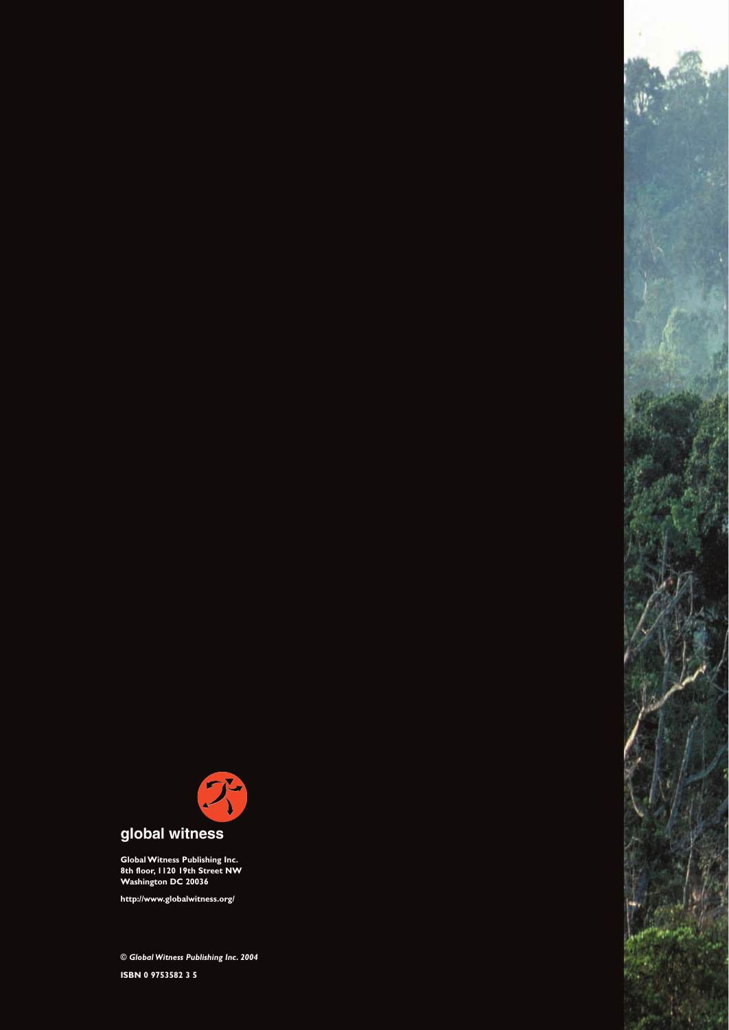global witness

**Global Witness Publishing Inc.**
**8th floor, 1120 19th Street NW**
**Washington DC 20036**

**http://www.globalwitness.org/**

***© Global Witness Publishing Inc. 2004***

**ISBN 0 9753582 3 5**